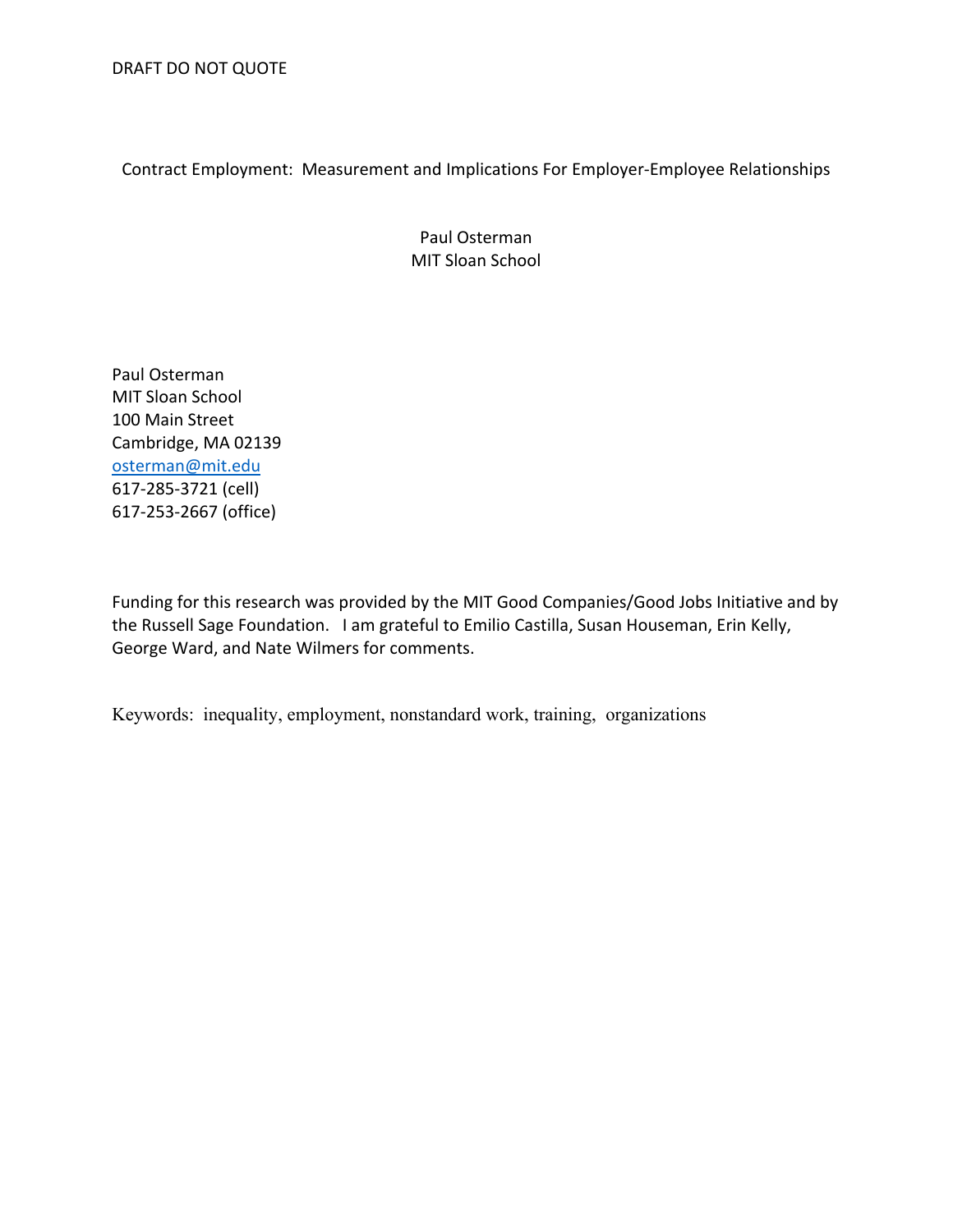DRAFT DO NOT QUOTE

# Contract Employment: Measurement and Implications For Employer-Employee Relationships

Paul Osterman
MIT Sloan School

Paul Osterman
MIT Sloan School
100 Main Street
Cambridge, MA 02139
osterman@mit.edu
617-285-3721 (cell)
617-253-2667 (office)

Funding for this research was provided by the MIT Good Companies/Good Jobs Initiative and by the Russell Sage Foundation. I am grateful to Emilio Castilla, Susan Houseman, Erin Kelly, George Ward, and Nate Wilmers for comments.

Keywords: inequality, employment, nonstandard work, training, organizations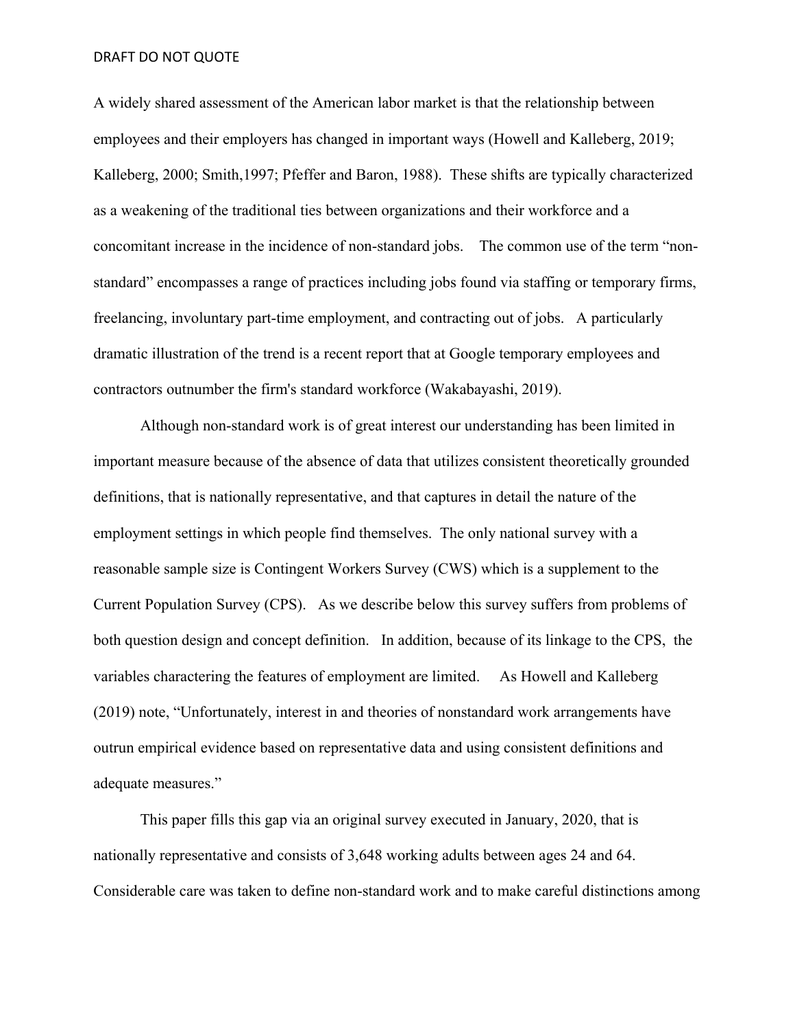A widely shared assessment of the American labor market is that the relationship between employees and their employers has changed in important ways (Howell and Kalleberg, 2019; Kalleberg, 2000; Smith,1997; Pfeffer and Baron, 1988). These shifts are typically characterized as a weakening of the traditional ties between organizations and their workforce and a concomitant increase in the incidence of non-standard jobs. The common use of the term "non-standard" encompasses a range of practices including jobs found via staffing or temporary firms, freelancing, involuntary part-time employment, and contracting out of jobs. A particularly dramatic illustration of the trend is a recent report that at Google temporary employees and contractors outnumber the firm's standard workforce (Wakabayashi, 2019).

Although non-standard work is of great interest our understanding has been limited in important measure because of the absence of data that utilizes consistent theoretically grounded definitions, that is nationally representative, and that captures in detail the nature of the employment settings in which people find themselves. The only national survey with a reasonable sample size is Contingent Workers Survey (CWS) which is a supplement to the Current Population Survey (CPS). As we describe below this survey suffers from problems of both question design and concept definition. In addition, because of its linkage to the CPS, the variables charactering the features of employment are limited. As Howell and Kalleberg (2019) note, "Unfortunately, interest in and theories of nonstandard work arrangements have outrun empirical evidence based on representative data and using consistent definitions and adequate measures."

This paper fills this gap via an original survey executed in January, 2020, that is nationally representative and consists of 3,648 working adults between ages 24 and 64. Considerable care was taken to define non-standard work and to make careful distinctions among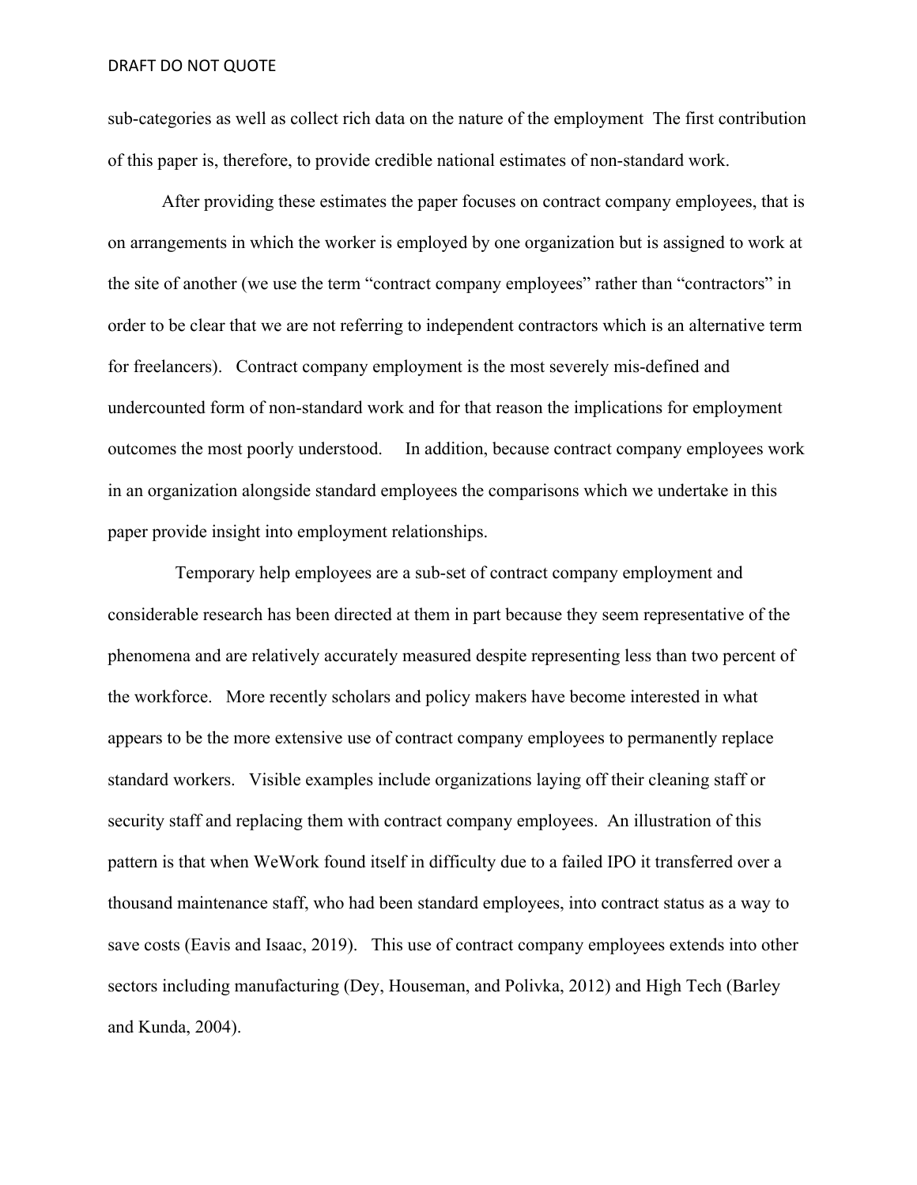sub-categories as well as collect rich data on the nature of the employment The first contribution of this paper is, therefore, to provide credible national estimates of non-standard work.

After providing these estimates the paper focuses on contract company employees, that is on arrangements in which the worker is employed by one organization but is assigned to work at the site of another (we use the term "contract company employees" rather than "contractors" in order to be clear that we are not referring to independent contractors which is an alternative term for freelancers). Contract company employment is the most severely mis-defined and undercounted form of non-standard work and for that reason the implications for employment outcomes the most poorly understood. In addition, because contract company employees work in an organization alongside standard employees the comparisons which we undertake in this paper provide insight into employment relationships.

Temporary help employees are a sub-set of contract company employment and considerable research has been directed at them in part because they seem representative of the phenomena and are relatively accurately measured despite representing less than two percent of the workforce. More recently scholars and policy makers have become interested in what appears to be the more extensive use of contract company employees to permanently replace standard workers. Visible examples include organizations laying off their cleaning staff or security staff and replacing them with contract company employees. An illustration of this pattern is that when WeWork found itself in difficulty due to a failed IPO it transferred over a thousand maintenance staff, who had been standard employees, into contract status as a way to save costs (Eavis and Isaac, 2019). This use of contract company employees extends into other sectors including manufacturing (Dey, Houseman, and Polivka, 2012) and High Tech (Barley and Kunda, 2004).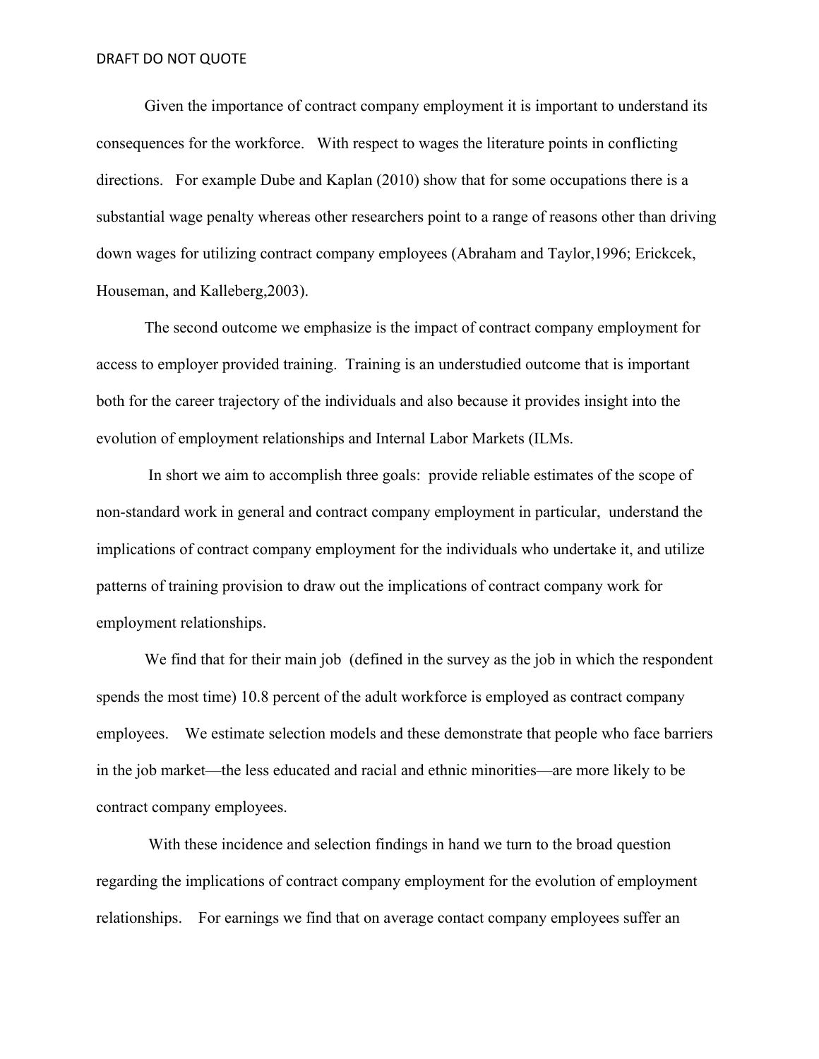Given the importance of contract company employment it is important to understand its consequences for the workforce. With respect to wages the literature points in conflicting directions. For example Dube and Kaplan (2010) show that for some occupations there is a substantial wage penalty whereas other researchers point to a range of reasons other than driving down wages for utilizing contract company employees (Abraham and Taylor,1996; Erickcek, Houseman, and Kalleberg,2003).

The second outcome we emphasize is the impact of contract company employment for access to employer provided training. Training is an understudied outcome that is important both for the career trajectory of the individuals and also because it provides insight into the evolution of employment relationships and Internal Labor Markets (ILMs.

In short we aim to accomplish three goals: provide reliable estimates of the scope of non-standard work in general and contract company employment in particular, understand the implications of contract company employment for the individuals who undertake it, and utilize patterns of training provision to draw out the implications of contract company work for employment relationships.

We find that for their main job (defined in the survey as the job in which the respondent spends the most time) 10.8 percent of the adult workforce is employed as contract company employees. We estimate selection models and these demonstrate that people who face barriers in the job market—the less educated and racial and ethnic minorities—are more likely to be contract company employees.

With these incidence and selection findings in hand we turn to the broad question regarding the implications of contract company employment for the evolution of employment relationships. For earnings we find that on average contact company employees suffer an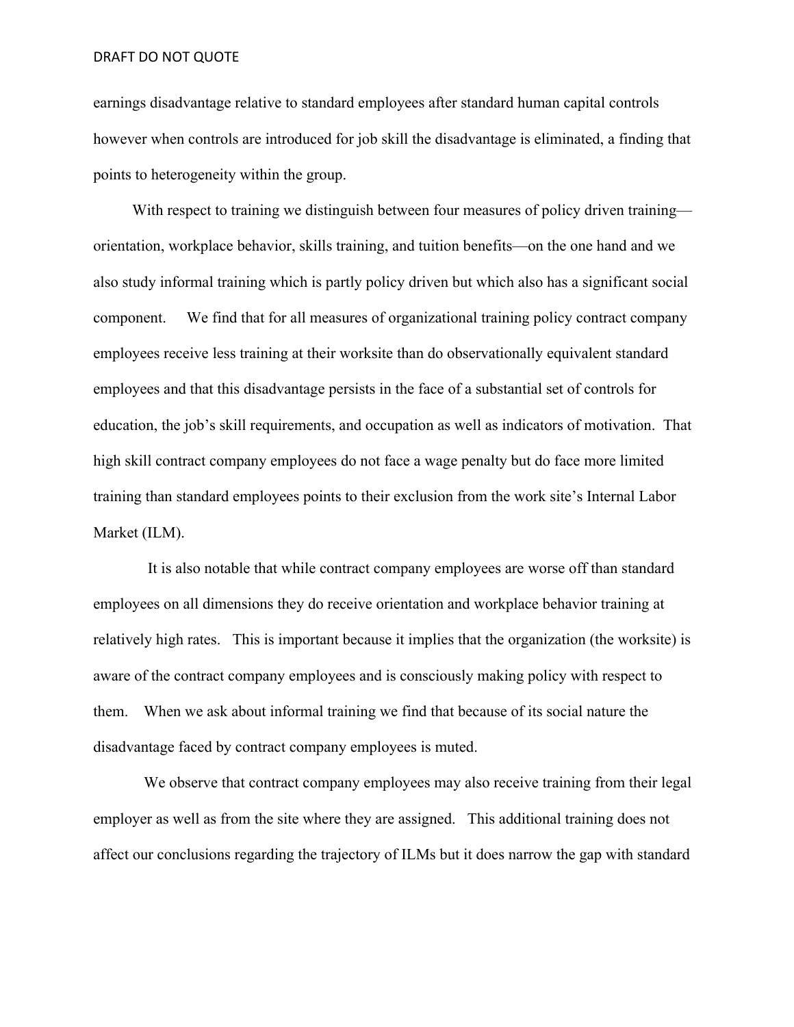earnings disadvantage relative to standard employees after standard human capital controls however when controls are introduced for job skill the disadvantage is eliminated, a finding that points to heterogeneity within the group.

With respect to training we distinguish between four measures of policy driven training—orientation, workplace behavior, skills training, and tuition benefits—on the one hand and we also study informal training which is partly policy driven but which also has a significant social component. We find that for all measures of organizational training policy contract company employees receive less training at their worksite than do observationally equivalent standard employees and that this disadvantage persists in the face of a substantial set of controls for education, the job's skill requirements, and occupation as well as indicators of motivation. That high skill contract company employees do not face a wage penalty but do face more limited training than standard employees points to their exclusion from the work site's Internal Labor Market (ILM).

It is also notable that while contract company employees are worse off than standard employees on all dimensions they do receive orientation and workplace behavior training at relatively high rates. This is important because it implies that the organization (the worksite) is aware of the contract company employees and is consciously making policy with respect to them. When we ask about informal training we find that because of its social nature the disadvantage faced by contract company employees is muted.

We observe that contract company employees may also receive training from their legal employer as well as from the site where they are assigned. This additional training does not affect our conclusions regarding the trajectory of ILMs but it does narrow the gap with standard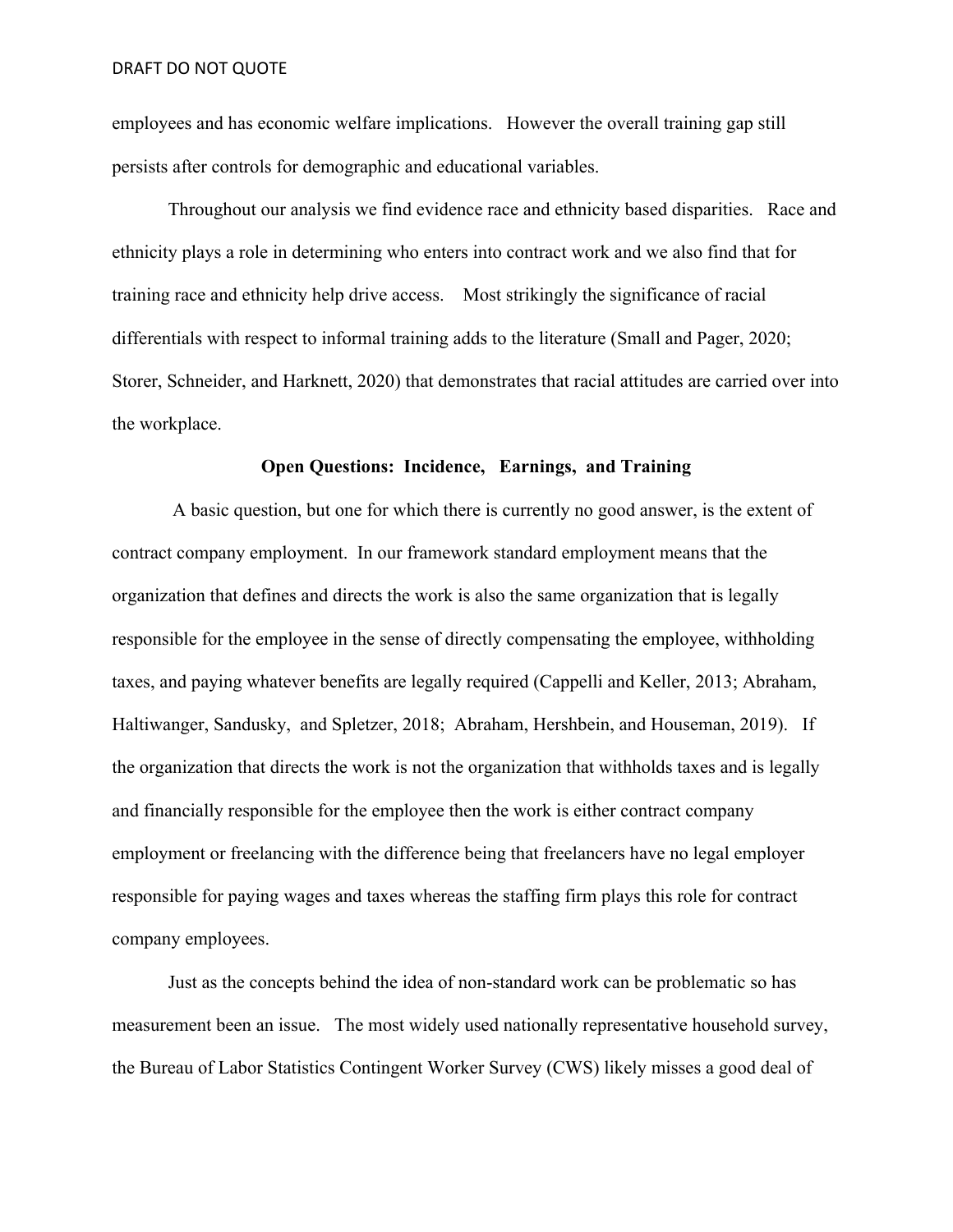employees and has economic welfare implications. However the overall training gap still persists after controls for demographic and educational variables.

Throughout our analysis we find evidence race and ethnicity based disparities. Race and ethnicity plays a role in determining who enters into contract work and we also find that for training race and ethnicity help drive access. Most strikingly the significance of racial differentials with respect to informal training adds to the literature (Small and Pager, 2020; Storer, Schneider, and Harknett, 2020) that demonstrates that racial attitudes are carried over into the workplace.

**Open Questions: Incidence, Earnings, and Training**

A basic question, but one for which there is currently no good answer, is the extent of contract company employment. In our framework standard employment means that the organization that defines and directs the work is also the same organization that is legally responsible for the employee in the sense of directly compensating the employee, withholding taxes, and paying whatever benefits are legally required (Cappelli and Keller, 2013; Abraham, Haltiwanger, Sandusky, and Spletzer, 2018; Abraham, Hershbein, and Houseman, 2019). If the organization that directs the work is not the organization that withholds taxes and is legally and financially responsible for the employee then the work is either contract company employment or freelancing with the difference being that freelancers have no legal employer responsible for paying wages and taxes whereas the staffing firm plays this role for contract company employees.

Just as the concepts behind the idea of non-standard work can be problematic so has measurement been an issue. The most widely used nationally representative household survey, the Bureau of Labor Statistics Contingent Worker Survey (CWS) likely misses a good deal of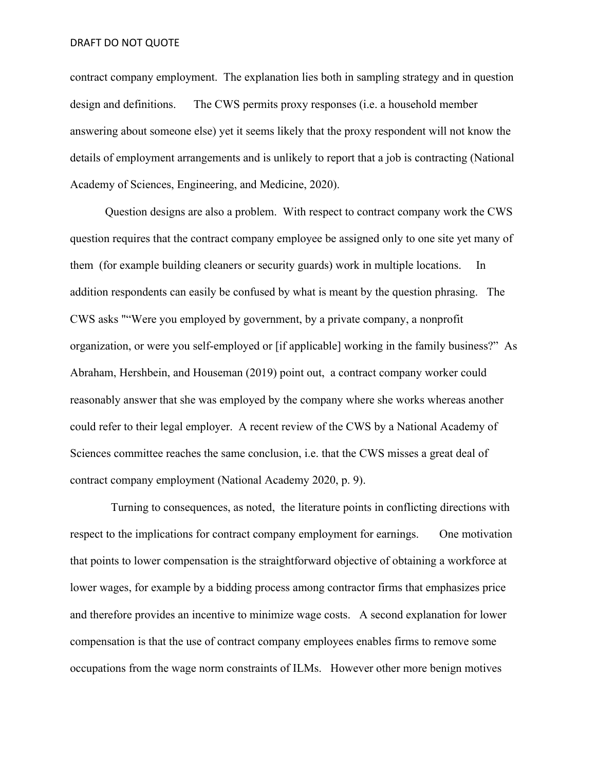contract company employment. The explanation lies both in sampling strategy and in question design and definitions. The CWS permits proxy responses (i.e. a household member answering about someone else) yet it seems likely that the proxy respondent will not know the details of employment arrangements and is unlikely to report that a job is contracting (National Academy of Sciences, Engineering, and Medicine, 2020).

Question designs are also a problem. With respect to contract company work the CWS question requires that the contract company employee be assigned only to one site yet many of them (for example building cleaners or security guards) work in multiple locations. In addition respondents can easily be confused by what is meant by the question phrasing. The CWS asks "“Were you employed by government, by a private company, a nonprofit organization, or were you self-employed or [if applicable] working in the family business?” As Abraham, Hershbein, and Houseman (2019) point out, a contract company worker could reasonably answer that she was employed by the company where she works whereas another could refer to their legal employer. A recent review of the CWS by a National Academy of Sciences committee reaches the same conclusion, i.e. that the CWS misses a great deal of contract company employment (National Academy 2020, p. 9).

Turning to consequences, as noted, the literature points in conflicting directions with respect to the implications for contract company employment for earnings. One motivation that points to lower compensation is the straightforward objective of obtaining a workforce at lower wages, for example by a bidding process among contractor firms that emphasizes price and therefore provides an incentive to minimize wage costs. A second explanation for lower compensation is that the use of contract company employees enables firms to remove some occupations from the wage norm constraints of ILMs. However other more benign motives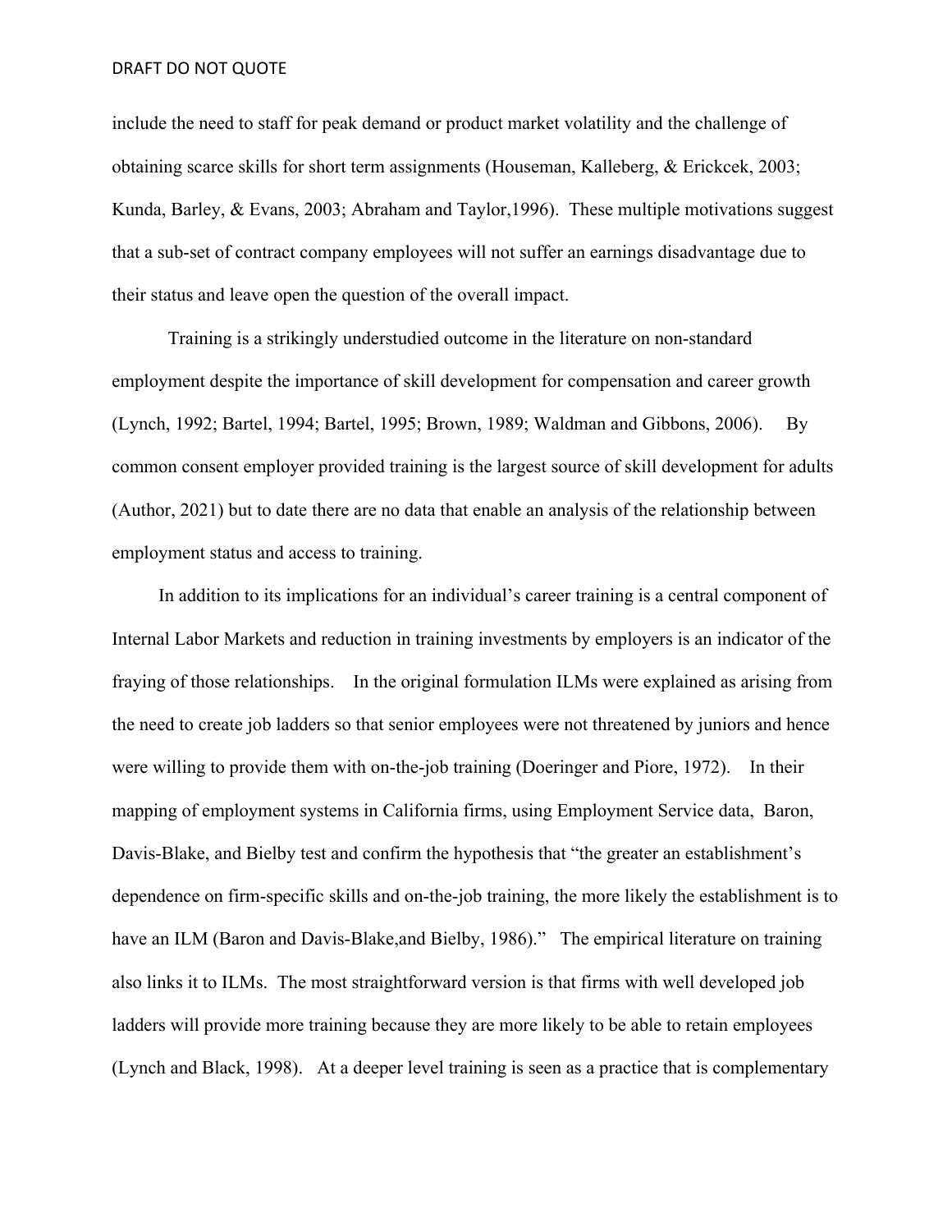include the need to staff for peak demand or product market volatility and the challenge of obtaining scarce skills for short term assignments (Houseman, Kalleberg, & Erickcek, 2003; Kunda, Barley, & Evans, 2003; Abraham and Taylor,1996). These multiple motivations suggest that a sub-set of contract company employees will not suffer an earnings disadvantage due to their status and leave open the question of the overall impact.

Training is a strikingly understudied outcome in the literature on non-standard employment despite the importance of skill development for compensation and career growth (Lynch, 1992; Bartel, 1994; Bartel, 1995; Brown, 1989; Waldman and Gibbons, 2006). By common consent employer provided training is the largest source of skill development for adults (Author, 2021) but to date there are no data that enable an analysis of the relationship between employment status and access to training.

In addition to its implications for an individual's career training is a central component of Internal Labor Markets and reduction in training investments by employers is an indicator of the fraying of those relationships. In the original formulation ILMs were explained as arising from the need to create job ladders so that senior employees were not threatened by juniors and hence were willing to provide them with on-the-job training (Doeringer and Piore, 1972). In their mapping of employment systems in California firms, using Employment Service data, Baron, Davis-Blake, and Bielby test and confirm the hypothesis that "the greater an establishment's dependence on firm-specific skills and on-the-job training, the more likely the establishment is to have an ILM (Baron and Davis-Blake,and Bielby, 1986)." The empirical literature on training also links it to ILMs. The most straightforward version is that firms with well developed job ladders will provide more training because they are more likely to be able to retain employees (Lynch and Black, 1998). At a deeper level training is seen as a practice that is complementary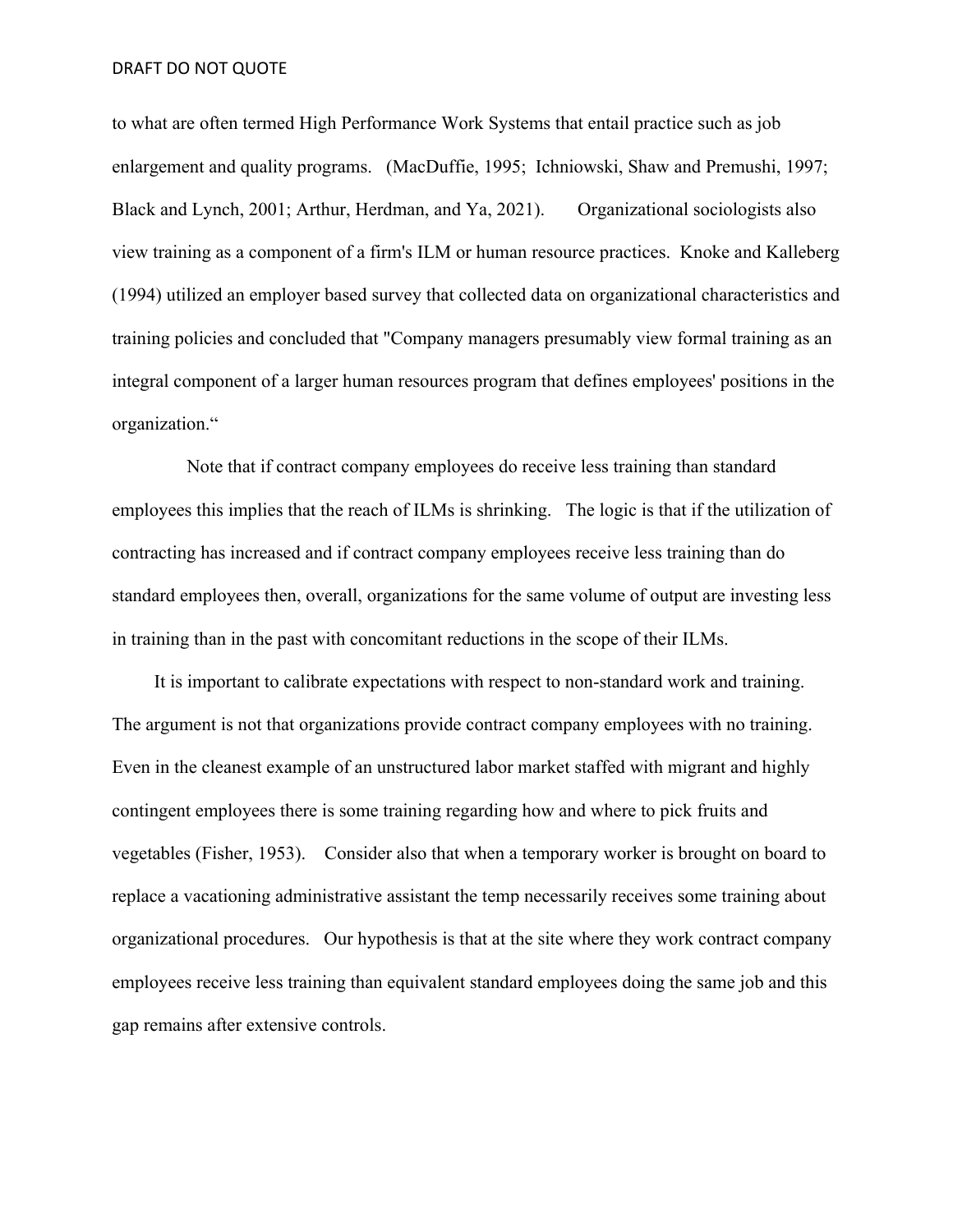to what are often termed High Performance Work Systems that entail practice such as job enlargement and quality programs. (MacDuffie, 1995; Ichniowski, Shaw and Premushi, 1997; Black and Lynch, 2001; Arthur, Herdman, and Ya, 2021). Organizational sociologists also view training as a component of a firm's ILM or human resource practices. Knoke and Kalleberg (1994) utilized an employer based survey that collected data on organizational characteristics and training policies and concluded that "Company managers presumably view formal training as an integral component of a larger human resources program that defines employees' positions in the organization."

Note that if contract company employees do receive less training than standard employees this implies that the reach of ILMs is shrinking. The logic is that if the utilization of contracting has increased and if contract company employees receive less training than do standard employees then, overall, organizations for the same volume of output are investing less in training than in the past with concomitant reductions in the scope of their ILMs.

It is important to calibrate expectations with respect to non-standard work and training. The argument is not that organizations provide contract company employees with no training. Even in the cleanest example of an unstructured labor market staffed with migrant and highly contingent employees there is some training regarding how and where to pick fruits and vegetables (Fisher, 1953). Consider also that when a temporary worker is brought on board to replace a vacationing administrative assistant the temp necessarily receives some training about organizational procedures. Our hypothesis is that at the site where they work contract company employees receive less training than equivalent standard employees doing the same job and this gap remains after extensive controls.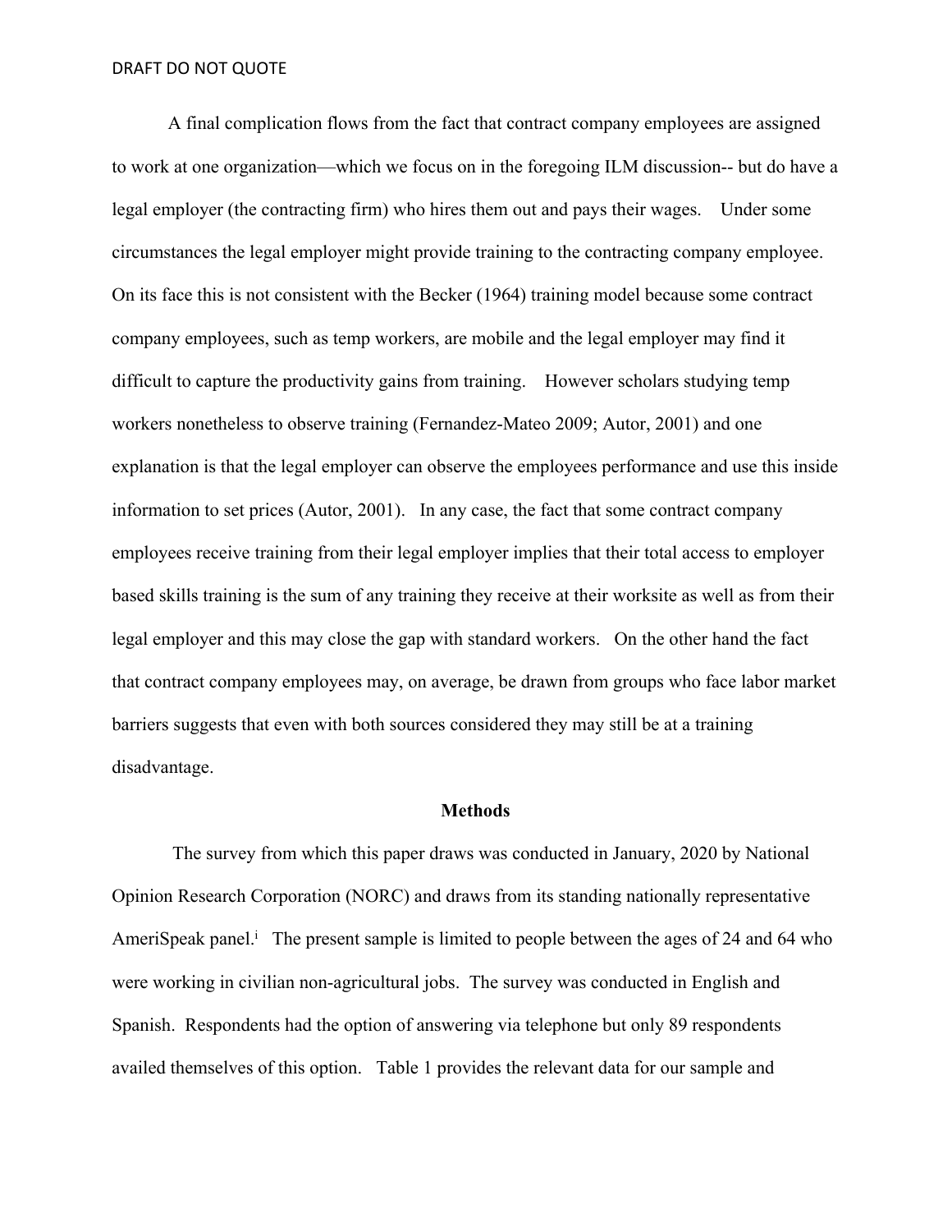A final complication flows from the fact that contract company employees are assigned to work at one organization—which we focus on in the foregoing ILM discussion-- but do have a legal employer (the contracting firm) who hires them out and pays their wages. Under some circumstances the legal employer might provide training to the contracting company employee. On its face this is not consistent with the Becker (1964) training model because some contract company employees, such as temp workers, are mobile and the legal employer may find it difficult to capture the productivity gains from training. However scholars studying temp workers nonetheless to observe training (Fernandez-Mateo 2009; Autor, 2001) and one explanation is that the legal employer can observe the employees performance and use this inside information to set prices (Autor, 2001). In any case, the fact that some contract company employees receive training from their legal employer implies that their total access to employer based skills training is the sum of any training they receive at their worksite as well as from their legal employer and this may close the gap with standard workers. On the other hand the fact that contract company employees may, on average, be drawn from groups who face labor market barriers suggests that even with both sources considered they may still be at a training disadvantage.

## Methods

The survey from which this paper draws was conducted in January, 2020 by National Opinion Research Corporation (NORC) and draws from its standing nationally representative AmeriSpeak panel.[i] The present sample is limited to people between the ages of 24 and 64 who were working in civilian non-agricultural jobs. The survey was conducted in English and Spanish. Respondents had the option of answering via telephone but only 89 respondents availed themselves of this option. Table 1 provides the relevant data for our sample and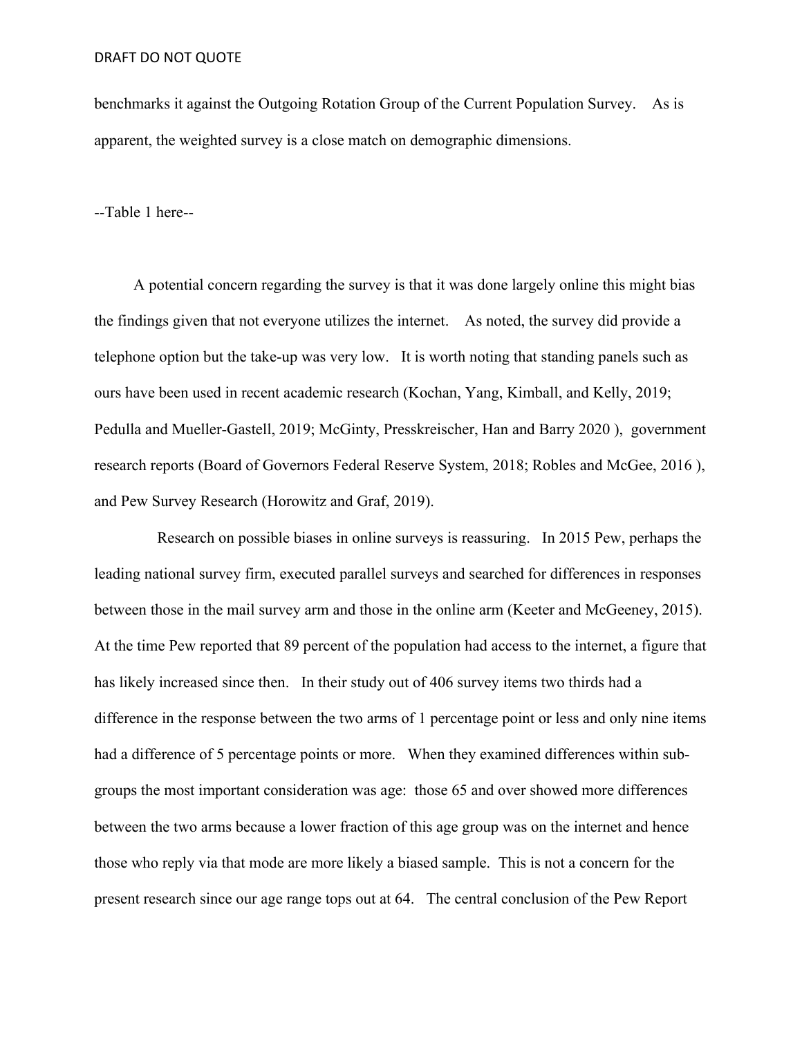benchmarks it against the Outgoing Rotation Group of the Current Population Survey. As is apparent, the weighted survey is a close match on demographic dimensions.

--Table 1 here--

A potential concern regarding the survey is that it was done largely online this might bias the findings given that not everyone utilizes the internet. As noted, the survey did provide a telephone option but the take-up was very low. It is worth noting that standing panels such as ours have been used in recent academic research (Kochan, Yang, Kimball, and Kelly, 2019; Pedulla and Mueller-Gastell, 2019; McGinty, Presskreischer, Han and Barry 2020 ), government research reports (Board of Governors Federal Reserve System, 2018; Robles and McGee, 2016 ), and Pew Survey Research (Horowitz and Graf, 2019).

Research on possible biases in online surveys is reassuring. In 2015 Pew, perhaps the leading national survey firm, executed parallel surveys and searched for differences in responses between those in the mail survey arm and those in the online arm (Keeter and McGeeney, 2015). At the time Pew reported that 89 percent of the population had access to the internet, a figure that has likely increased since then. In their study out of 406 survey items two thirds had a difference in the response between the two arms of 1 percentage point or less and only nine items had a difference of 5 percentage points or more. When they examined differences within sub-groups the most important consideration was age: those 65 and over showed more differences between the two arms because a lower fraction of this age group was on the internet and hence those who reply via that mode are more likely a biased sample. This is not a concern for the present research since our age range tops out at 64. The central conclusion of the Pew Report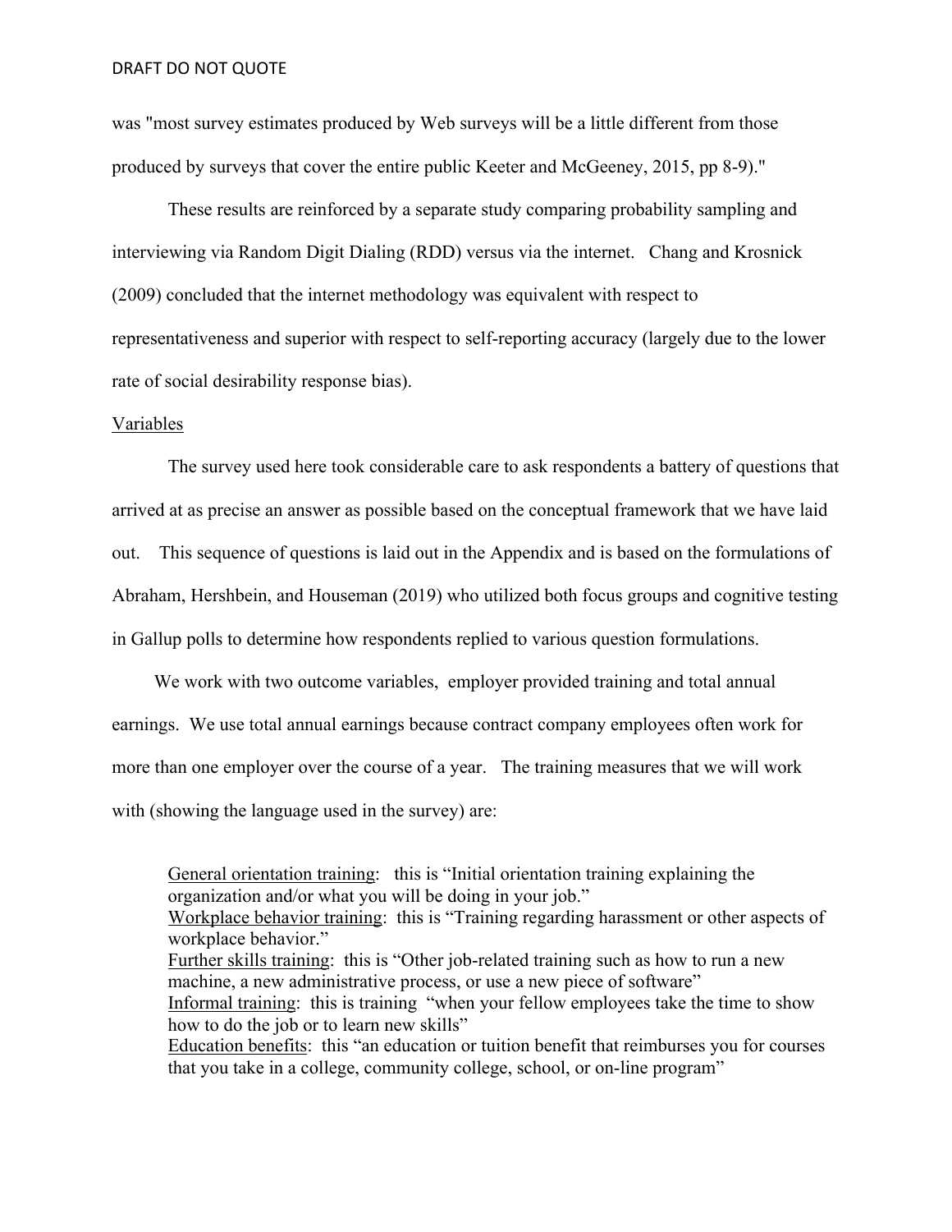was "most survey estimates produced by Web surveys will be a little different from those produced by surveys that cover the entire public Keeter and McGeeney, 2015, pp 8-9)."

These results are reinforced by a separate study comparing probability sampling and interviewing via Random Digit Dialing (RDD) versus via the internet. Chang and Krosnick (2009) concluded that the internet methodology was equivalent with respect to representativeness and superior with respect to self-reporting accuracy (largely due to the lower rate of social desirability response bias).

Variables

The survey used here took considerable care to ask respondents a battery of questions that arrived at as precise an answer as possible based on the conceptual framework that we have laid out. This sequence of questions is laid out in the Appendix and is based on the formulations of Abraham, Hershbein, and Houseman (2019) who utilized both focus groups and cognitive testing in Gallup polls to determine how respondents replied to various question formulations.

We work with two outcome variables, employer provided training and total annual earnings. We use total annual earnings because contract company employees often work for more than one employer over the course of a year. The training measures that we will work with (showing the language used in the survey) are:

> General orientation training: this is "Initial orientation training explaining the organization and/or what you will be doing in your job."
> Workplace behavior training: this is "Training regarding harassment or other aspects of workplace behavior."
> Further skills training: this is "Other job-related training such as how to run a new machine, a new administrative process, or use a new piece of software"
> Informal training: this is training "when your fellow employees take the time to show how to do the job or to learn new skills"
> Education benefits: this "an education or tuition benefit that reimburses you for courses that you take in a college, community college, school, or on-line program"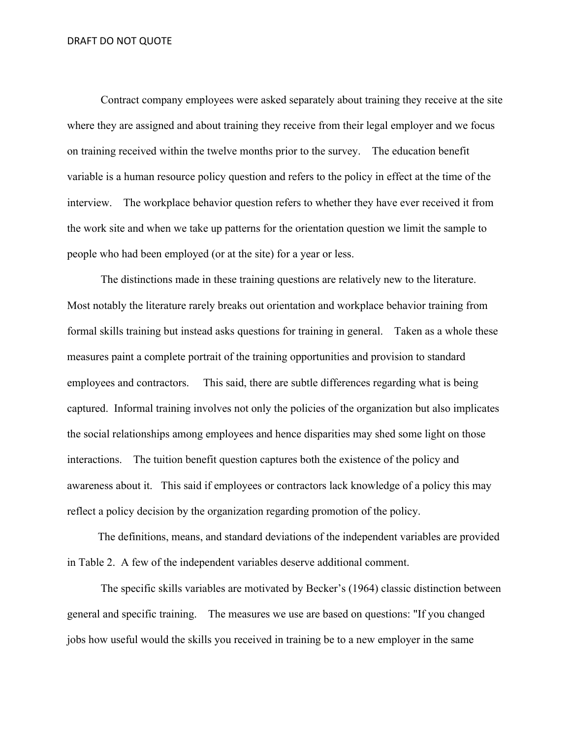Contract company employees were asked separately about training they receive at the site where they are assigned and about training they receive from their legal employer and we focus on training received within the twelve months prior to the survey. The education benefit variable is a human resource policy question and refers to the policy in effect at the time of the interview. The workplace behavior question refers to whether they have ever received it from the work site and when we take up patterns for the orientation question we limit the sample to people who had been employed (or at the site) for a year or less.

The distinctions made in these training questions are relatively new to the literature. Most notably the literature rarely breaks out orientation and workplace behavior training from formal skills training but instead asks questions for training in general. Taken as a whole these measures paint a complete portrait of the training opportunities and provision to standard employees and contractors. This said, there are subtle differences regarding what is being captured. Informal training involves not only the policies of the organization but also implicates the social relationships among employees and hence disparities may shed some light on those interactions. The tuition benefit question captures both the existence of the policy and awareness about it. This said if employees or contractors lack knowledge of a policy this may reflect a policy decision by the organization regarding promotion of the policy.

The definitions, means, and standard deviations of the independent variables are provided in Table 2. A few of the independent variables deserve additional comment.

The specific skills variables are motivated by Becker's (1964) classic distinction between general and specific training. The measures we use are based on questions: "If you changed jobs how useful would the skills you received in training be to a new employer in the same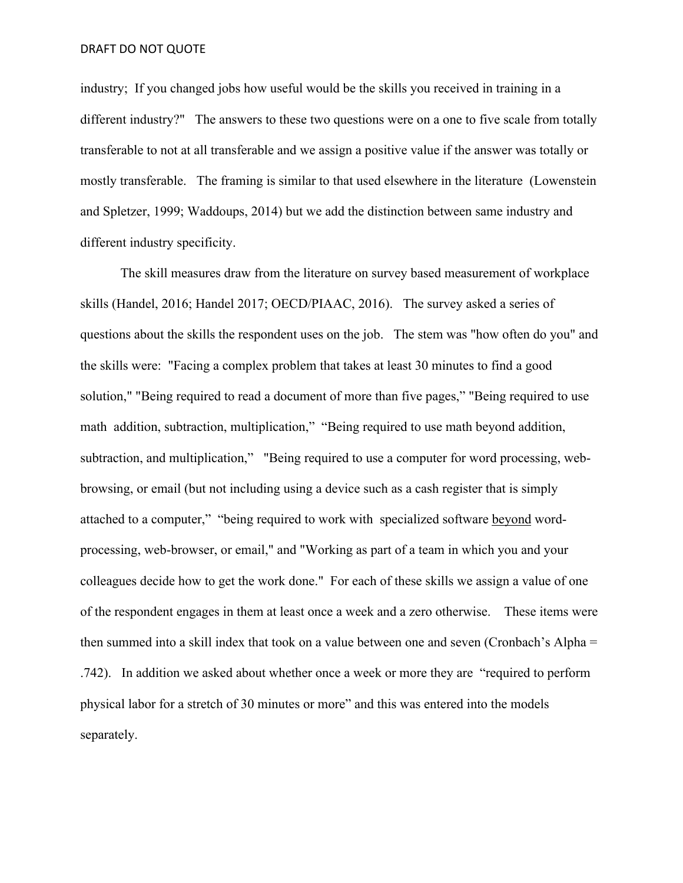industry; If you changed jobs how useful would be the skills you received in training in a different industry?" The answers to these two questions were on a one to five scale from totally transferable to not at all transferable and we assign a positive value if the answer was totally or mostly transferable. The framing is similar to that used elsewhere in the literature (Lowenstein and Spletzer, 1999; Waddoups, 2014) but we add the distinction between same industry and different industry specificity.

The skill measures draw from the literature on survey based measurement of workplace skills (Handel, 2016; Handel 2017; OECD/PIAAC, 2016). The survey asked a series of questions about the skills the respondent uses on the job. The stem was "how often do you" and the skills were: "Facing a complex problem that takes at least 30 minutes to find a good solution," "Being required to read a document of more than five pages," "Being required to use math addition, subtraction, multiplication," "Being required to use math beyond addition, subtraction, and multiplication," "Being required to use a computer for word processing, web-browsing, or email (but not including using a device such as a cash register that is simply attached to a computer," "being required to work with specialized software <u>beyond</u> word-processing, web-browser, or email," and "Working as part of a team in which you and your colleagues decide how to get the work done." For each of these skills we assign a value of one of the respondent engages in them at least once a week and a zero otherwise. These items were then summed into a skill index that took on a value between one and seven (Cronbach's Alpha = .742). In addition we asked about whether once a week or more they are "required to perform physical labor for a stretch of 30 minutes or more" and this was entered into the models separately.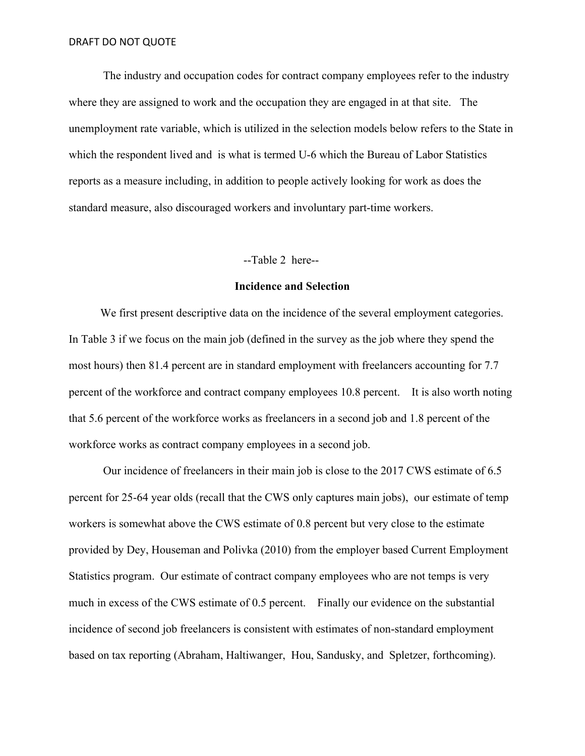The industry and occupation codes for contract company employees refer to the industry where they are assigned to work and the occupation they are engaged in at that site. The unemployment rate variable, which is utilized in the selection models below refers to the State in which the respondent lived and is what is termed U-6 which the Bureau of Labor Statistics reports as a measure including, in addition to people actively looking for work as does the standard measure, also discouraged workers and involuntary part-time workers.

--Table 2 here--

## Incidence and Selection

We first present descriptive data on the incidence of the several employment categories. In Table 3 if we focus on the main job (defined in the survey as the job where they spend the most hours) then 81.4 percent are in standard employment with freelancers accounting for 7.7 percent of the workforce and contract company employees 10.8 percent. It is also worth noting that 5.6 percent of the workforce works as freelancers in a second job and 1.8 percent of the workforce works as contract company employees in a second job.

Our incidence of freelancers in their main job is close to the 2017 CWS estimate of 6.5 percent for 25-64 year olds (recall that the CWS only captures main jobs), our estimate of temp workers is somewhat above the CWS estimate of 0.8 percent but very close to the estimate provided by Dey, Houseman and Polivka (2010) from the employer based Current Employment Statistics program. Our estimate of contract company employees who are not temps is very much in excess of the CWS estimate of 0.5 percent. Finally our evidence on the substantial incidence of second job freelancers is consistent with estimates of non-standard employment based on tax reporting (Abraham, Haltiwanger, Hou, Sandusky, and Spletzer, forthcoming).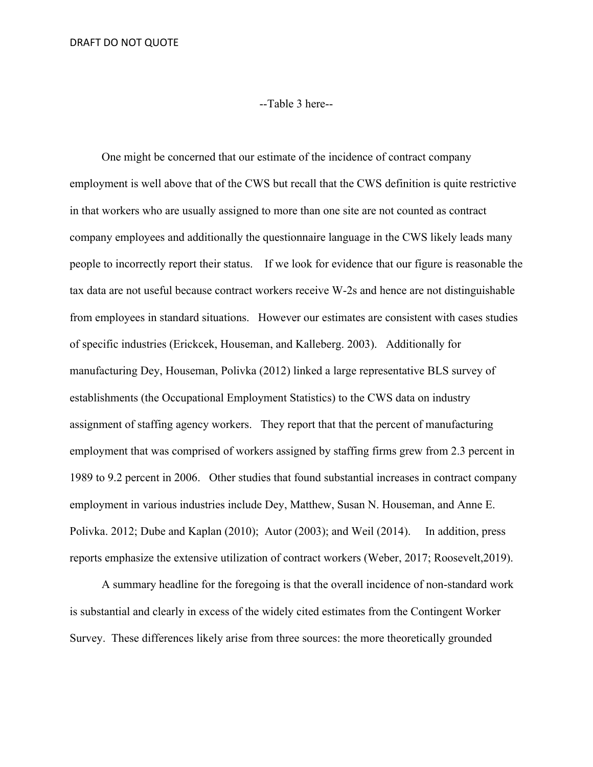--Table 3 here--

One might be concerned that our estimate of the incidence of contract company employment is well above that of the CWS but recall that the CWS definition is quite restrictive in that workers who are usually assigned to more than one site are not counted as contract company employees and additionally the questionnaire language in the CWS likely leads many people to incorrectly report their status. If we look for evidence that our figure is reasonable the tax data are not useful because contract workers receive W-2s and hence are not distinguishable from employees in standard situations. However our estimates are consistent with cases studies of specific industries (Erickcek, Houseman, and Kalleberg. 2003). Additionally for manufacturing Dey, Houseman, Polivka (2012) linked a large representative BLS survey of establishments (the Occupational Employment Statistics) to the CWS data on industry assignment of staffing agency workers. They report that that the percent of manufacturing employment that was comprised of workers assigned by staffing firms grew from 2.3 percent in 1989 to 9.2 percent in 2006. Other studies that found substantial increases in contract company employment in various industries include Dey, Matthew, Susan N. Houseman, and Anne E. Polivka. 2012; Dube and Kaplan (2010); Autor (2003); and Weil (2014). In addition, press reports emphasize the extensive utilization of contract workers (Weber, 2017; Roosevelt,2019).

A summary headline for the foregoing is that the overall incidence of non-standard work is substantial and clearly in excess of the widely cited estimates from the Contingent Worker Survey. These differences likely arise from three sources: the more theoretically grounded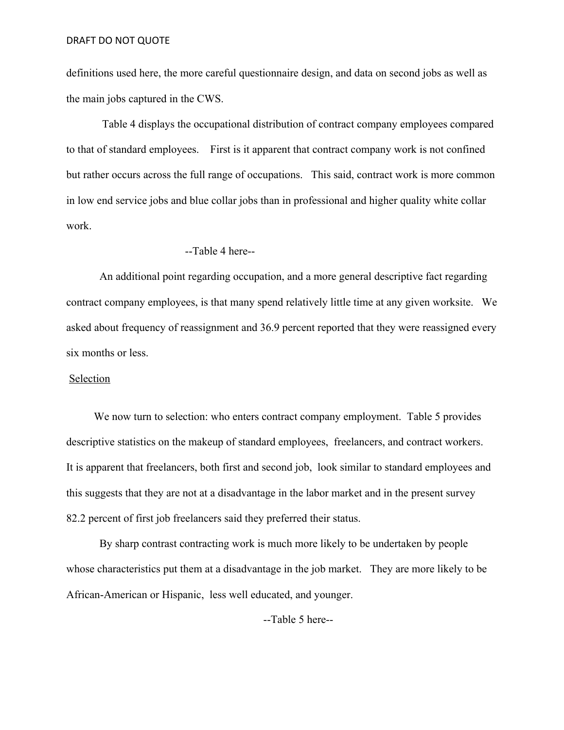definitions used here, the more careful questionnaire design, and data on second jobs as well as the main jobs captured in the CWS.

Table 4 displays the occupational distribution of contract company employees compared to that of standard employees. First is it apparent that contract company work is not confined but rather occurs across the full range of occupations. This said, contract work is more common in low end service jobs and blue collar jobs than in professional and higher quality white collar work.

--Table 4 here--

An additional point regarding occupation, and a more general descriptive fact regarding contract company employees, is that many spend relatively little time at any given worksite. We asked about frequency of reassignment and 36.9 percent reported that they were reassigned every six months or less.

<u>Selection</u>

We now turn to selection: who enters contract company employment. Table 5 provides descriptive statistics on the makeup of standard employees, freelancers, and contract workers. It is apparent that freelancers, both first and second job, look similar to standard employees and this suggests that they are not at a disadvantage in the labor market and in the present survey 82.2 percent of first job freelancers said they preferred their status.

By sharp contrast contracting work is much more likely to be undertaken by people whose characteristics put them at a disadvantage in the job market. They are more likely to be African-American or Hispanic, less well educated, and younger.

--Table 5 here--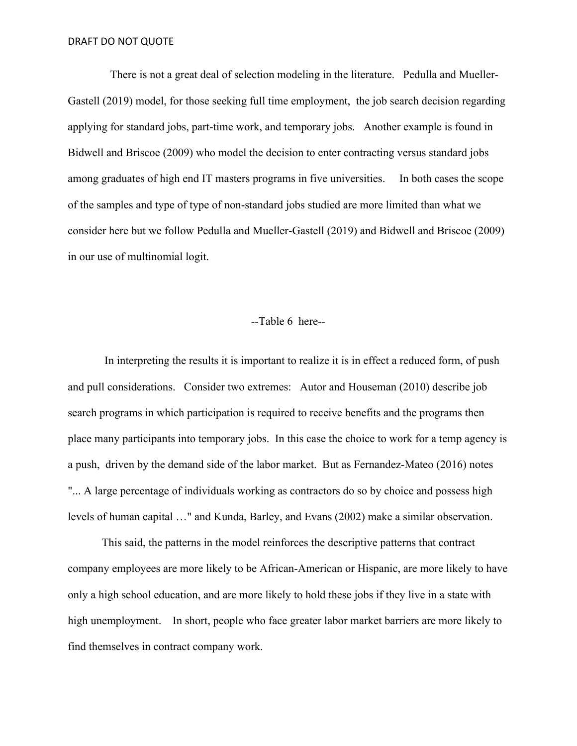There is not a great deal of selection modeling in the literature. Pedulla and Mueller-Gastell (2019) model, for those seeking full time employment, the job search decision regarding applying for standard jobs, part-time work, and temporary jobs. Another example is found in Bidwell and Briscoe (2009) who model the decision to enter contracting versus standard jobs among graduates of high end IT masters programs in five universities. In both cases the scope of the samples and type of type of non-standard jobs studied are more limited than what we consider here but we follow Pedulla and Mueller-Gastell (2019) and Bidwell and Briscoe (2009) in our use of multinomial logit.

--Table 6 here--

In interpreting the results it is important to realize it is in effect a reduced form, of push and pull considerations. Consider two extremes: Autor and Houseman (2010) describe job search programs in which participation is required to receive benefits and the programs then place many participants into temporary jobs. In this case the choice to work for a temp agency is a push, driven by the demand side of the labor market. But as Fernandez-Mateo (2016) notes "... A large percentage of individuals working as contractors do so by choice and possess high levels of human capital …" and Kunda, Barley, and Evans (2002) make a similar observation.

This said, the patterns in the model reinforces the descriptive patterns that contract company employees are more likely to be African-American or Hispanic, are more likely to have only a high school education, and are more likely to hold these jobs if they live in a state with high unemployment. In short, people who face greater labor market barriers are more likely to find themselves in contract company work.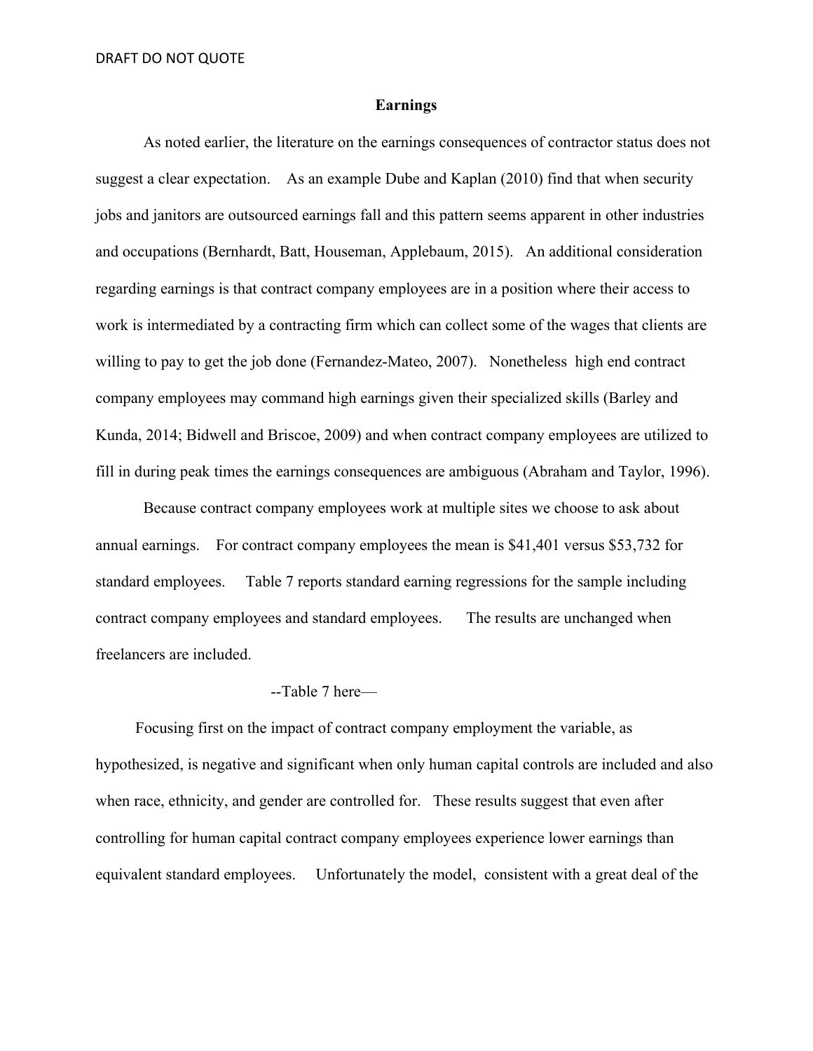## Earnings

As noted earlier, the literature on the earnings consequences of contractor status does not suggest a clear expectation. As an example Dube and Kaplan (2010) find that when security jobs and janitors are outsourced earnings fall and this pattern seems apparent in other industries and occupations (Bernhardt, Batt, Houseman, Applebaum, 2015). An additional consideration regarding earnings is that contract company employees are in a position where their access to work is intermediated by a contracting firm which can collect some of the wages that clients are willing to pay to get the job done (Fernandez-Mateo, 2007). Nonetheless high end contract company employees may command high earnings given their specialized skills (Barley and Kunda, 2014; Bidwell and Briscoe, 2009) and when contract company employees are utilized to fill in during peak times the earnings consequences are ambiguous (Abraham and Taylor, 1996).

Because contract company employees work at multiple sites we choose to ask about annual earnings. For contract company employees the mean is $41,401 versus $53,732 for standard employees. Table 7 reports standard earning regressions for the sample including contract company employees and standard employees. The results are unchanged when freelancers are included.

--Table 7 here—

Focusing first on the impact of contract company employment the variable, as hypothesized, is negative and significant when only human capital controls are included and also when race, ethnicity, and gender are controlled for. These results suggest that even after controlling for human capital contract company employees experience lower earnings than equivalent standard employees. Unfortunately the model, consistent with a great deal of the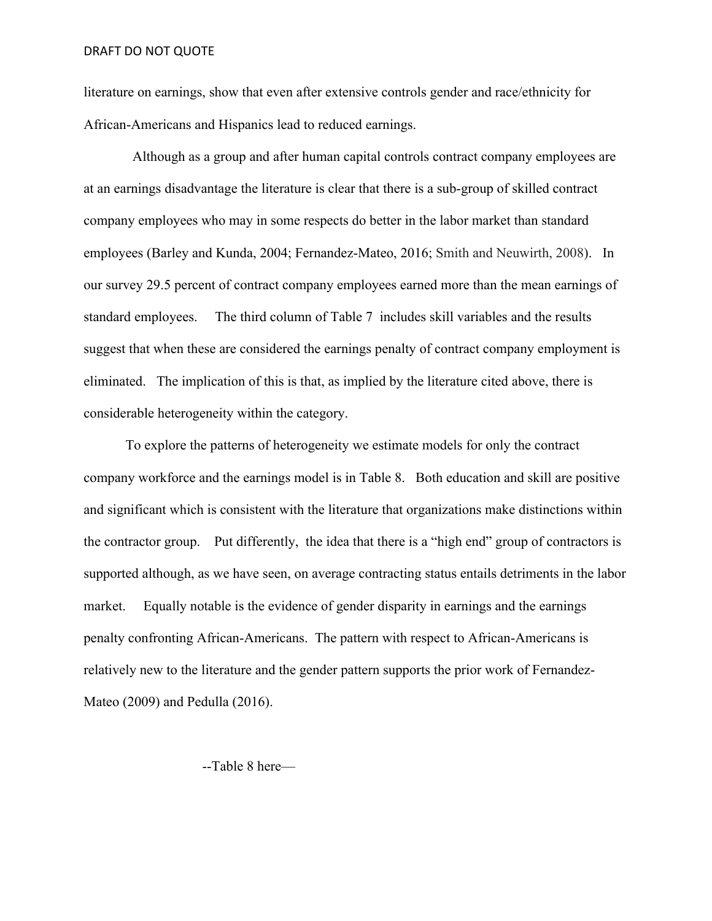literature on earnings, show that even after extensive controls gender and race/ethnicity for African-Americans and Hispanics lead to reduced earnings.

Although as a group and after human capital controls contract company employees are at an earnings disadvantage the literature is clear that there is a sub-group of skilled contract company employees who may in some respects do better in the labor market than standard employees (Barley and Kunda, 2004; Fernandez-Mateo, 2016; Smith and Neuwirth, 2008). In our survey 29.5 percent of contract company employees earned more than the mean earnings of standard employees. The third column of Table 7 includes skill variables and the results suggest that when these are considered the earnings penalty of contract company employment is eliminated. The implication of this is that, as implied by the literature cited above, there is considerable heterogeneity within the category.

To explore the patterns of heterogeneity we estimate models for only the contract company workforce and the earnings model is in Table 8. Both education and skill are positive and significant which is consistent with the literature that organizations make distinctions within the contractor group. Put differently, the idea that there is a "high end" group of contractors is supported although, as we have seen, on average contracting status entails detriments in the labor market. Equally notable is the evidence of gender disparity in earnings and the earnings penalty confronting African-Americans. The pattern with respect to African-Americans is relatively new to the literature and the gender pattern supports the prior work of Fernandez-Mateo (2009) and Pedulla (2016).

--Table 8 here—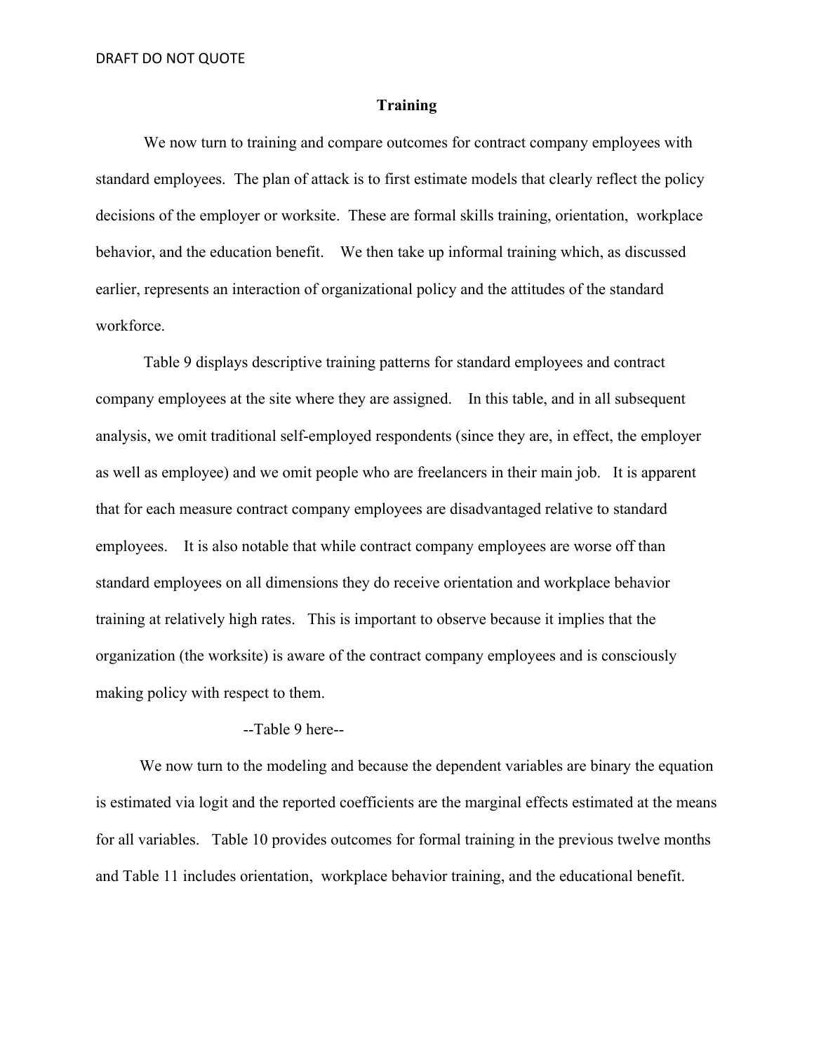## Training

We now turn to training and compare outcomes for contract company employees with standard employees. The plan of attack is to first estimate models that clearly reflect the policy decisions of the employer or worksite. These are formal skills training, orientation, workplace behavior, and the education benefit. We then take up informal training which, as discussed earlier, represents an interaction of organizational policy and the attitudes of the standard workforce.

Table 9 displays descriptive training patterns for standard employees and contract company employees at the site where they are assigned. In this table, and in all subsequent analysis, we omit traditional self-employed respondents (since they are, in effect, the employer as well as employee) and we omit people who are freelancers in their main job. It is apparent that for each measure contract company employees are disadvantaged relative to standard employees. It is also notable that while contract company employees are worse off than standard employees on all dimensions they do receive orientation and workplace behavior training at relatively high rates. This is important to observe because it implies that the organization (the worksite) is aware of the contract company employees and is consciously making policy with respect to them.

--Table 9 here--

We now turn to the modeling and because the dependent variables are binary the equation is estimated via logit and the reported coefficients are the marginal effects estimated at the means for all variables. Table 10 provides outcomes for formal training in the previous twelve months and Table 11 includes orientation, workplace behavior training, and the educational benefit.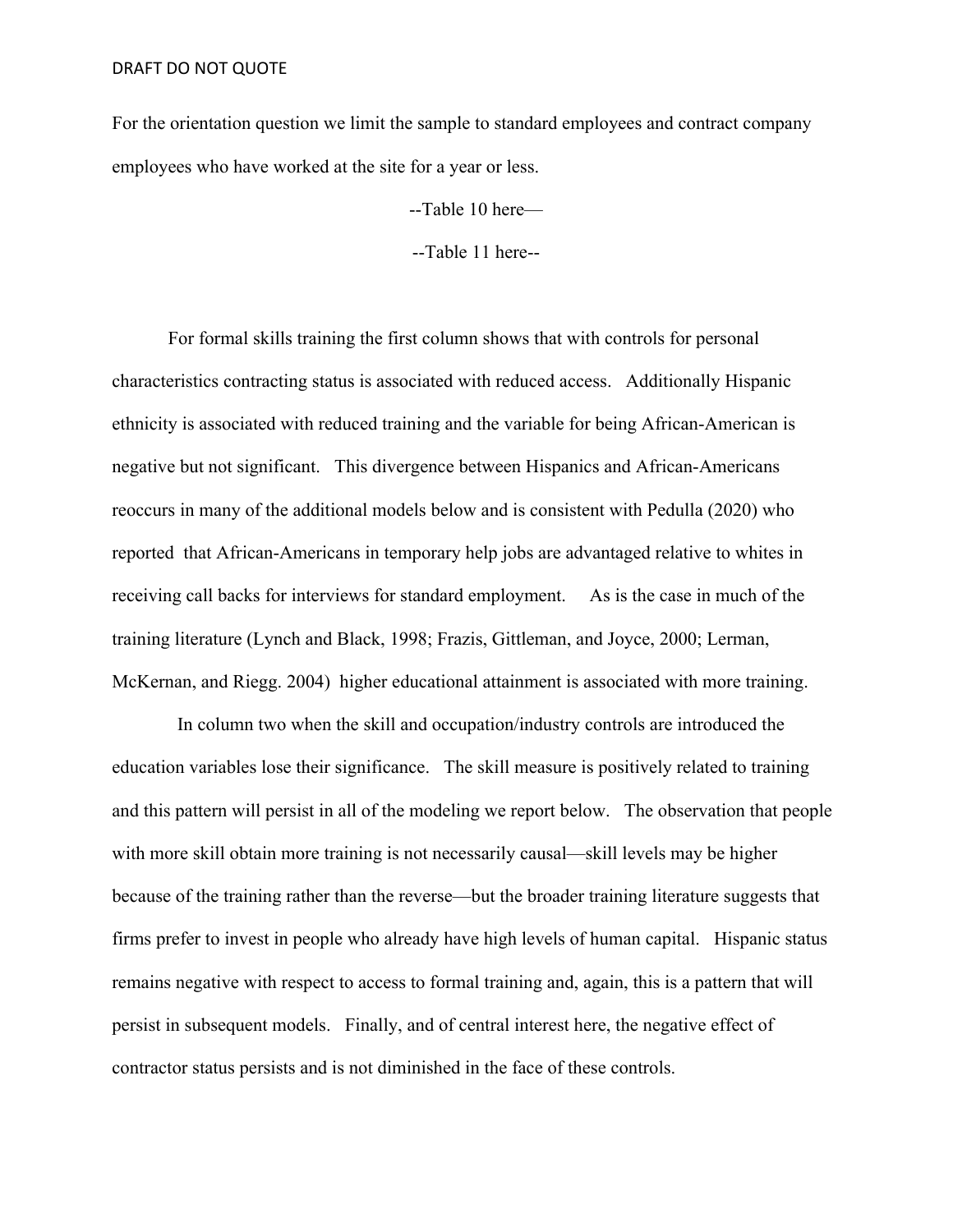For the orientation question we limit the sample to standard employees and contract company employees who have worked at the site for a year or less.

--Table 10 here—

--Table 11 here--

For formal skills training the first column shows that with controls for personal characteristics contracting status is associated with reduced access. Additionally Hispanic ethnicity is associated with reduced training and the variable for being African-American is negative but not significant. This divergence between Hispanics and African-Americans reoccurs in many of the additional models below and is consistent with Pedulla (2020) who reported that African-Americans in temporary help jobs are advantaged relative to whites in receiving call backs for interviews for standard employment. As is the case in much of the training literature (Lynch and Black, 1998; Frazis, Gittleman, and Joyce, 2000; Lerman, McKernan, and Riegg. 2004) higher educational attainment is associated with more training.

In column two when the skill and occupation/industry controls are introduced the education variables lose their significance. The skill measure is positively related to training and this pattern will persist in all of the modeling we report below. The observation that people with more skill obtain more training is not necessarily causal—skill levels may be higher because of the training rather than the reverse—but the broader training literature suggests that firms prefer to invest in people who already have high levels of human capital. Hispanic status remains negative with respect to access to formal training and, again, this is a pattern that will persist in subsequent models. Finally, and of central interest here, the negative effect of contractor status persists and is not diminished in the face of these controls.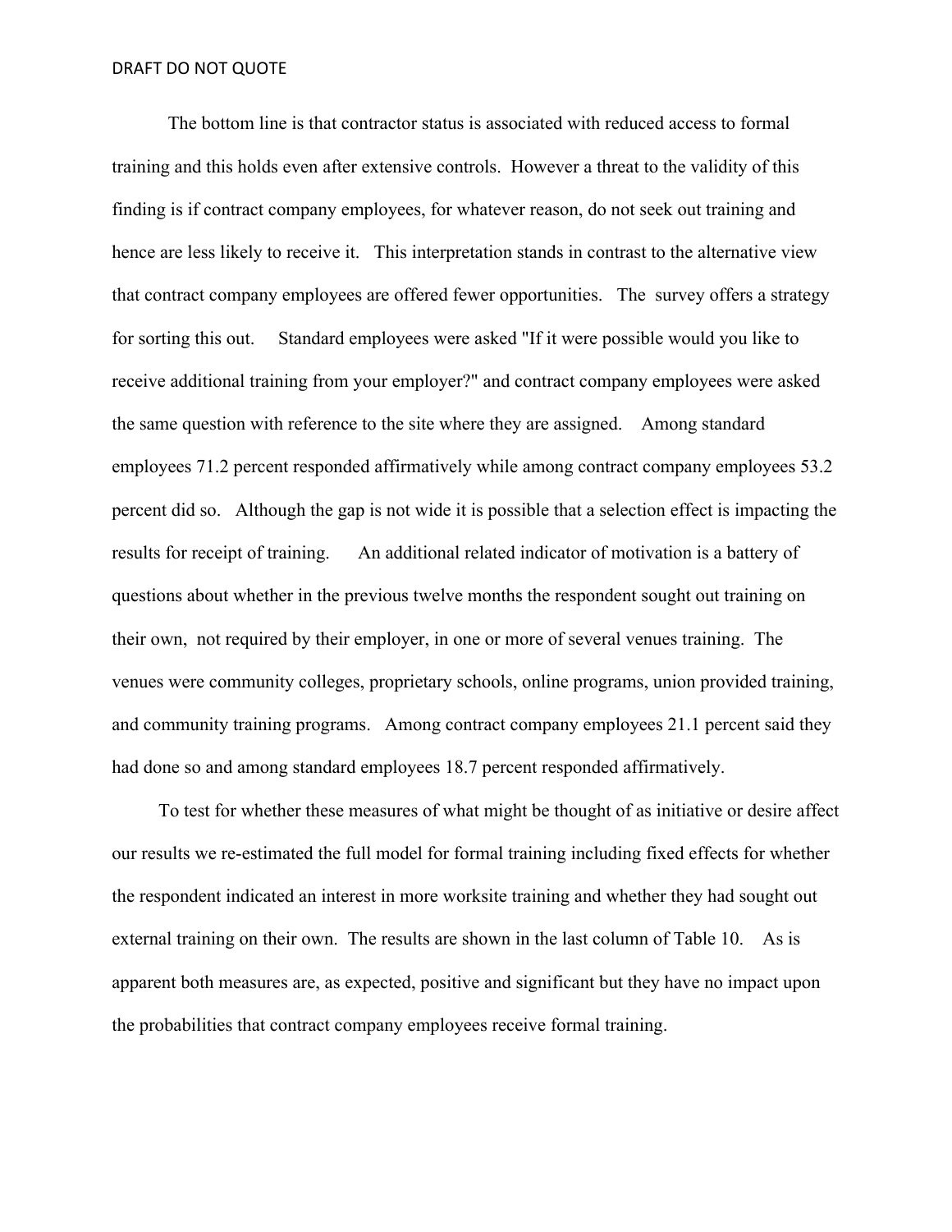The bottom line is that contractor status is associated with reduced access to formal training and this holds even after extensive controls. However a threat to the validity of this finding is if contract company employees, for whatever reason, do not seek out training and hence are less likely to receive it. This interpretation stands in contrast to the alternative view that contract company employees are offered fewer opportunities. The survey offers a strategy for sorting this out. Standard employees were asked "If it were possible would you like to receive additional training from your employer?" and contract company employees were asked the same question with reference to the site where they are assigned. Among standard employees 71.2 percent responded affirmatively while among contract company employees 53.2 percent did so. Although the gap is not wide it is possible that a selection effect is impacting the results for receipt of training. An additional related indicator of motivation is a battery of questions about whether in the previous twelve months the respondent sought out training on their own, not required by their employer, in one or more of several venues training. The venues were community colleges, proprietary schools, online programs, union provided training, and community training programs. Among contract company employees 21.1 percent said they had done so and among standard employees 18.7 percent responded affirmatively.

To test for whether these measures of what might be thought of as initiative or desire affect our results we re-estimated the full model for formal training including fixed effects for whether the respondent indicated an interest in more worksite training and whether they had sought out external training on their own. The results are shown in the last column of Table 10. As is apparent both measures are, as expected, positive and significant but they have no impact upon the probabilities that contract company employees receive formal training.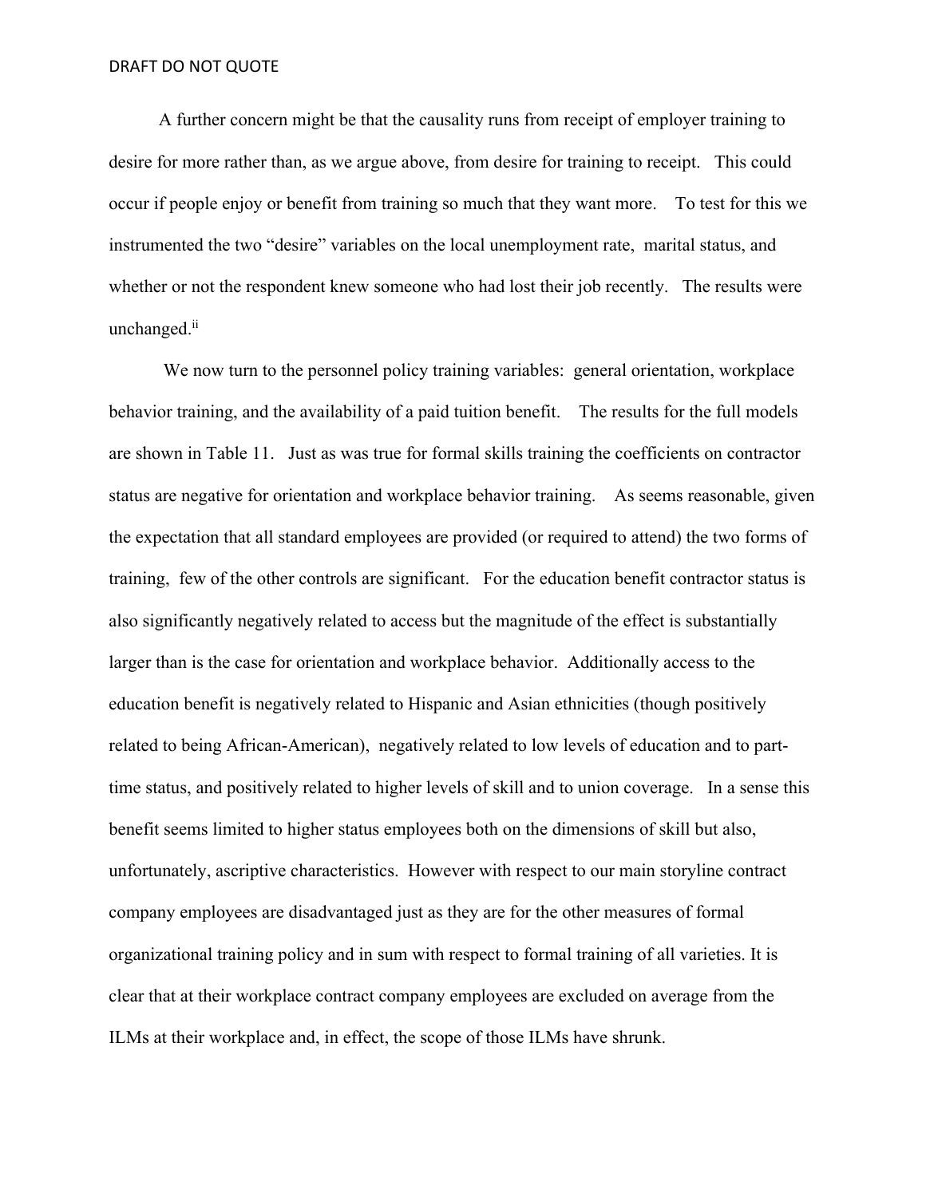A further concern might be that the causality runs from receipt of employer training to desire for more rather than, as we argue above, from desire for training to receipt. This could occur if people enjoy or benefit from training so much that they want more. To test for this we instrumented the two "desire" variables on the local unemployment rate, marital status, and whether or not the respondent knew someone who had lost their job recently. The results were unchanged.[ii]

We now turn to the personnel policy training variables: general orientation, workplace behavior training, and the availability of a paid tuition benefit. The results for the full models are shown in Table 11. Just as was true for formal skills training the coefficients on contractor status are negative for orientation and workplace behavior training. As seems reasonable, given the expectation that all standard employees are provided (or required to attend) the two forms of training, few of the other controls are significant. For the education benefit contractor status is also significantly negatively related to access but the magnitude of the effect is substantially larger than is the case for orientation and workplace behavior. Additionally access to the education benefit is negatively related to Hispanic and Asian ethnicities (though positively related to being African-American), negatively related to low levels of education and to part-time status, and positively related to higher levels of skill and to union coverage. In a sense this benefit seems limited to higher status employees both on the dimensions of skill but also, unfortunately, ascriptive characteristics. However with respect to our main storyline contract company employees are disadvantaged just as they are for the other measures of formal organizational training policy and in sum with respect to formal training of all varieties. It is clear that at their workplace contract company employees are excluded on average from the ILMs at their workplace and, in effect, the scope of those ILMs have shrunk.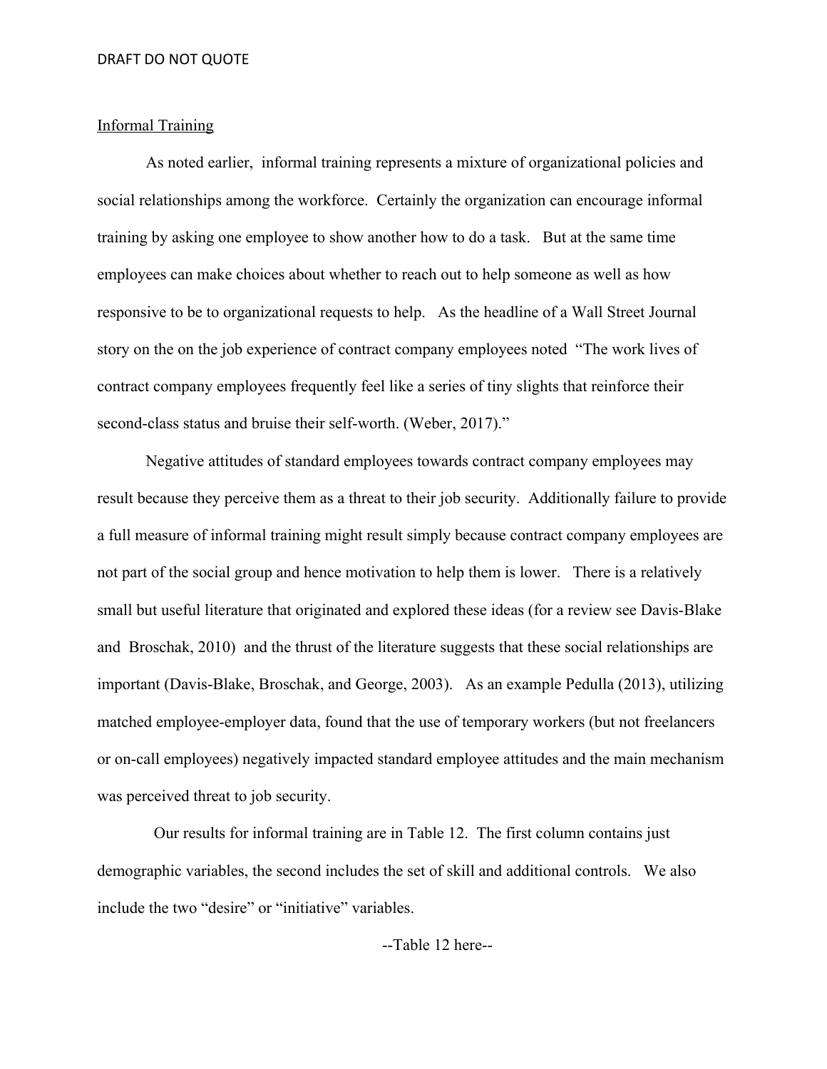Informal Training

As noted earlier, informal training represents a mixture of organizational policies and social relationships among the workforce. Certainly the organization can encourage informal training by asking one employee to show another how to do a task. But at the same time employees can make choices about whether to reach out to help someone as well as how responsive to be to organizational requests to help. As the headline of a Wall Street Journal story on the on the job experience of contract company employees noted "The work lives of contract company employees frequently feel like a series of tiny slights that reinforce their second-class status and bruise their self-worth. (Weber, 2017)."

Negative attitudes of standard employees towards contract company employees may result because they perceive them as a threat to their job security. Additionally failure to provide a full measure of informal training might result simply because contract company employees are not part of the social group and hence motivation to help them is lower. There is a relatively small but useful literature that originated and explored these ideas (for a review see Davis-Blake and Broschak, 2010) and the thrust of the literature suggests that these social relationships are important (Davis-Blake, Broschak, and George, 2003). As an example Pedulla (2013), utilizing matched employee-employer data, found that the use of temporary workers (but not freelancers or on-call employees) negatively impacted standard employee attitudes and the main mechanism was perceived threat to job security.

Our results for informal training are in Table 12. The first column contains just demographic variables, the second includes the set of skill and additional controls. We also include the two "desire" or "initiative" variables.

--Table 12 here--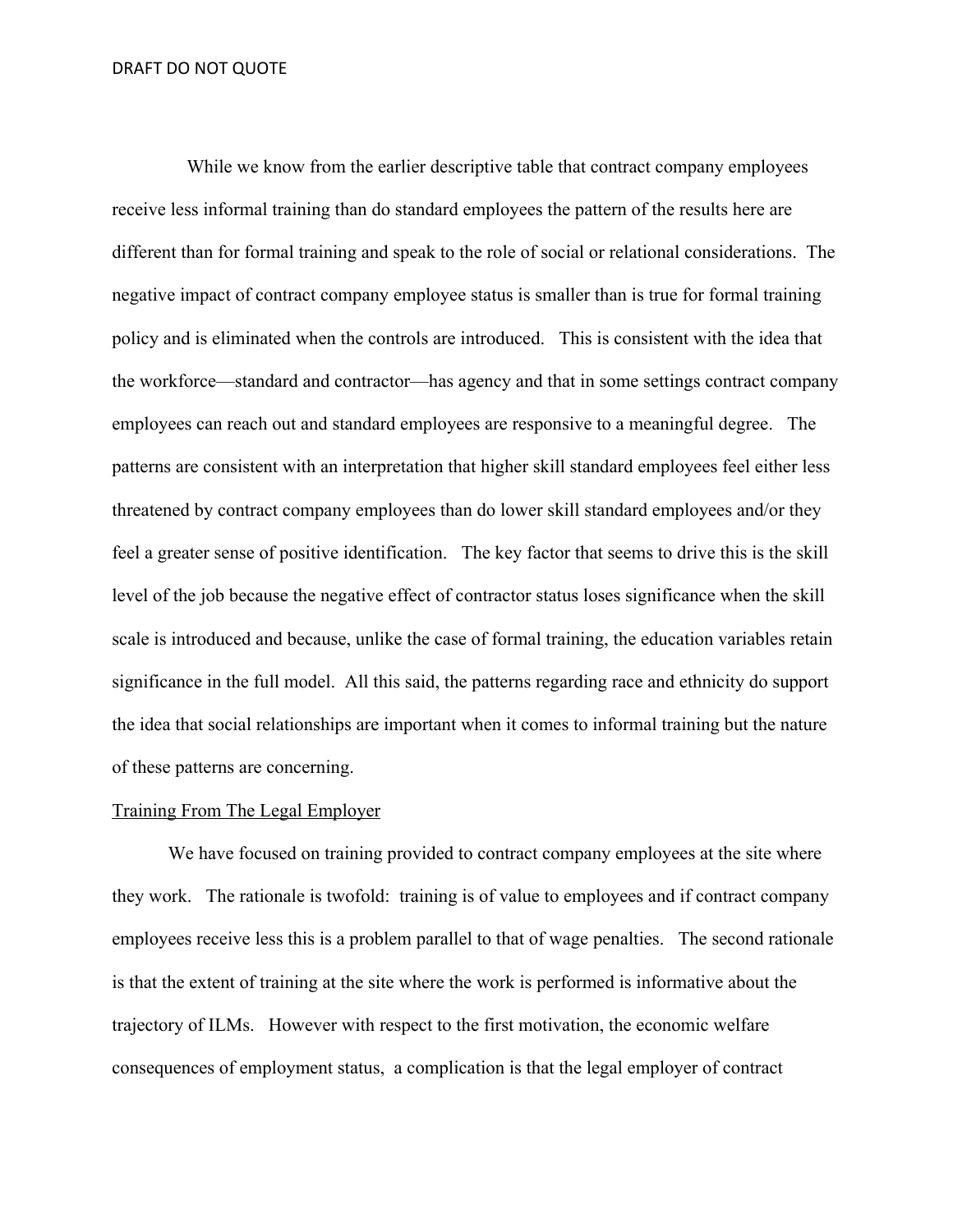While we know from the earlier descriptive table that contract company employees receive less informal training than do standard employees the pattern of the results here are different than for formal training and speak to the role of social or relational considerations. The negative impact of contract company employee status is smaller than is true for formal training policy and is eliminated when the controls are introduced. This is consistent with the idea that the workforce—standard and contractor—has agency and that in some settings contract company employees can reach out and standard employees are responsive to a meaningful degree. The patterns are consistent with an interpretation that higher skill standard employees feel either less threatened by contract company employees than do lower skill standard employees and/or they feel a greater sense of positive identification. The key factor that seems to drive this is the skill level of the job because the negative effect of contractor status loses significance when the skill scale is introduced and because, unlike the case of formal training, the education variables retain significance in the full model. All this said, the patterns regarding race and ethnicity do support the idea that social relationships are important when it comes to informal training but the nature of these patterns are concerning.

<u>Training From The Legal Employer</u>

We have focused on training provided to contract company employees at the site where they work. The rationale is twofold: training is of value to employees and if contract company employees receive less this is a problem parallel to that of wage penalties. The second rationale is that the extent of training at the site where the work is performed is informative about the trajectory of ILMs. However with respect to the first motivation, the economic welfare consequences of employment status, a complication is that the legal employer of contract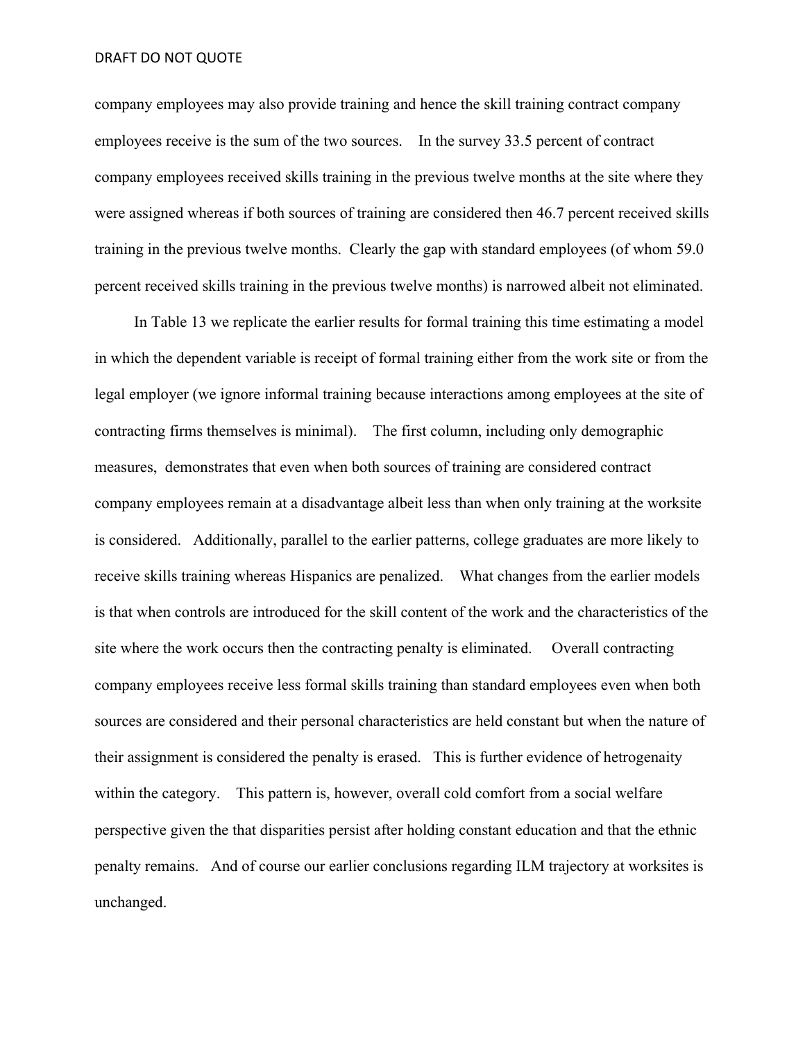company employees may also provide training and hence the skill training contract company employees receive is the sum of the two sources. In the survey 33.5 percent of contract company employees received skills training in the previous twelve months at the site where they were assigned whereas if both sources of training are considered then 46.7 percent received skills training in the previous twelve months. Clearly the gap with standard employees (of whom 59.0 percent received skills training in the previous twelve months) is narrowed albeit not eliminated.

In Table 13 we replicate the earlier results for formal training this time estimating a model in which the dependent variable is receipt of formal training either from the work site or from the legal employer (we ignore informal training because interactions among employees at the site of contracting firms themselves is minimal). The first column, including only demographic measures, demonstrates that even when both sources of training are considered contract company employees remain at a disadvantage albeit less than when only training at the worksite is considered. Additionally, parallel to the earlier patterns, college graduates are more likely to receive skills training whereas Hispanics are penalized. What changes from the earlier models is that when controls are introduced for the skill content of the work and the characteristics of the site where the work occurs then the contracting penalty is eliminated. Overall contracting company employees receive less formal skills training than standard employees even when both sources are considered and their personal characteristics are held constant but when the nature of their assignment is considered the penalty is erased. This is further evidence of hetrogenaity within the category. This pattern is, however, overall cold comfort from a social welfare perspective given the that disparities persist after holding constant education and that the ethnic penalty remains. And of course our earlier conclusions regarding ILM trajectory at worksites is unchanged.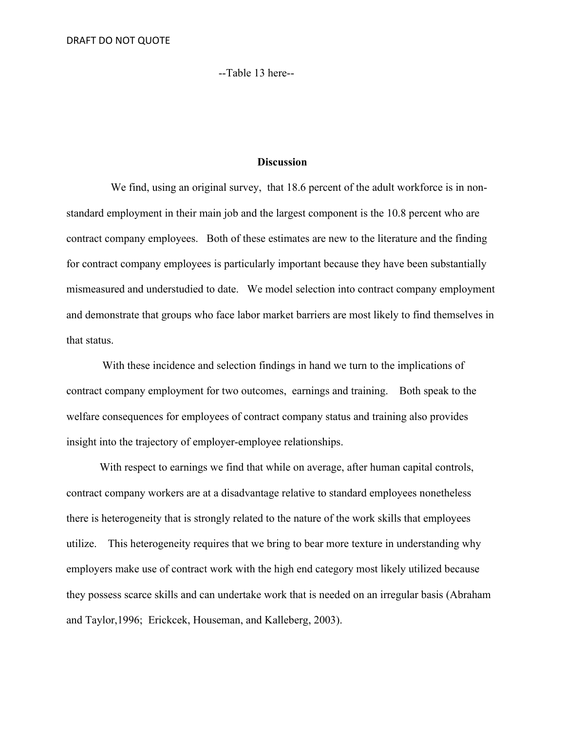--Table 13 here--

## Discussion

We find, using an original survey, that 18.6 percent of the adult workforce is in non-standard employment in their main job and the largest component is the 10.8 percent who are contract company employees. Both of these estimates are new to the literature and the finding for contract company employees is particularly important because they have been substantially mismeasured and understudied to date. We model selection into contract company employment and demonstrate that groups who face labor market barriers are most likely to find themselves in that status.

With these incidence and selection findings in hand we turn to the implications of contract company employment for two outcomes, earnings and training. Both speak to the welfare consequences for employees of contract company status and training also provides insight into the trajectory of employer-employee relationships.

With respect to earnings we find that while on average, after human capital controls, contract company workers are at a disadvantage relative to standard employees nonetheless there is heterogeneity that is strongly related to the nature of the work skills that employees utilize. This heterogeneity requires that we bring to bear more texture in understanding why employers make use of contract work with the high end category most likely utilized because they possess scarce skills and can undertake work that is needed on an irregular basis (Abraham and Taylor,1996; Erickcek, Houseman, and Kalleberg, 2003).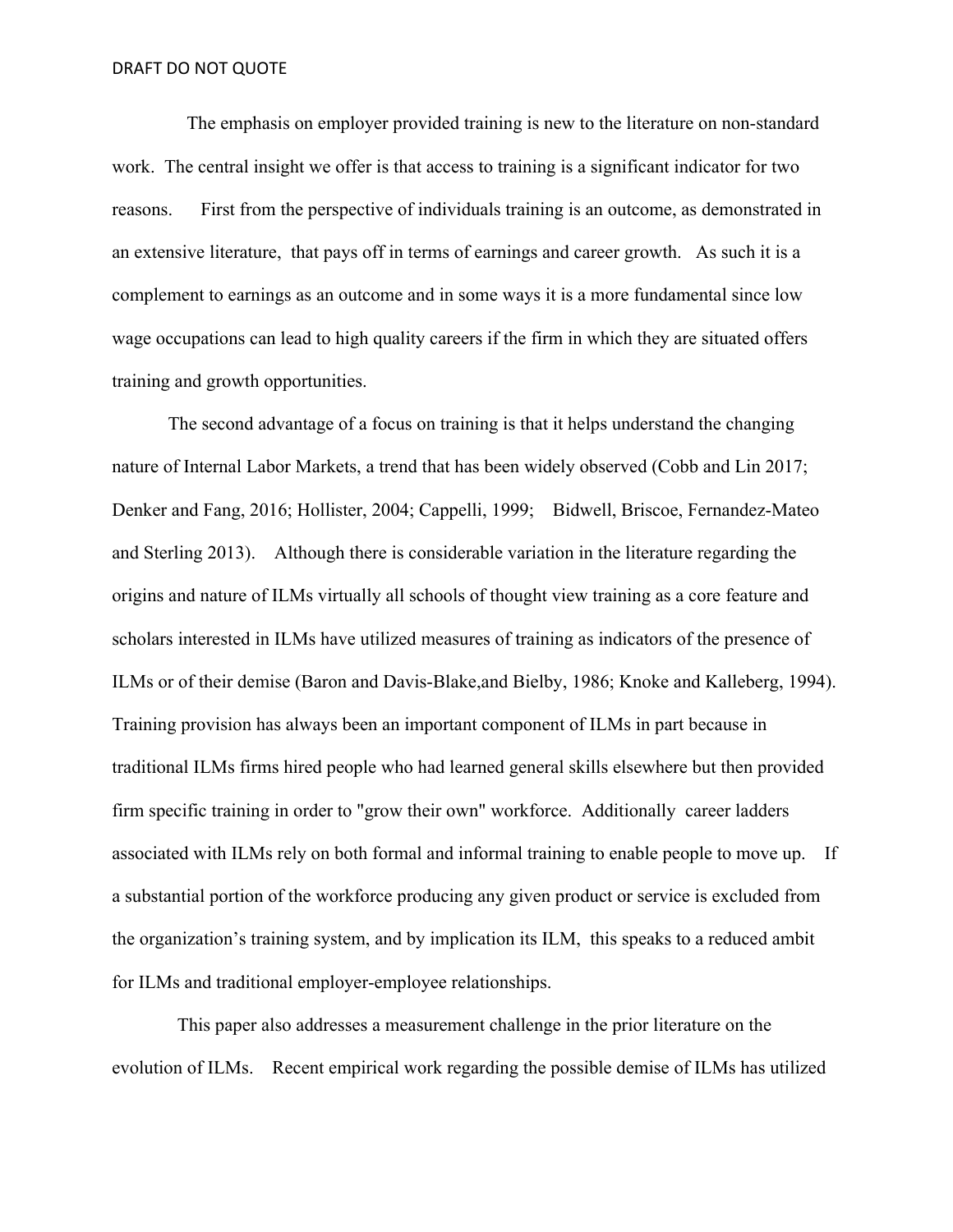The emphasis on employer provided training is new to the literature on non-standard work. The central insight we offer is that access to training is a significant indicator for two reasons. First from the perspective of individuals training is an outcome, as demonstrated in an extensive literature, that pays off in terms of earnings and career growth. As such it is a complement to earnings as an outcome and in some ways it is a more fundamental since low wage occupations can lead to high quality careers if the firm in which they are situated offers training and growth opportunities.

The second advantage of a focus on training is that it helps understand the changing nature of Internal Labor Markets, a trend that has been widely observed (Cobb and Lin 2017; Denker and Fang, 2016; Hollister, 2004; Cappelli, 1999; Bidwell, Briscoe, Fernandez-Mateo and Sterling 2013). Although there is considerable variation in the literature regarding the origins and nature of ILMs virtually all schools of thought view training as a core feature and scholars interested in ILMs have utilized measures of training as indicators of the presence of ILMs or of their demise (Baron and Davis-Blake,and Bielby, 1986; Knoke and Kalleberg, 1994). Training provision has always been an important component of ILMs in part because in traditional ILMs firms hired people who had learned general skills elsewhere but then provided firm specific training in order to "grow their own" workforce. Additionally career ladders associated with ILMs rely on both formal and informal training to enable people to move up. If a substantial portion of the workforce producing any given product or service is excluded from the organization's training system, and by implication its ILM, this speaks to a reduced ambit for ILMs and traditional employer-employee relationships.

This paper also addresses a measurement challenge in the prior literature on the evolution of ILMs. Recent empirical work regarding the possible demise of ILMs has utilized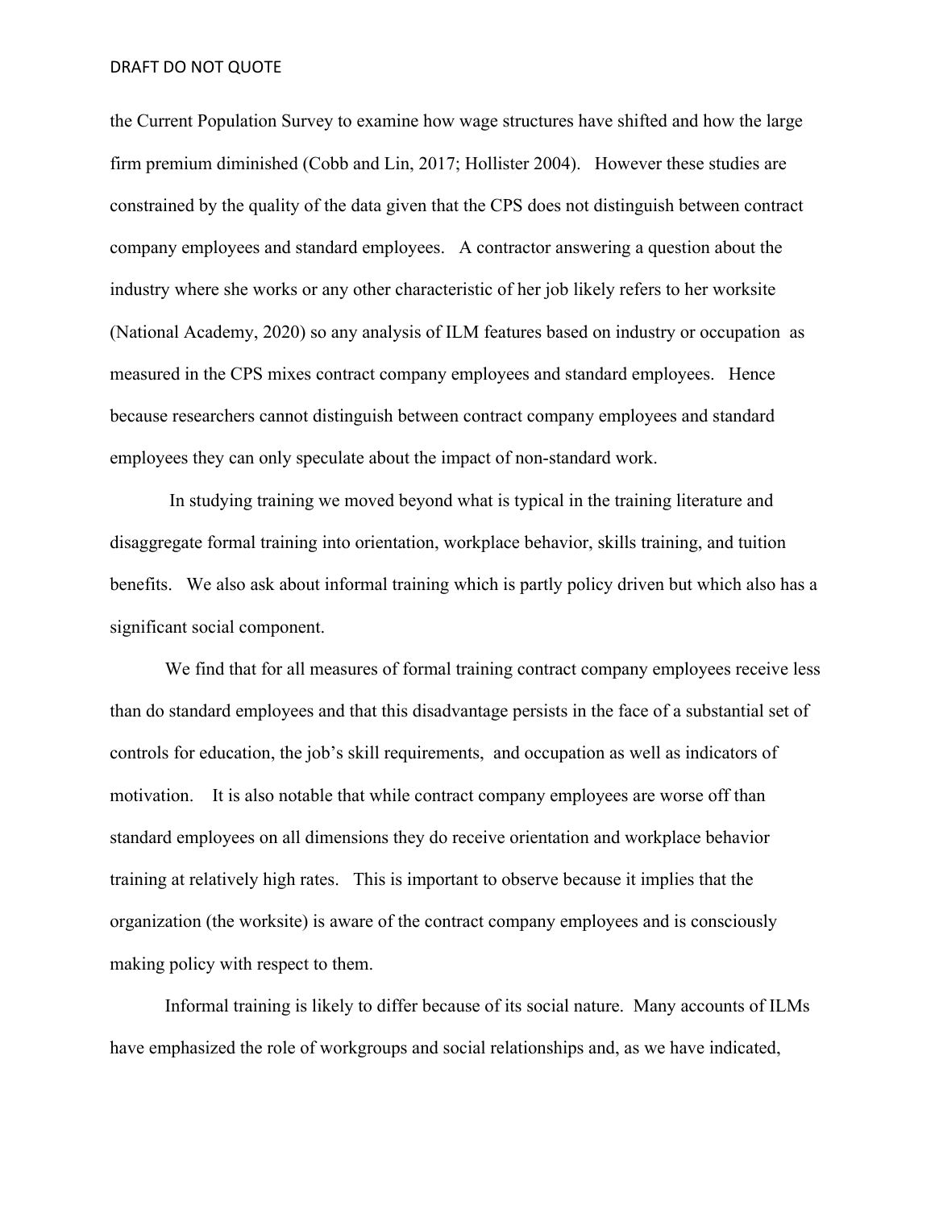the Current Population Survey to examine how wage structures have shifted and how the large firm premium diminished (Cobb and Lin, 2017; Hollister 2004). However these studies are constrained by the quality of the data given that the CPS does not distinguish between contract company employees and standard employees. A contractor answering a question about the industry where she works or any other characteristic of her job likely refers to her worksite (National Academy, 2020) so any analysis of ILM features based on industry or occupation as measured in the CPS mixes contract company employees and standard employees. Hence because researchers cannot distinguish between contract company employees and standard employees they can only speculate about the impact of non-standard work.

In studying training we moved beyond what is typical in the training literature and disaggregate formal training into orientation, workplace behavior, skills training, and tuition benefits. We also ask about informal training which is partly policy driven but which also has a significant social component.

We find that for all measures of formal training contract company employees receive less than do standard employees and that this disadvantage persists in the face of a substantial set of controls for education, the job's skill requirements, and occupation as well as indicators of motivation. It is also notable that while contract company employees are worse off than standard employees on all dimensions they do receive orientation and workplace behavior training at relatively high rates. This is important to observe because it implies that the organization (the worksite) is aware of the contract company employees and is consciously making policy with respect to them.

Informal training is likely to differ because of its social nature. Many accounts of ILMs have emphasized the role of workgroups and social relationships and, as we have indicated,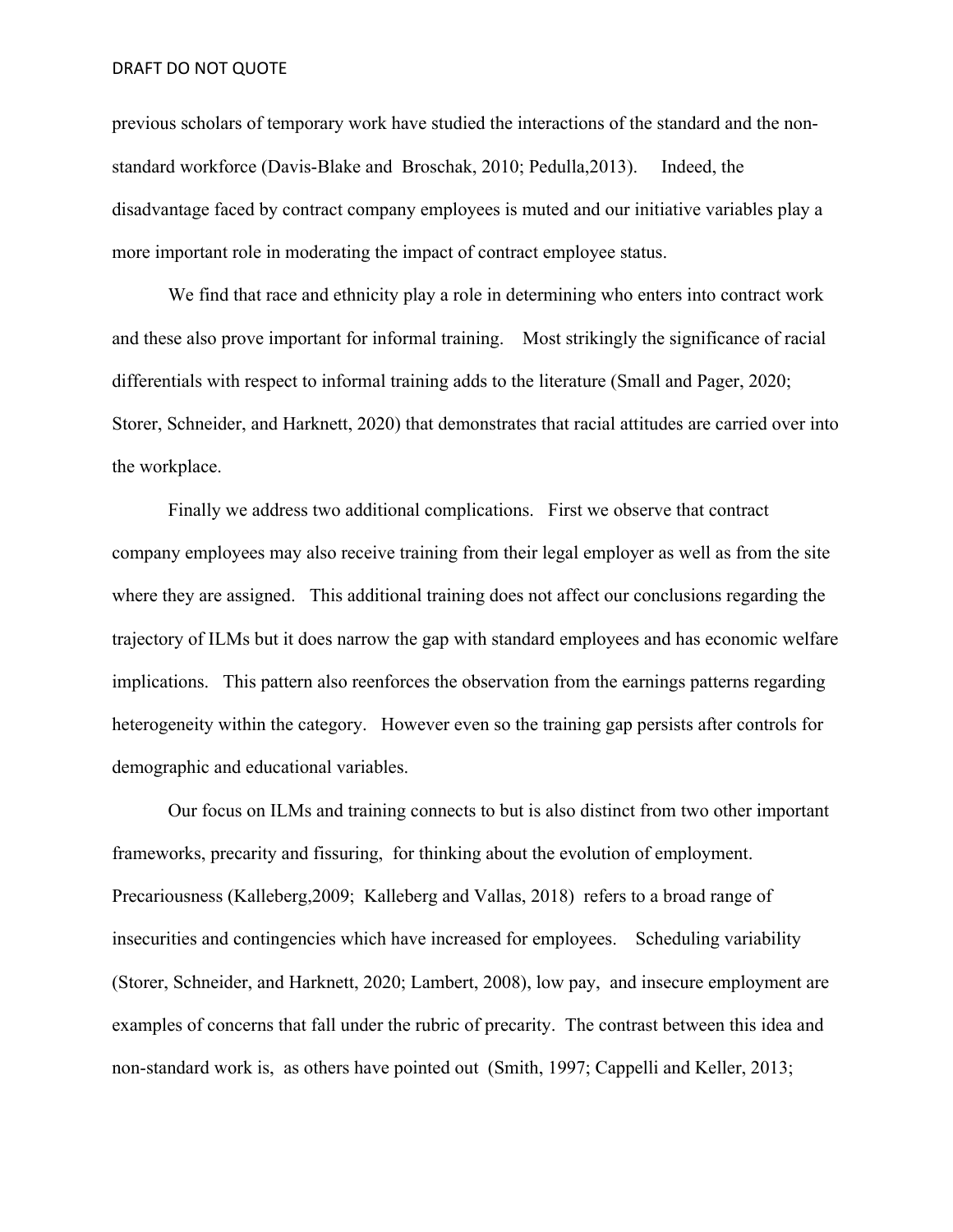previous scholars of temporary work have studied the interactions of the standard and the non-standard workforce (Davis-Blake and Broschak, 2010; Pedulla,2013). Indeed, the disadvantage faced by contract company employees is muted and our initiative variables play a more important role in moderating the impact of contract employee status.

We find that race and ethnicity play a role in determining who enters into contract work and these also prove important for informal training. Most strikingly the significance of racial differentials with respect to informal training adds to the literature (Small and Pager, 2020; Storer, Schneider, and Harknett, 2020) that demonstrates that racial attitudes are carried over into the workplace.

Finally we address two additional complications. First we observe that contract company employees may also receive training from their legal employer as well as from the site where they are assigned. This additional training does not affect our conclusions regarding the trajectory of ILMs but it does narrow the gap with standard employees and has economic welfare implications. This pattern also reenforces the observation from the earnings patterns regarding heterogeneity within the category. However even so the training gap persists after controls for demographic and educational variables.

Our focus on ILMs and training connects to but is also distinct from two other important frameworks, precarity and fissuring, for thinking about the evolution of employment. Precariousness (Kalleberg,2009; Kalleberg and Vallas, 2018) refers to a broad range of insecurities and contingencies which have increased for employees. Scheduling variability (Storer, Schneider, and Harknett, 2020; Lambert, 2008), low pay, and insecure employment are examples of concerns that fall under the rubric of precarity. The contrast between this idea and non-standard work is, as others have pointed out (Smith, 1997; Cappelli and Keller, 2013;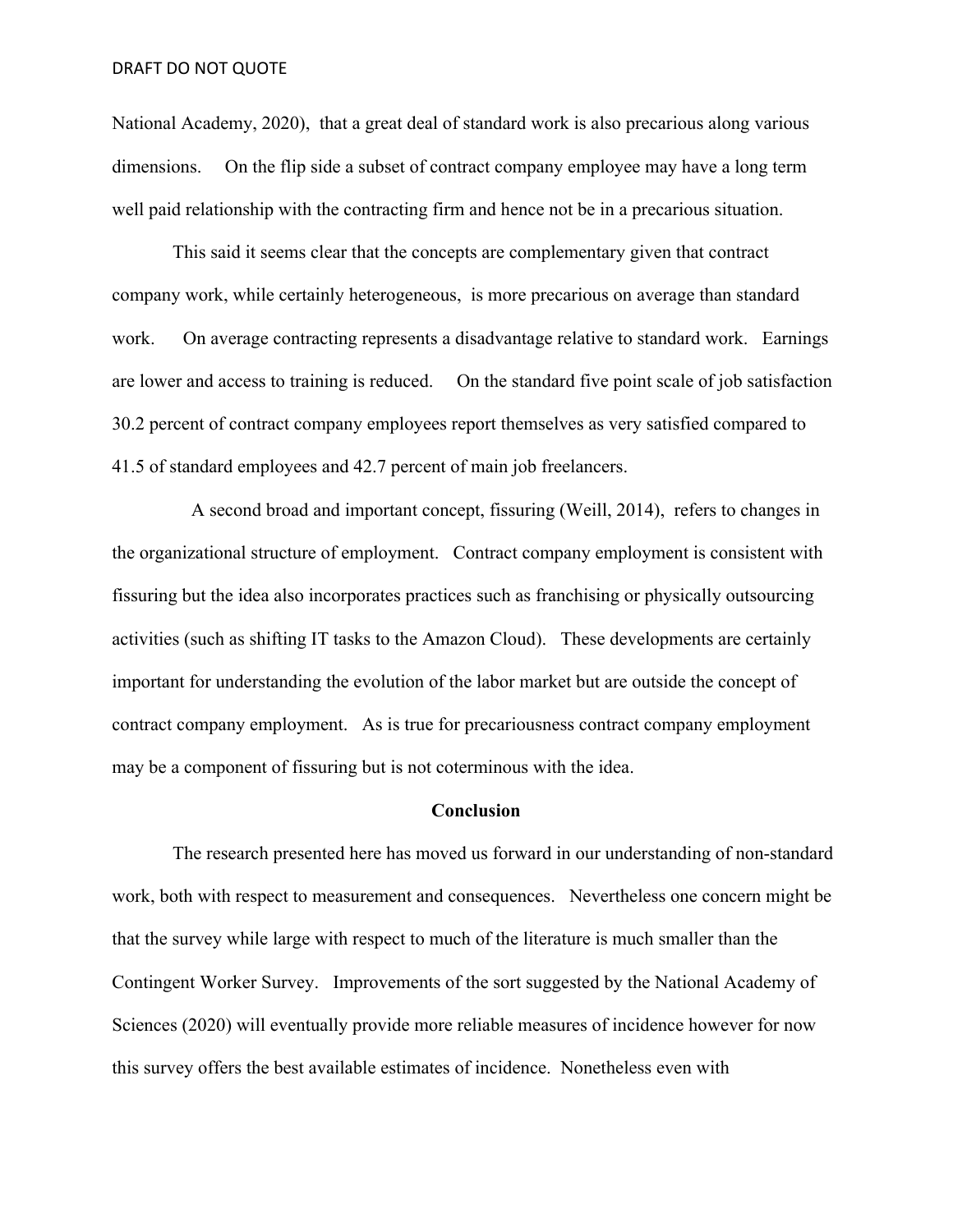National Academy, 2020), that a great deal of standard work is also precarious along various dimensions. On the flip side a subset of contract company employee may have a long term well paid relationship with the contracting firm and hence not be in a precarious situation.

This said it seems clear that the concepts are complementary given that contract company work, while certainly heterogeneous, is more precarious on average than standard work. On average contracting represents a disadvantage relative to standard work. Earnings are lower and access to training is reduced. On the standard five point scale of job satisfaction 30.2 percent of contract company employees report themselves as very satisfied compared to 41.5 of standard employees and 42.7 percent of main job freelancers.

A second broad and important concept, fissuring (Weill, 2014), refers to changes in the organizational structure of employment. Contract company employment is consistent with fissuring but the idea also incorporates practices such as franchising or physically outsourcing activities (such as shifting IT tasks to the Amazon Cloud). These developments are certainly important for understanding the evolution of the labor market but are outside the concept of contract company employment. As is true for precariousness contract company employment may be a component of fissuring but is not coterminous with the idea.

## Conclusion

The research presented here has moved us forward in our understanding of non-standard work, both with respect to measurement and consequences. Nevertheless one concern might be that the survey while large with respect to much of the literature is much smaller than the Contingent Worker Survey. Improvements of the sort suggested by the National Academy of Sciences (2020) will eventually provide more reliable measures of incidence however for now this survey offers the best available estimates of incidence. Nonetheless even with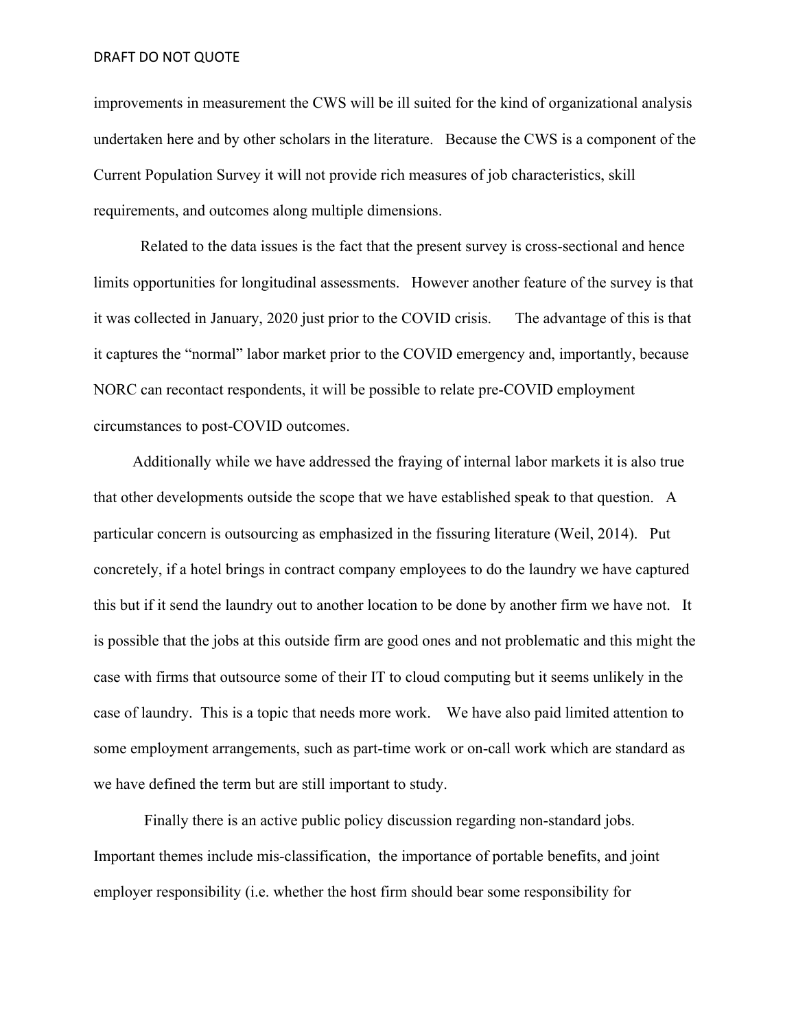improvements in measurement the CWS will be ill suited for the kind of organizational analysis undertaken here and by other scholars in the literature. Because the CWS is a component of the Current Population Survey it will not provide rich measures of job characteristics, skill requirements, and outcomes along multiple dimensions.

Related to the data issues is the fact that the present survey is cross-sectional and hence limits opportunities for longitudinal assessments. However another feature of the survey is that it was collected in January, 2020 just prior to the COVID crisis. The advantage of this is that it captures the "normal" labor market prior to the COVID emergency and, importantly, because NORC can recontact respondents, it will be possible to relate pre-COVID employment circumstances to post-COVID outcomes.

Additionally while we have addressed the fraying of internal labor markets it is also true that other developments outside the scope that we have established speak to that question. A particular concern is outsourcing as emphasized in the fissuring literature (Weil, 2014). Put concretely, if a hotel brings in contract company employees to do the laundry we have captured this but if it send the laundry out to another location to be done by another firm we have not. It is possible that the jobs at this outside firm are good ones and not problematic and this might the case with firms that outsource some of their IT to cloud computing but it seems unlikely in the case of laundry. This is a topic that needs more work. We have also paid limited attention to some employment arrangements, such as part-time work or on-call work which are standard as we have defined the term but are still important to study.

Finally there is an active public policy discussion regarding non-standard jobs. Important themes include mis-classification, the importance of portable benefits, and joint employer responsibility (i.e. whether the host firm should bear some responsibility for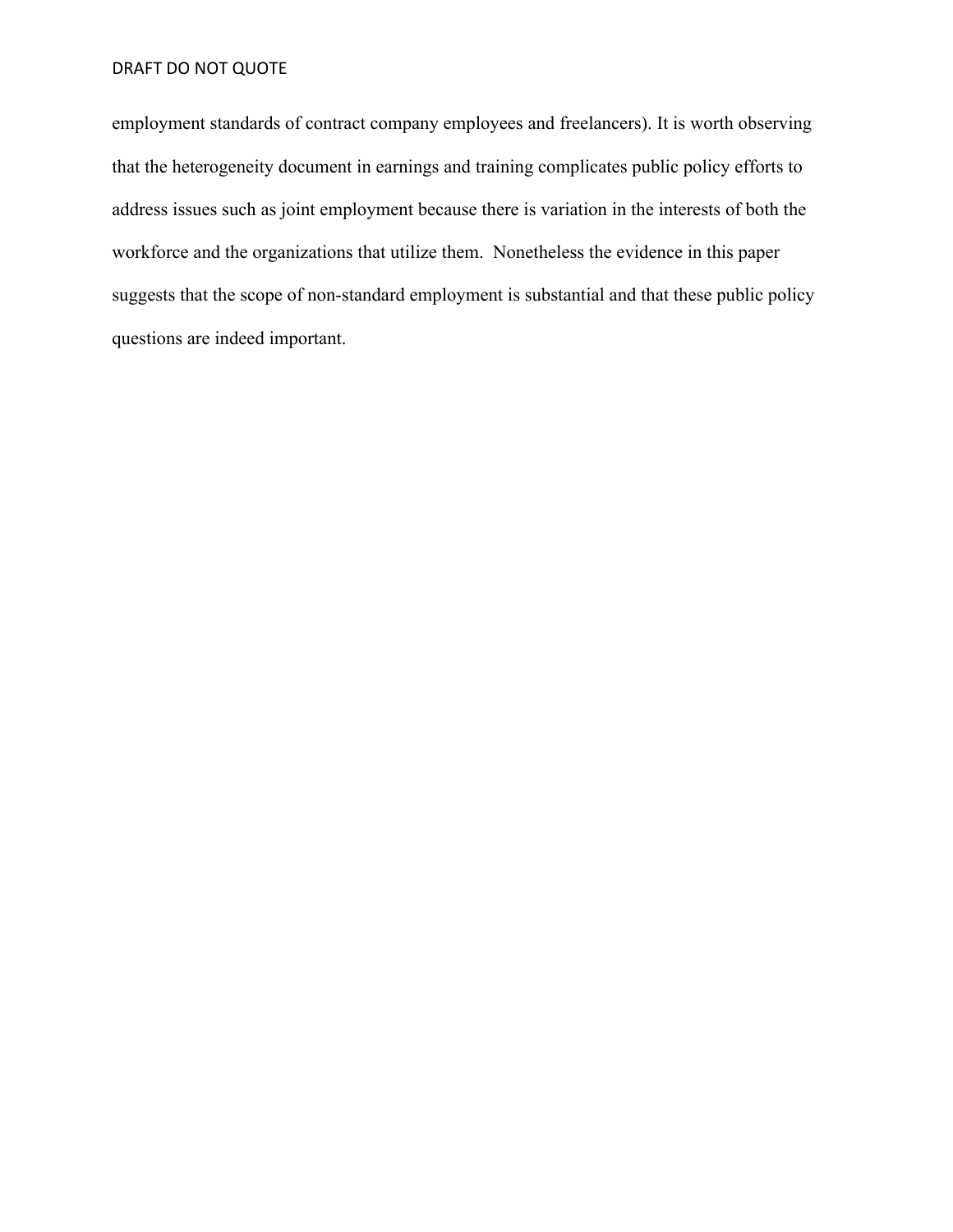employment standards of contract company employees and freelancers). It is worth observing that the heterogeneity document in earnings and training complicates public policy efforts to address issues such as joint employment because there is variation in the interests of both the workforce and the organizations that utilize them.  Nonetheless the evidence in this paper suggests that the scope of non-standard employment is substantial and that these public policy questions are indeed important.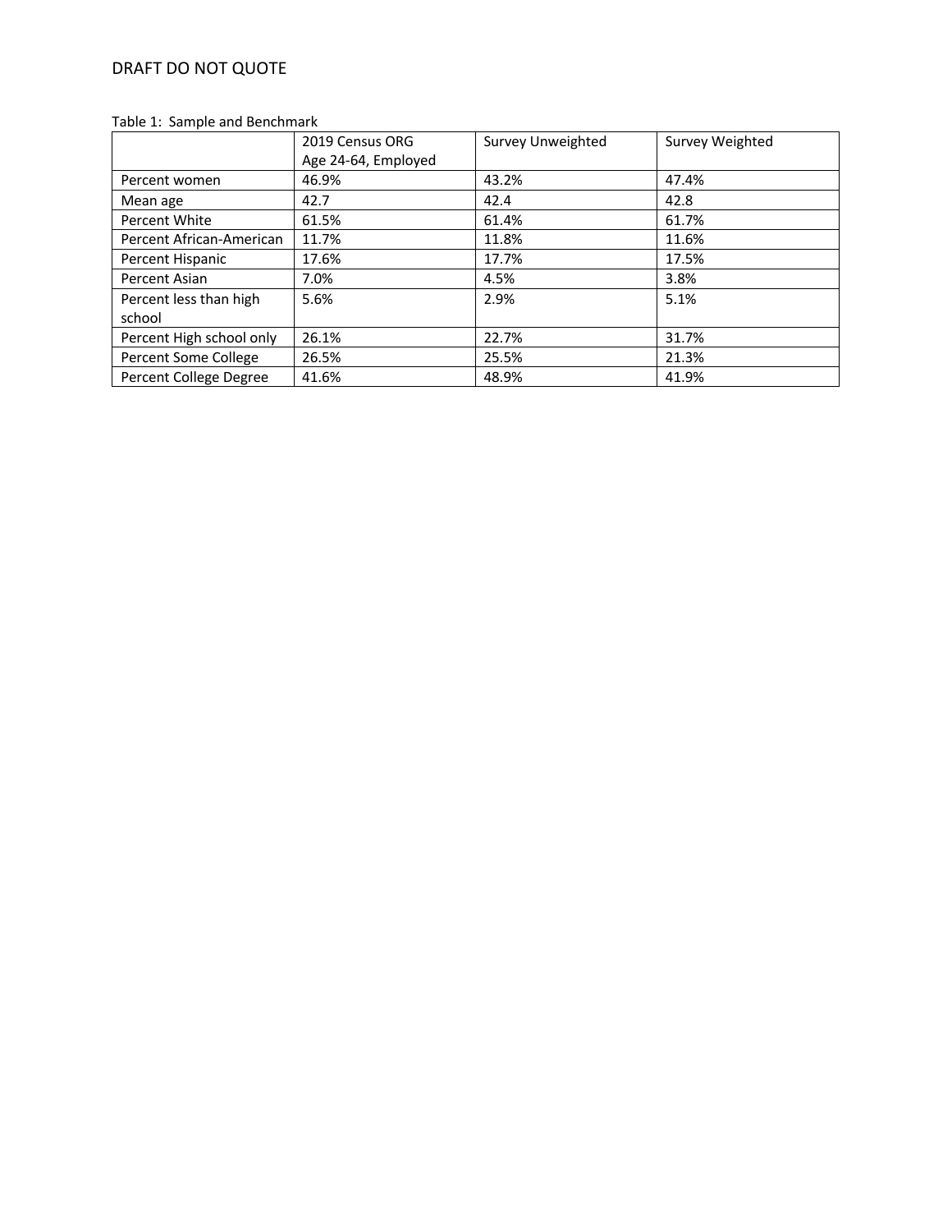DRAFT DO NOT QUOTE

Table 1: Sample and Benchmark

| | 2019 Census ORG Age 24-64, Employed | Survey Unweighted | Survey Weighted |
|---|---|---|---|
| Percent women | 46.9% | 43.2% | 47.4% |
| Mean age | 42.7 | 42.4 | 42.8 |
| Percent White | 61.5% | 61.4% | 61.7% |
| Percent African-American | 11.7% | 11.8% | 11.6% |
| Percent Hispanic | 17.6% | 17.7% | 17.5% |
| Percent Asian | 7.0% | 4.5% | 3.8% |
| Percent less than high school | 5.6% | 2.9% | 5.1% |
| Percent High school only | 26.1% | 22.7% | 31.7% |
| Percent Some College | 26.5% | 25.5% | 21.3% |
| Percent College Degree | 41.6% | 48.9% | 41.9% |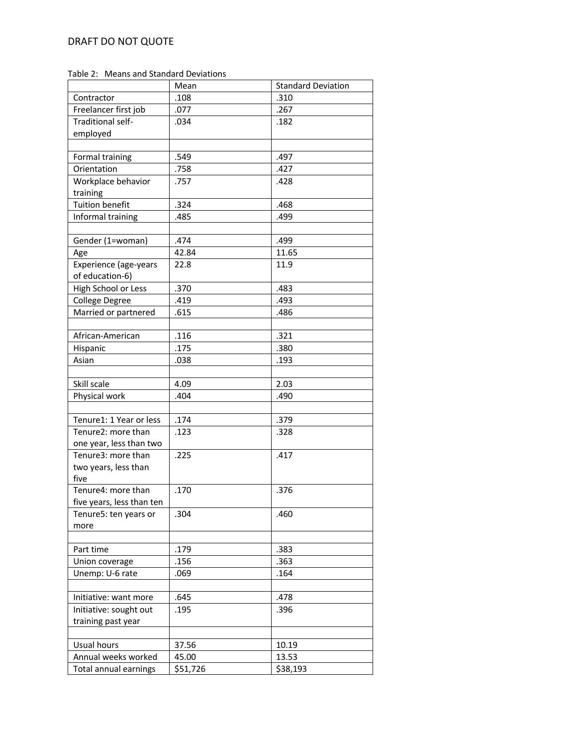DRAFT DO NOT QUOTE

Table 2: Means and Standard Deviations

| | Mean | Standard Deviation |
|---|---|---|
| Contractor | .108 | .310 |
| Freelancer first job | .077 | .267 |
| Traditional self-employed | .034 | .182 |
| | | |
| Formal training | .549 | .497 |
| Orientation | .758 | .427 |
| Workplace behavior training | .757 | .428 |
| Tuition benefit | .324 | .468 |
| Informal training | .485 | .499 |
| | | |
| Gender (1=woman) | .474 | .499 |
| Age | 42.84 | 11.65 |
| Experience (age-years of education-6) | 22.8 | 11.9 |
| High School or Less | .370 | .483 |
| College Degree | .419 | .493 |
| Married or partnered | .615 | .486 |
| | | |
| African-American | .116 | .321 |
| Hispanic | .175 | .380 |
| Asian | .038 | .193 |
| | | |
| Skill scale | 4.09 | 2.03 |
| Physical work | .404 | .490 |
| | | |
| Tenure1: 1 Year or less | .174 | .379 |
| Tenure2: more than one year, less than two | .123 | .328 |
| Tenure3: more than two years, less than five | .225 | .417 |
| Tenure4: more than five years, less than ten | .170 | .376 |
| Tenure5: ten years or more | .304 | .460 |
| | | |
| Part time | .179 | .383 |
| Union coverage | .156 | .363 |
| Unemp: U-6 rate | .069 | .164 |
| | | |
| Initiative: want more | .645 | .478 |
| Initiative: sought out training past year | .195 | .396 |
| | | |
| Usual hours | 37.56 | 10.19 |
| Annual weeks worked | 45.00 | 13.53 |
| Total annual earnings | $51,726 | $38,193 |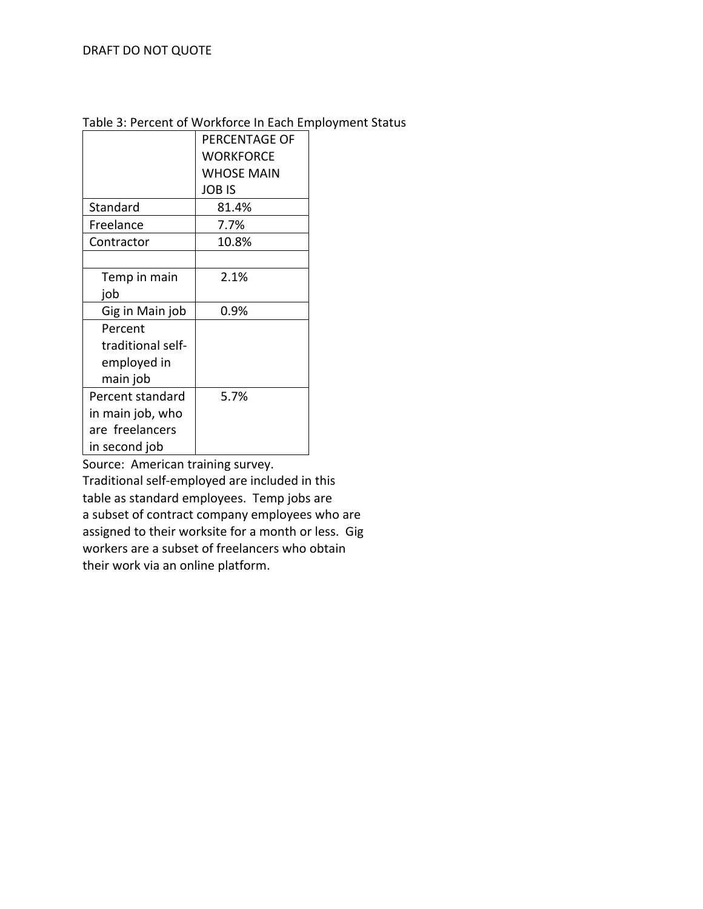Table 3: Percent of Workforce In Each Employment Status

| | PERCENTAGE OF WORKFORCE WHOSE MAIN JOB IS |
|---|---|
| Standard | 81.4% |
| Freelance | 7.7% |
| Contractor | 10.8% |
| | |
| Temp in main job | 2.1% |
| Gig in Main job | 0.9% |
| Percent traditional self-employed in main job | |
| Percent standard in main job, who are freelancers in second job | 5.7% |

Source: American training survey.
Traditional self-employed are included in this table as standard employees. Temp jobs are a subset of contract company employees who are assigned to their worksite for a month or less. Gig workers are a subset of freelancers who obtain their work via an online platform.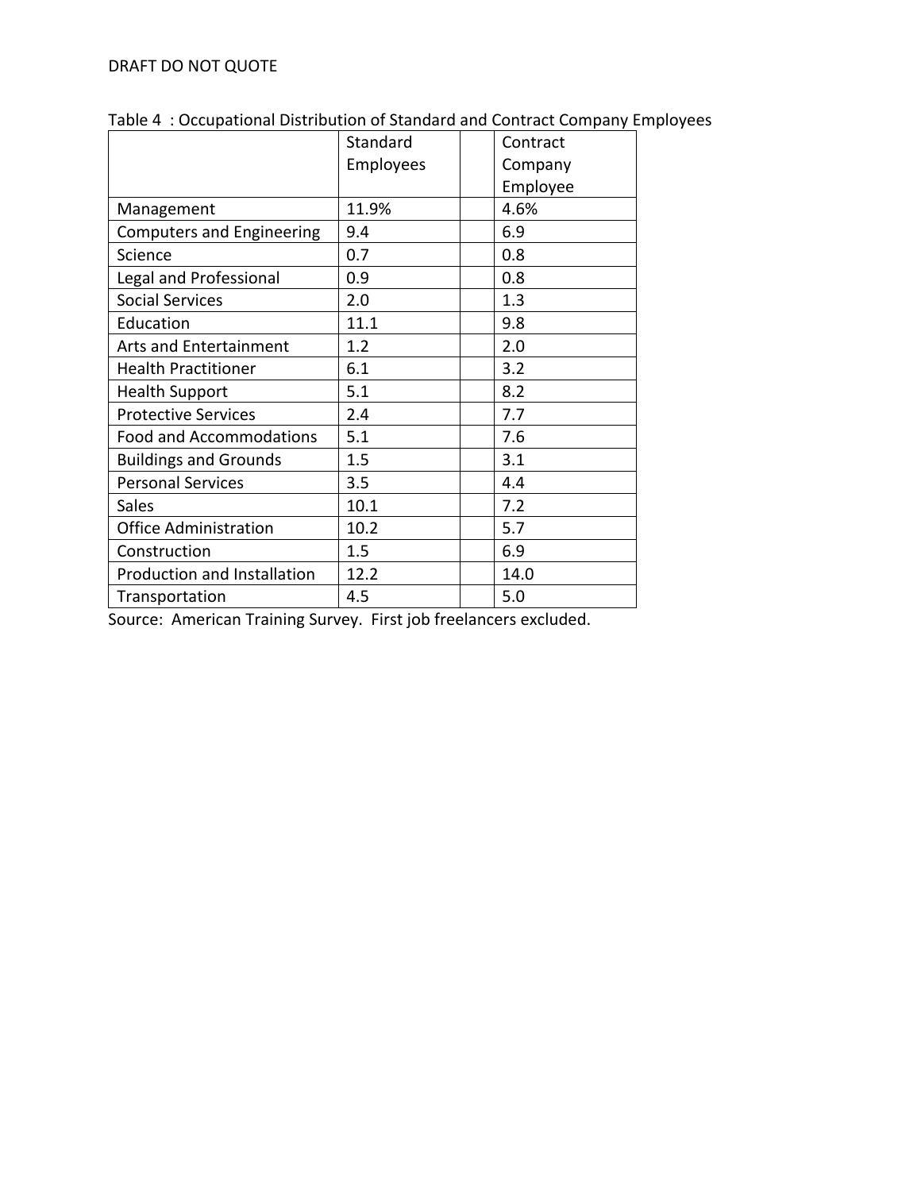DRAFT DO NOT QUOTE

Table 4 : Occupational Distribution of Standard and Contract Company Employees

| | Standard Employees | | Contract Company Employee |
|---|---|---|---|
| Management | 11.9% | | 4.6% |
| Computers and Engineering | 9.4 | | 6.9 |
| Science | 0.7 | | 0.8 |
| Legal and Professional | 0.9 | | 0.8 |
| Social Services | 2.0 | | 1.3 |
| Education | 11.1 | | 9.8 |
| Arts and Entertainment | 1.2 | | 2.0 |
| Health Practitioner | 6.1 | | 3.2 |
| Health Support | 5.1 | | 8.2 |
| Protective Services | 2.4 | | 7.7 |
| Food and Accommodations | 5.1 | | 7.6 |
| Buildings and Grounds | 1.5 | | 3.1 |
| Personal Services | 3.5 | | 4.4 |
| Sales | 10.1 | | 7.2 |
| Office Administration | 10.2 | | 5.7 |
| Construction | 1.5 | | 6.9 |
| Production and Installation | 12.2 | | 14.0 |
| Transportation | 4.5 | | 5.0 |

Source: American Training Survey. First job freelancers excluded.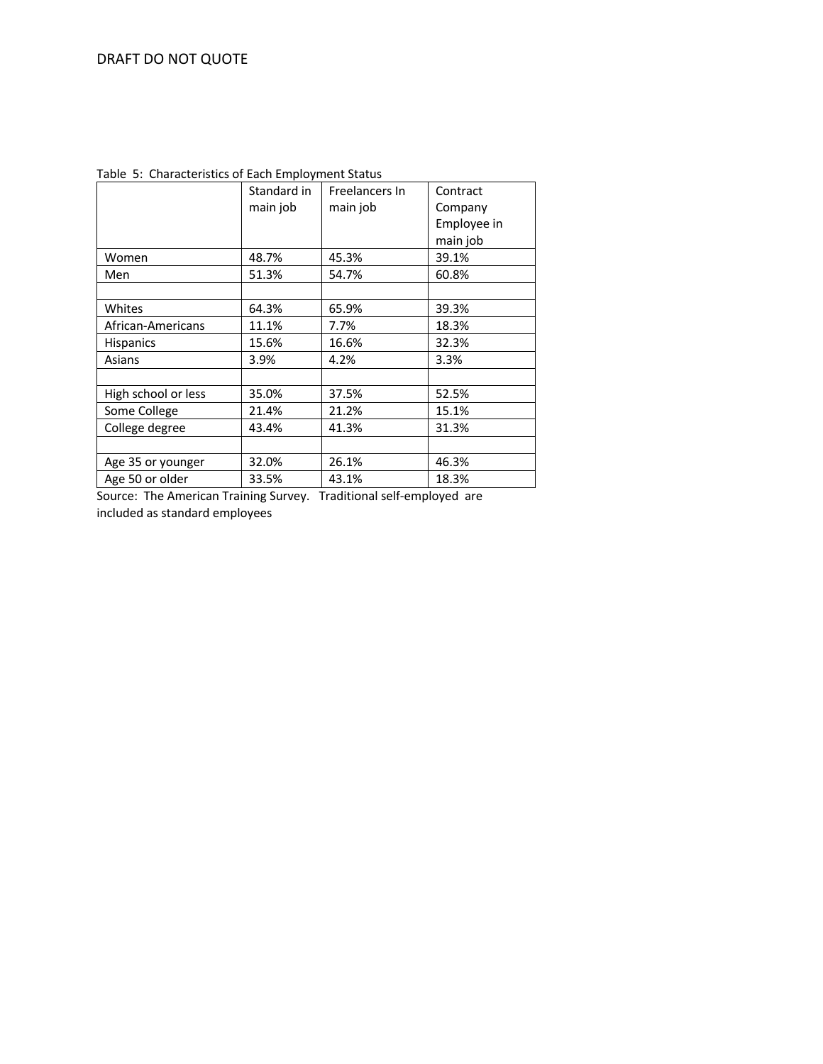DRAFT DO NOT QUOTE

Table 5: Characteristics of Each Employment Status

| | Standard in main job | Freelancers In main job | Contract Company Employee in main job |
|---|---|---|---|
| Women | 48.7% | 45.3% | 39.1% |
| Men | 51.3% | 54.7% | 60.8% |
| | | | |
| Whites | 64.3% | 65.9% | 39.3% |
| African-Americans | 11.1% | 7.7% | 18.3% |
| Hispanics | 15.6% | 16.6% | 32.3% |
| Asians | 3.9% | 4.2% | 3.3% |
| | | | |
| High school or less | 35.0% | 37.5% | 52.5% |
| Some College | 21.4% | 21.2% | 15.1% |
| College degree | 43.4% | 41.3% | 31.3% |
| | | | |
| Age 35 or younger | 32.0% | 26.1% | 46.3% |
| Age 50 or older | 33.5% | 43.1% | 18.3% |

Source: The American Training Survey. Traditional self-employed are included as standard employees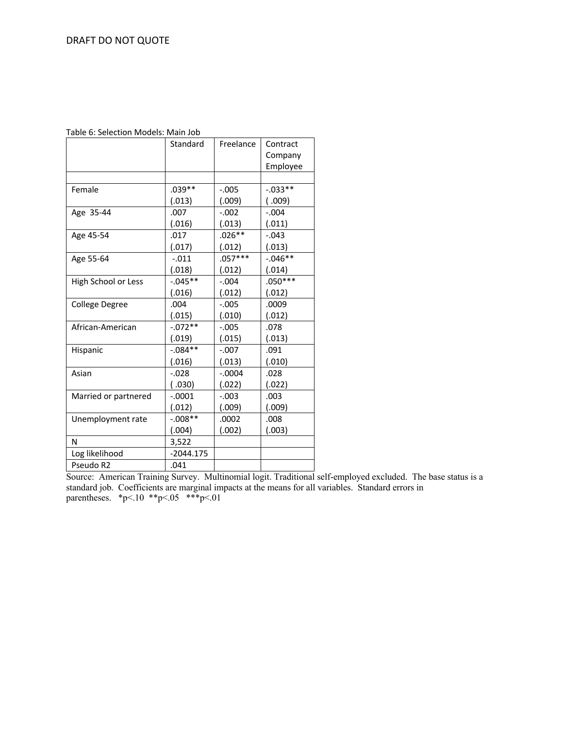DRAFT DO NOT QUOTE

Table 6: Selection Models: Main Job

| | Standard | Freelance | Contract Company Employee |
|---|---|---|---|
| | | | |
| Female | .039** (.013) | -.005 (.009) | -.033** ( .009) |
| Age 35-44 | .007 (.016) | -.002 (.013) | -.004 (.011) |
| Age 45-54 | .017 (.017) | .026** (.012) | -.043 (.013) |
| Age 55-64 | -.011 (.018) | .057*** (.012) | -.046** (.014) |
| High School or Less | -.045** (.016) | -.004 (.012) | .050*** (.012) |
| College Degree | .004 (.015) | -.005 (.010) | .0009 (.012) |
| African-American | -.072** (.019) | -.005 (.015) | .078 (.013) |
| Hispanic | -.084** (.016) | -.007 (.013) | .091 (.010) |
| Asian | -.028 ( .030) | -.0004 (.022) | .028 (.022) |
| Married or partnered | -.0001 (.012) | -.003 (.009) | .003 (.009) |
| Unemployment rate | -.008** (.004) | .0002 (.002) | .008 (.003) |
| N | 3,522 | | |
| Log likelihood | -2044.175 | | |
| Pseudo R2 | .041 | | |

Source: American Training Survey. Multinomial logit. Traditional self-employed excluded. The base status is a standard job. Coefficients are marginal impacts at the means for all variables. Standard errors in parentheses. *p<.10 **p<.05 ***p<.01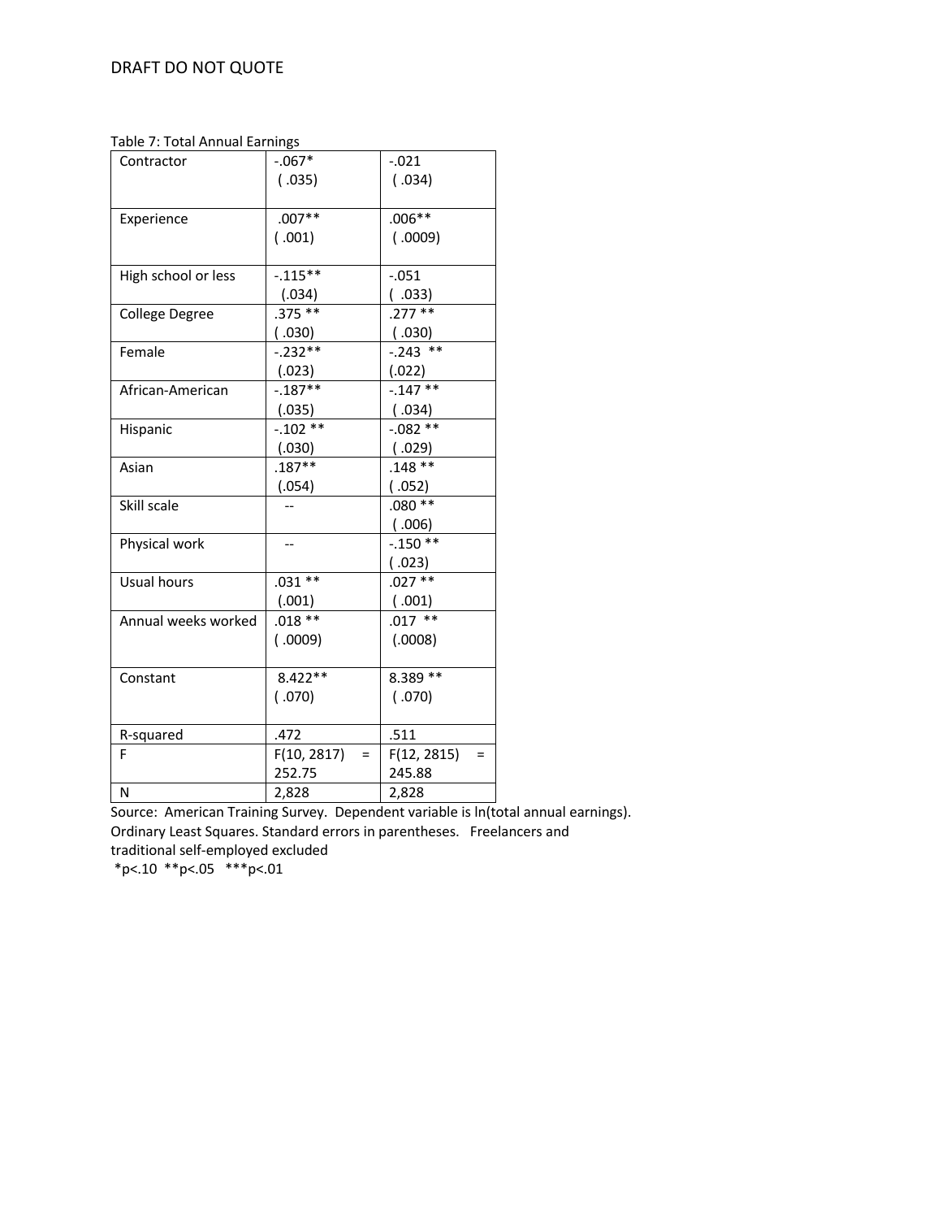Table 7: Total Annual Earnings

| | | |
|---|---|---|
| Contractor | -.067* <br> ( .035) | -.021 <br> ( .034) |
| Experience | .007** <br> ( .001) | .006** <br> ( .0009) |
| High school or less | -.115** <br> (.034) | -.051 <br> ( .033) |
| College Degree | .375 ** <br> ( .030) | .277 ** <br> ( .030) |
| Female | -.232** <br> (.023) | -.243 ** <br> (.022) |
| African-American | -.187** <br> (.035) | -.147 ** <br> ( .034) |
| Hispanic | -.102 ** <br> (.030) | -.082 ** <br> ( .029) |
| Asian | .187** <br> (.054) | .148 ** <br> ( .052) |
| Skill scale | -- | .080 ** <br> ( .006) |
| Physical work | -- | -.150 ** <br> ( .023) |
| Usual hours | .031 ** <br> (.001) | .027 ** <br> ( .001) |
| Annual weeks worked | .018 ** <br> ( .0009) | .017 ** <br> (.0008) |
| Constant | 8.422** <br> ( .070) | 8.389 ** <br> ( .070) |
| R-squared | .472 | .511 |
| F | $F(10, 2817) = 252.75$ | $F(12, 2815) = 245.88$ |
| N | 2,828 | 2,828 |

Source: American Training Survey. Dependent variable is ln(total annual earnings). Ordinary Least Squares. Standard errors in parentheses. Freelancers and traditional self-employed excluded

*p<.10 **p<.05 ***p<.01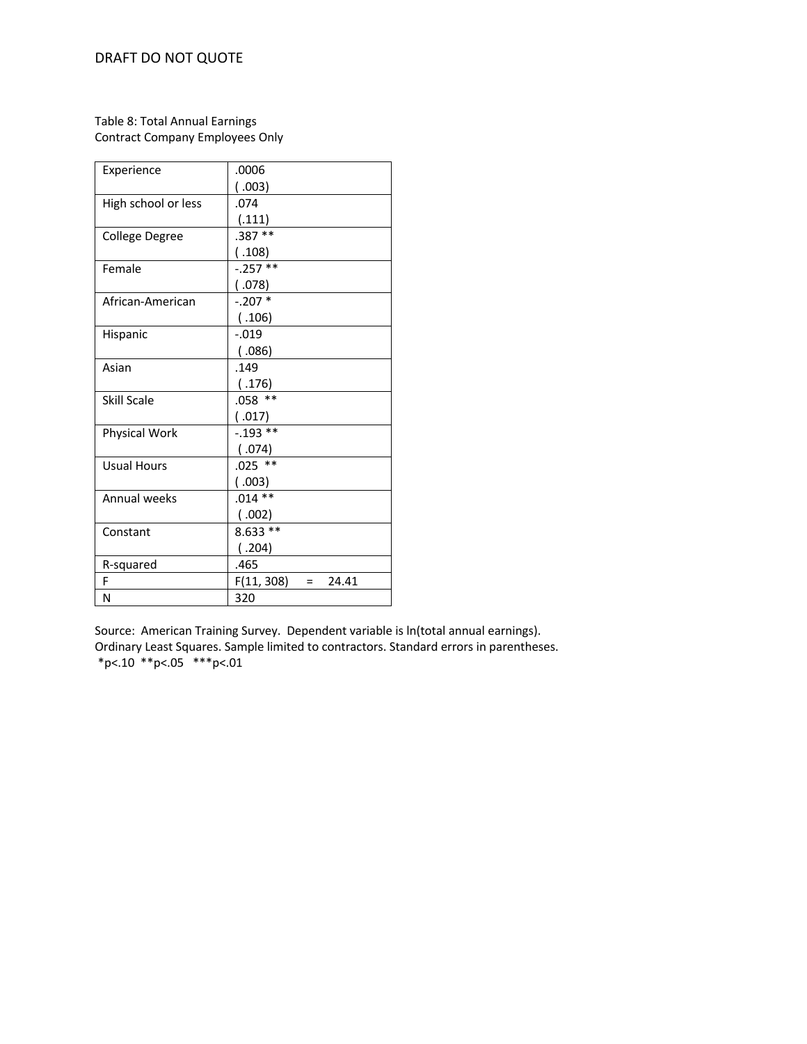Table 8: Total Annual Earnings
Contract Company Employees Only

| | |
|---|---|
| Experience | .0006 ( .003) |
| High school or less | .074 (.111) |
| College Degree | .387 ** ( .108) |
| Female | -.257 ** ( .078) |
| African-American | -.207 * ( .106) |
| Hispanic | -.019 ( .086) |
| Asian | .149 ( .176) |
| Skill Scale | .058 ** ( .017) |
| Physical Work | -.193 ** ( .074) |
| Usual Hours | .025 ** ( .003) |
| Annual weeks | .014 ** ( .002) |
| Constant | 8.633 ** ( .204) |
| R-squared | .465 |
| F | $F(11, 308) = 24.41$ |
| N | 320 |

Source: American Training Survey. Dependent variable is ln(total annual earnings). Ordinary Least Squares. Sample limited to contractors. Standard errors in parentheses.
*p<.10 **p<.05 ***p<.01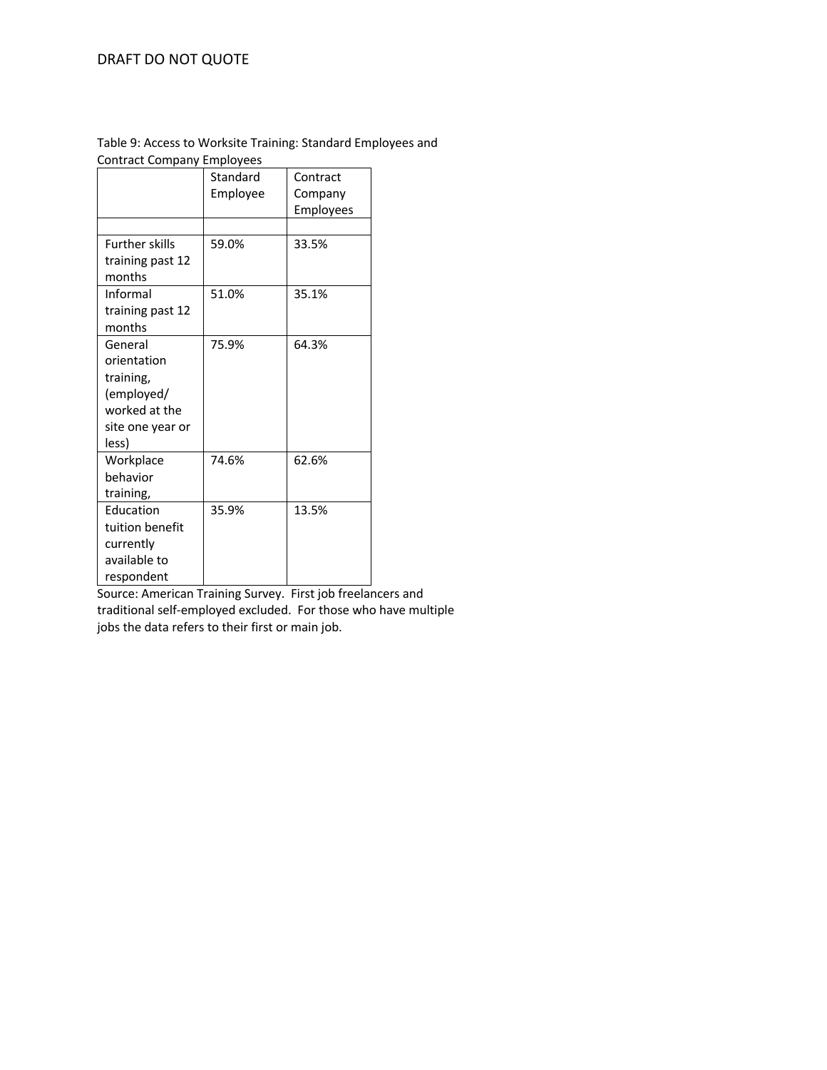Table 9: Access to Worksite Training: Standard Employees and Contract Company Employees

| | Standard Employee | Contract Company Employees |
|---|---|---|
| | | |
| Further skills training past 12 months | 59.0% | 33.5% |
| Informal training past 12 months | 51.0% | 35.1% |
| General orientation training, (employed/ worked at the site one year or less) | 75.9% | 64.3% |
| Workplace behavior training, | 74.6% | 62.6% |
| Education tuition benefit currently available to respondent | 35.9% | 13.5% |

Source: American Training Survey. First job freelancers and traditional self-employed excluded. For those who have multiple jobs the data refers to their first or main job.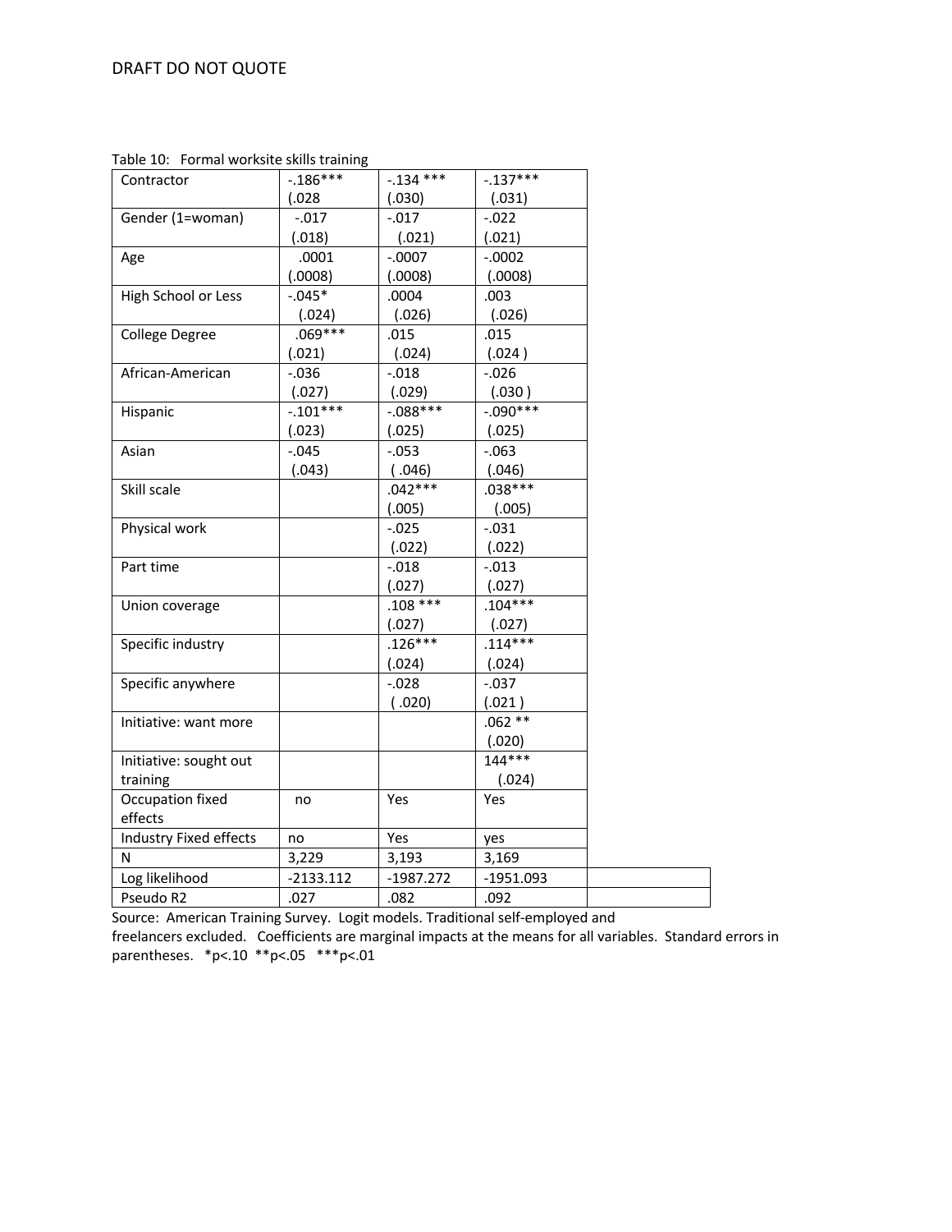Table 10: Formal worksite skills training

| | | | |
|---|---|---|---|
| Contractor | -.186*** (.028 | -.134 *** (.030) | -.137*** (.031) |
| Gender (1=woman) | -.017 (.018) | -.017 (.021) | -.022 (.021) |
| Age | .0001 (.0008) | -.0007 (.0008) | -.0002 (.0008) |
| High School or Less | -.045* (.024) | .0004 (.026) | .003 (.026) |
| College Degree | .069*** (.021) | .015 (.024) | .015 (.024 ) |
| African-American | -.036 (.027) | -.018 (.029) | -.026 (.030 ) |
| Hispanic | -.101*** (.023) | -.088*** (.025) | -.090*** (.025) |
| Asian | -.045 (.043) | -.053 ( .046) | -.063 (.046) |
| Skill scale | | .042*** (.005) | .038*** (.005) |
| Physical work | | -.025 (.022) | -.031 (.022) |
| Part time | | -.018 (.027) | -.013 (.027) |
| Union coverage | | .108 *** (.027) | .104*** (.027) |
| Specific industry | | .126*** (.024) | .114*** (.024) |
| Specific anywhere | | -.028 ( .020) | -.037 (.021 ) |
| Initiative: want more | | | .062 ** (.020) |
| Initiative: sought out training | | | 144*** (.024) |
| Occupation fixed effects | no | Yes | Yes |
| Industry Fixed effects | no | Yes | yes |
| N | 3,229 | 3,193 | 3,169 |
| Log likelihood | -2133.112 | -1987.272 | -1951.093 |
| Pseudo R2 | .027 | .082 | .092 |

Source: American Training Survey. Logit models. Traditional self-employed and freelancers excluded. Coefficients are marginal impacts at the means for all variables. Standard errors in parentheses. *p<.10 **p<.05 ***p<.01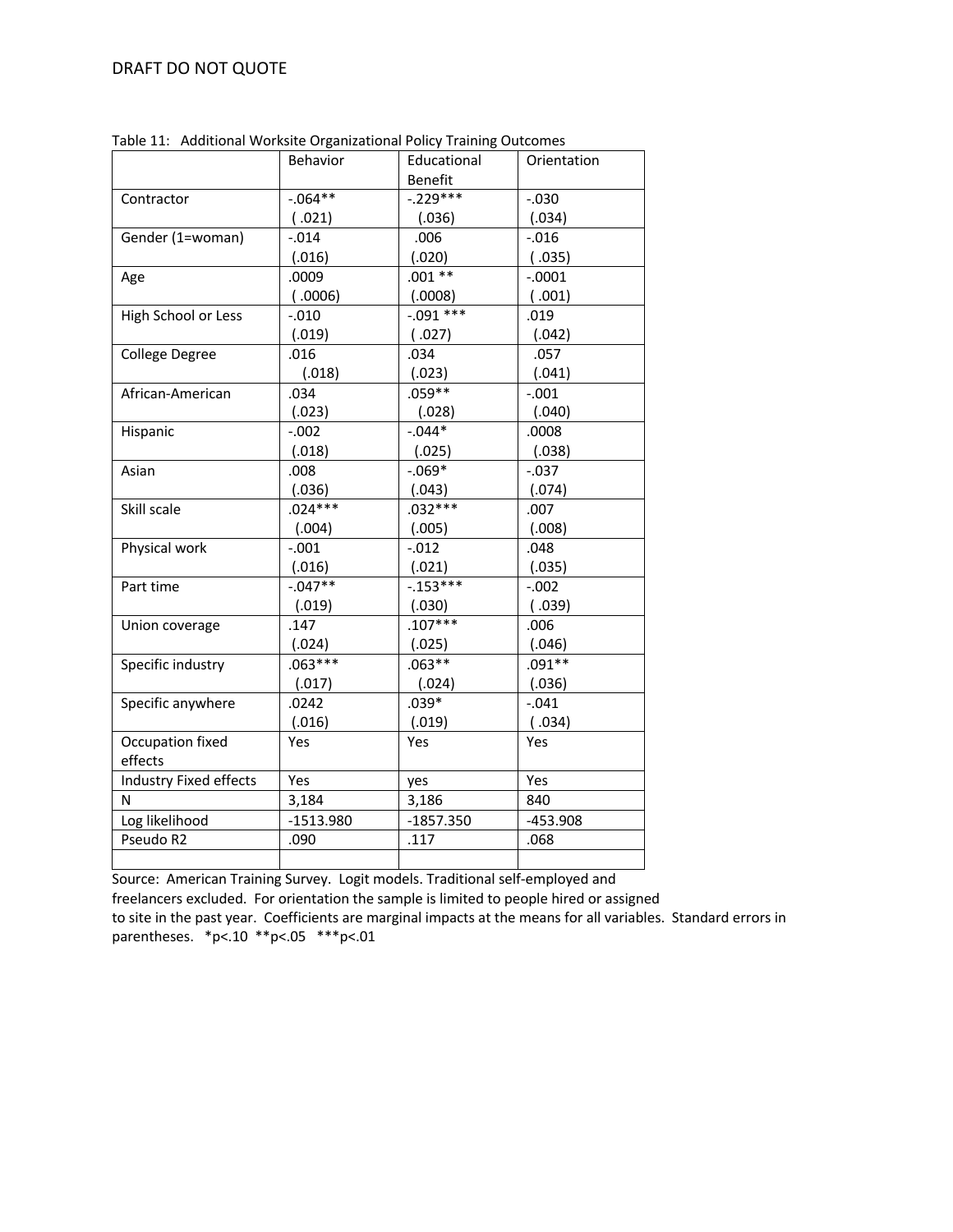Table 11: Additional Worksite Organizational Policy Training Outcomes

| | Behavior | Educational Benefit | Orientation |
|---|---|---|---|
| Contractor | -.064** ( .021) | -.229*** (.036) | -.030 (.034) |
| Gender (1=woman) | -.014 (.016) | .006 (.020) | -.016 ( .035) |
| Age | .0009 ( .0006) | .001 ** (.0008) | -.0001 ( .001) |
| High School or Less | -.010 (.019) | -.091 *** ( .027) | .019 (.042) |
| College Degree | .016 (.018) | .034 (.023) | .057 (.041) |
| African-American | .034 (.023) | .059** (.028) | -.001 (.040) |
| Hispanic | -.002 (.018) | -.044* (.025) | .0008 (.038) |
| Asian | .008 (.036) | -.069* (.043) | -.037 (.074) |
| Skill scale | .024*** (.004) | .032*** (.005) | .007 (.008) |
| Physical work | -.001 (.016) | -.012 (.021) | .048 (.035) |
| Part time | -.047** (.019) | -.153*** (.030) | -.002 ( .039) |
| Union coverage | .147 (.024) | .107*** (.025) | .006 (.046) |
| Specific industry | .063*** (.017) | .063** (.024) | .091** (.036) |
| Specific anywhere | .0242 (.016) | .039* (.019) | -.041 ( .034) |
| Occupation fixed effects | Yes | Yes | Yes |
| Industry Fixed effects | Yes | yes | Yes |
| N | 3,184 | 3,186 | 840 |
| Log likelihood | -1513.980 | -1857.350 | -453.908 |
| Pseudo R2 | .090 | .117 | .068 |
| | | | |

Source: American Training Survey. Logit models. Traditional self-employed and freelancers excluded. For orientation the sample is limited to people hired or assigned to site in the past year. Coefficients are marginal impacts at the means for all variables. Standard errors in parentheses. *p<.10 **p<.05 ***p<.01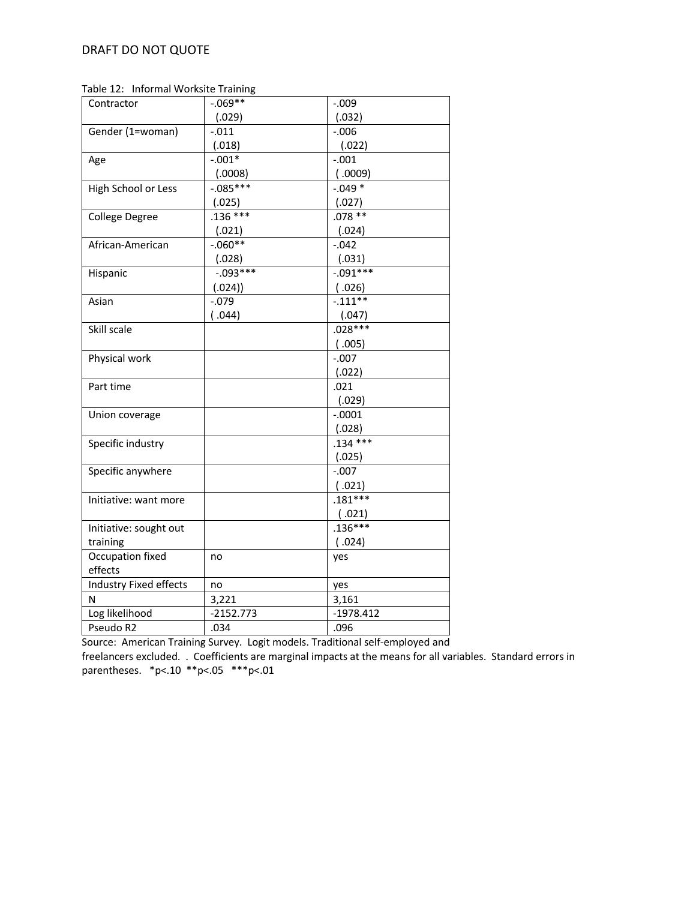Table 12: Informal Worksite Training

| | | |
|---|---|---|
| Contractor | -.069** (.029) | -.009 (.032) |
| Gender (1=woman) | -.011 (.018) | -.006 (.022) |
| Age | -.001* (.0008) | -.001 ( .0009) |
| High School or Less | -.085*** (.025) | -.049 * (.027) |
| College Degree | .136 *** (.021) | .078 ** (.024) |
| African-American | -.060** (.028) | -.042 (.031) |
| Hispanic | -.093*** (.024)) | -.091*** ( .026) |
| Asian | -.079 ( .044) | -.111** (.047) |
| Skill scale | | .028*** ( .005) |
| Physical work | | -.007 (.022) |
| Part time | | .021 (.029) |
| Union coverage | | -.0001 (.028) |
| Specific industry | | .134 *** (.025) |
| Specific anywhere | | -.007 ( .021) |
| Initiative: want more | | .181*** ( .021) |
| Initiative: sought out training | | .136*** ( .024) |
| Occupation fixed effects | no | yes |
| Industry Fixed effects | no | yes |
| N | 3,221 | 3,161 |
| Log likelihood | -2152.773 | -1978.412 |
| Pseudo R2 | .034 | .096 |

Source: American Training Survey. Logit models. Traditional self-employed and freelancers excluded. . Coefficients are marginal impacts at the means for all variables. Standard errors in parentheses. *p<.10 **p<.05 ***p<.01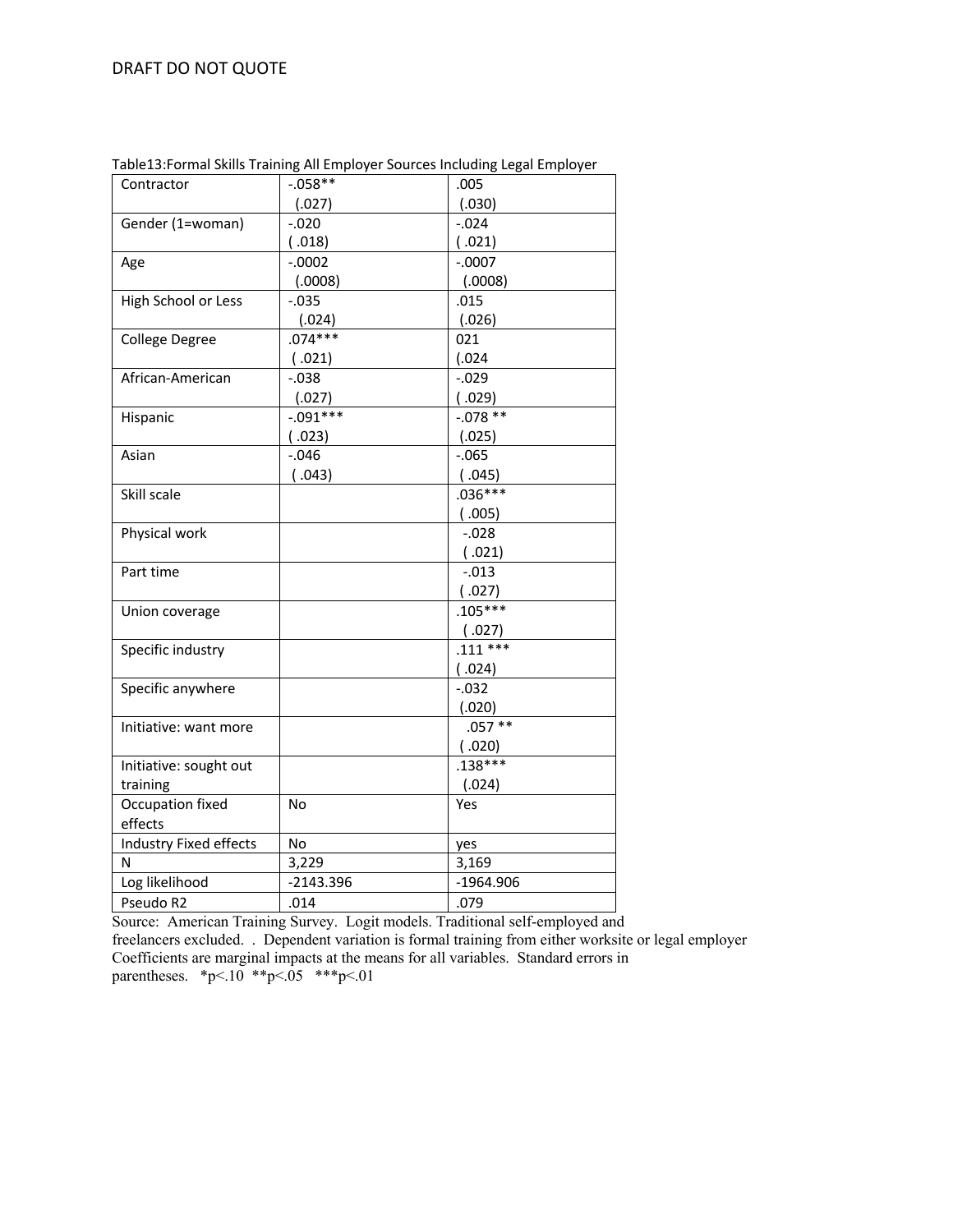Table13:Formal Skills Training All Employer Sources Including Legal Employer

| | | |
|---|---|---|
| Contractor | -.058** (.027) | .005 (.030) |
| Gender (1=woman) | -.020 ( .018) | -.024 ( .021) |
| Age | -.0002 (.0008) | -.0007 (.0008) |
| High School or Less | -.035 (.024) | .015 (.026) |
| College Degree | .074*** ( .021) | 021 (.024 |
| African-American | -.038 (.027) | -.029 ( .029) |
| Hispanic | -.091*** ( .023) | -.078 ** (.025) |
| Asian | -.046 ( .043) | -.065 ( .045) |
| Skill scale | | .036*** ( .005) |
| Physical work | | -.028 ( .021) |
| Part time | | -.013 ( .027) |
| Union coverage | | .105*** ( .027) |
| Specific industry | | .111 *** ( .024) |
| Specific anywhere | | -.032 (.020) |
| Initiative: want more | | .057 ** ( .020) |
| Initiative: sought out training | | .138*** (.024) |
| Occupation fixed effects | No | Yes |
| Industry Fixed effects | No | yes |
| N | 3,229 | 3,169 |
| Log likelihood | -2143.396 | -1964.906 |
| Pseudo R2 | .014 | .079 |

Source: American Training Survey. Logit models. Traditional self-employed and freelancers excluded. . Dependent variation is formal training from either worksite or legal employer Coefficients are marginal impacts at the means for all variables. Standard errors in parentheses. *p<.10 **p<.05 ***p<.01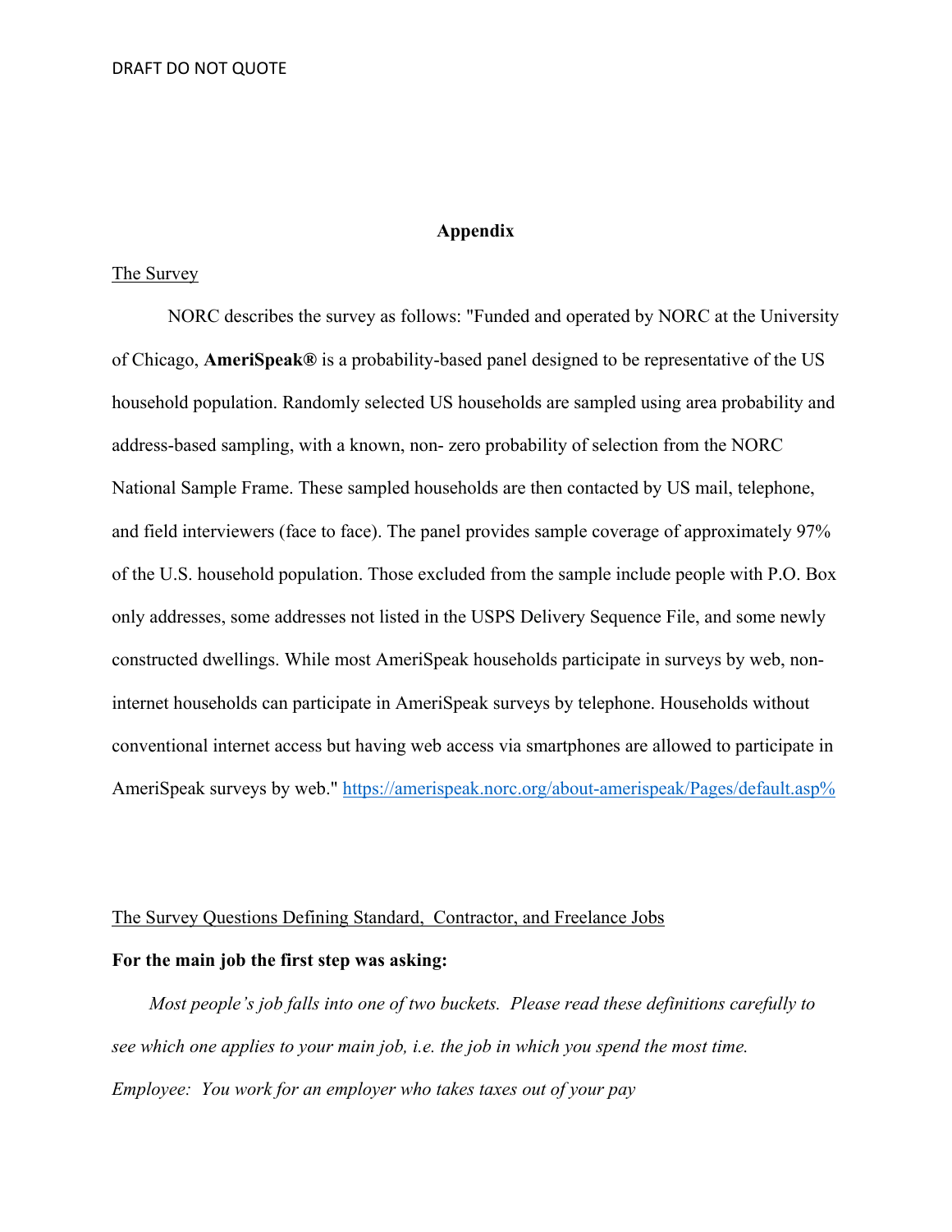# Appendix

<u>The Survey</u>

NORC describes the survey as follows: "Funded and operated by NORC at the University of Chicago, **AmeriSpeak®** is a probability-based panel designed to be representative of the US household population. Randomly selected US households are sampled using area probability and address-based sampling, with a known, non- zero probability of selection from the NORC National Sample Frame. These sampled households are then contacted by US mail, telephone, and field interviewers (face to face). The panel provides sample coverage of approximately 97% of the U.S. household population. Those excluded from the sample include people with P.O. Box only addresses, some addresses not listed in the USPS Delivery Sequence File, and some newly constructed dwellings. While most AmeriSpeak households participate in surveys by web, non-internet households can participate in AmeriSpeak surveys by telephone. Households without conventional internet access but having web access via smartphones are allowed to participate in AmeriSpeak surveys by web." https://amerispeak.norc.org/about-amerispeak/Pages/default.asp%

<u>The Survey Questions Defining Standard, Contractor, and Freelance Jobs</u>

**For the main job the first step was asking:**

*Most people's job falls into one of two buckets. Please read these definitions carefully to see which one applies to your main job, i.e. the job in which you spend the most time.*

*Employee: You work for an employer who takes taxes out of your pay*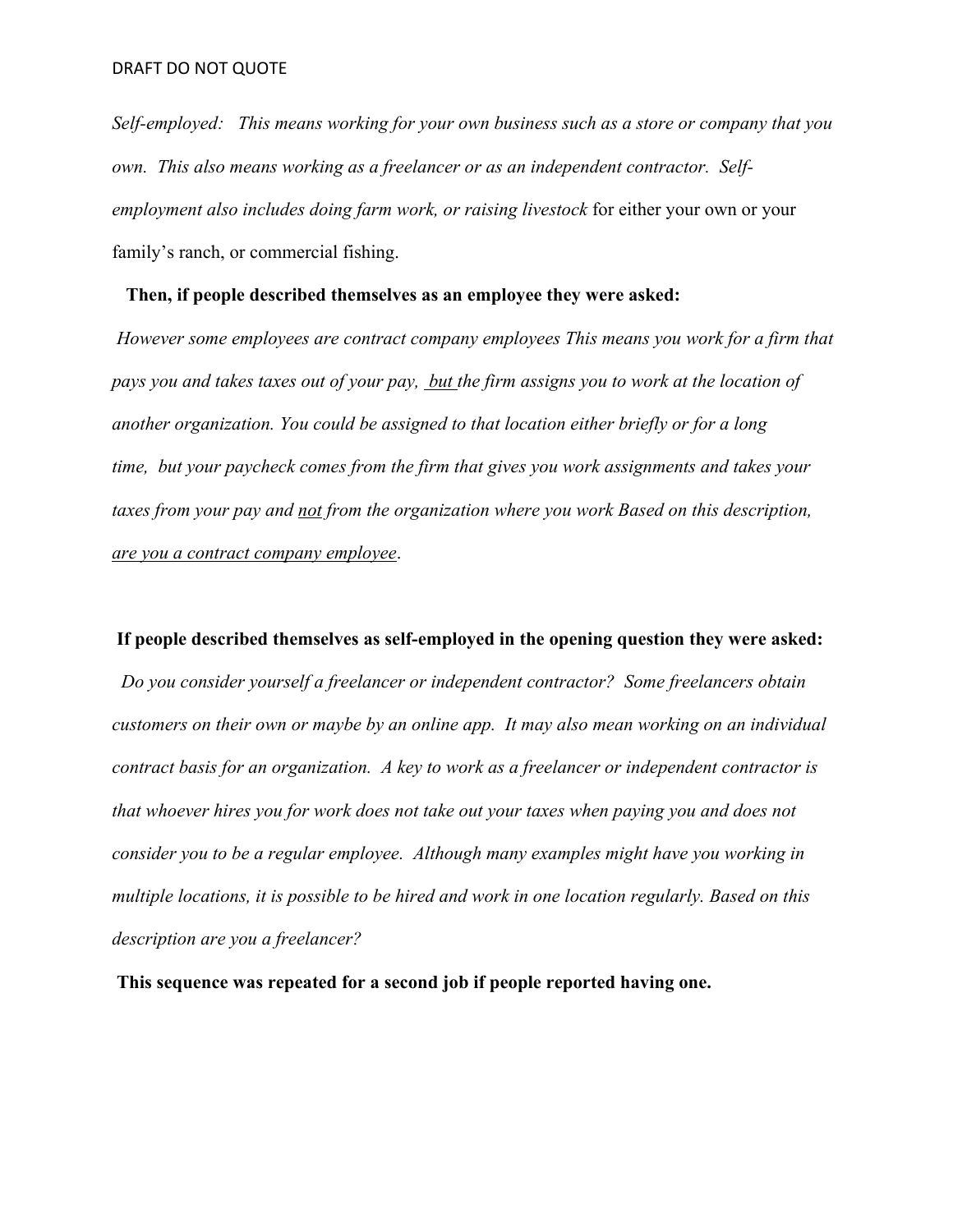*Self-employed: This means working for your own business such as a store or company that you own. This also means working as a freelancer or as an independent contractor. Self-employment also includes doing farm work, or raising livestock* for either your own or your family's ranch, or commercial fishing.

**Then, if people described themselves as an employee they were asked:**

*However some employees are contract company employees This means you work for a firm that pays you and takes taxes out of your pay, <u>but</u> the firm assigns you to work at the location of another organization. You could be assigned to that location either briefly or for a long time, but your paycheck comes from the firm that gives you work assignments and takes your taxes from your pay and <u>not</u> from the organization where you work Based on this description, <u>are you a contract company employee</u>.*

**If people described themselves as self-employed in the opening question they were asked:**

*Do you consider yourself a freelancer or independent contractor? Some freelancers obtain customers on their own or maybe by an online app. It may also mean working on an individual contract basis for an organization. A key to work as a freelancer or independent contractor is that whoever hires you for work does not take out your taxes when paying you and does not consider you to be a regular employee. Although many examples might have you working in multiple locations, it is possible to be hired and work in one location regularly. Based on this description are you a freelancer?*

**This sequence was repeated for a second job if people reported having one.**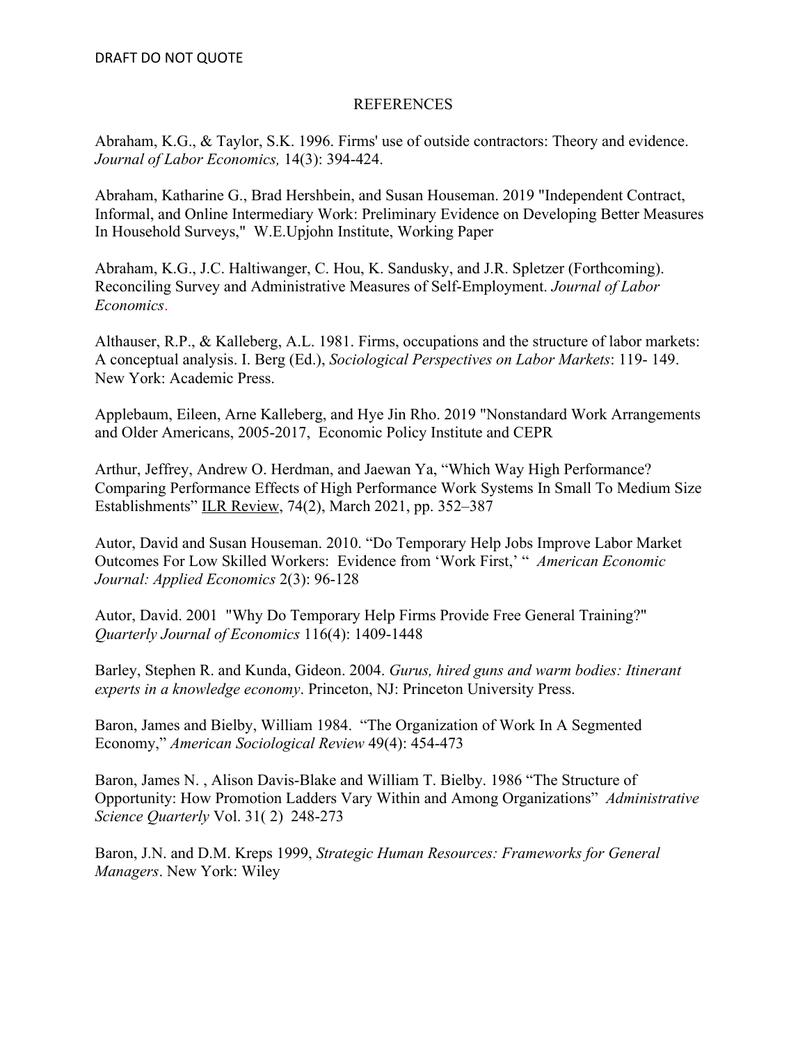## REFERENCES

Abraham, K.G., & Taylor, S.K. 1996. Firms' use of outside contractors: Theory and evidence. *Journal of Labor Economics,* 14(3): 394-424.

Abraham, Katharine G., Brad Hershbein, and Susan Houseman. 2019 "Independent Contract, Informal, and Online Intermediary Work: Preliminary Evidence on Developing Better Measures In Household Surveys," W.E.Upjohn Institute, Working Paper

Abraham, K.G., J.C. Haltiwanger, C. Hou, K. Sandusky, and J.R. Spletzer (Forthcoming). Reconciling Survey and Administrative Measures of Self-Employment. *Journal of Labor Economics*.

Althauser, R.P., & Kalleberg, A.L. 1981. Firms, occupations and the structure of labor markets: A conceptual analysis. I. Berg (Ed.), *Sociological Perspectives on Labor Markets*: 119- 149. New York: Academic Press.

Applebaum, Eileen, Arne Kalleberg, and Hye Jin Rho. 2019 "Nonstandard Work Arrangements and Older Americans, 2005-2017, Economic Policy Institute and CEPR

Arthur, Jeffrey, Andrew O. Herdman, and Jaewan Ya, "Which Way High Performance? Comparing Performance Effects of High Performance Work Systems In Small To Medium Size Establishments" ILR Review, 74(2), March 2021, pp. 352–387

Autor, David and Susan Houseman. 2010. "Do Temporary Help Jobs Improve Labor Market Outcomes For Low Skilled Workers: Evidence from 'Work First,' " *American Economic Journal: Applied Economics* 2(3): 96-128

Autor, David. 2001 "Why Do Temporary Help Firms Provide Free General Training?" *Quarterly Journal of Economics* 116(4): 1409-1448

Barley, Stephen R. and Kunda, Gideon. 2004. *Gurus, hired guns and warm bodies: Itinerant experts in a knowledge economy*. Princeton, NJ: Princeton University Press.

Baron, James and Bielby, William 1984. "The Organization of Work In A Segmented Economy," *American Sociological Review* 49(4): 454-473

Baron, James N. , Alison Davis-Blake and William T. Bielby. 1986 "The Structure of Opportunity: How Promotion Ladders Vary Within and Among Organizations" *Administrative Science Quarterly* Vol. 31( 2) 248-273

Baron, J.N. and D.M. Kreps 1999, *Strategic Human Resources: Frameworks for General Managers*. New York: Wiley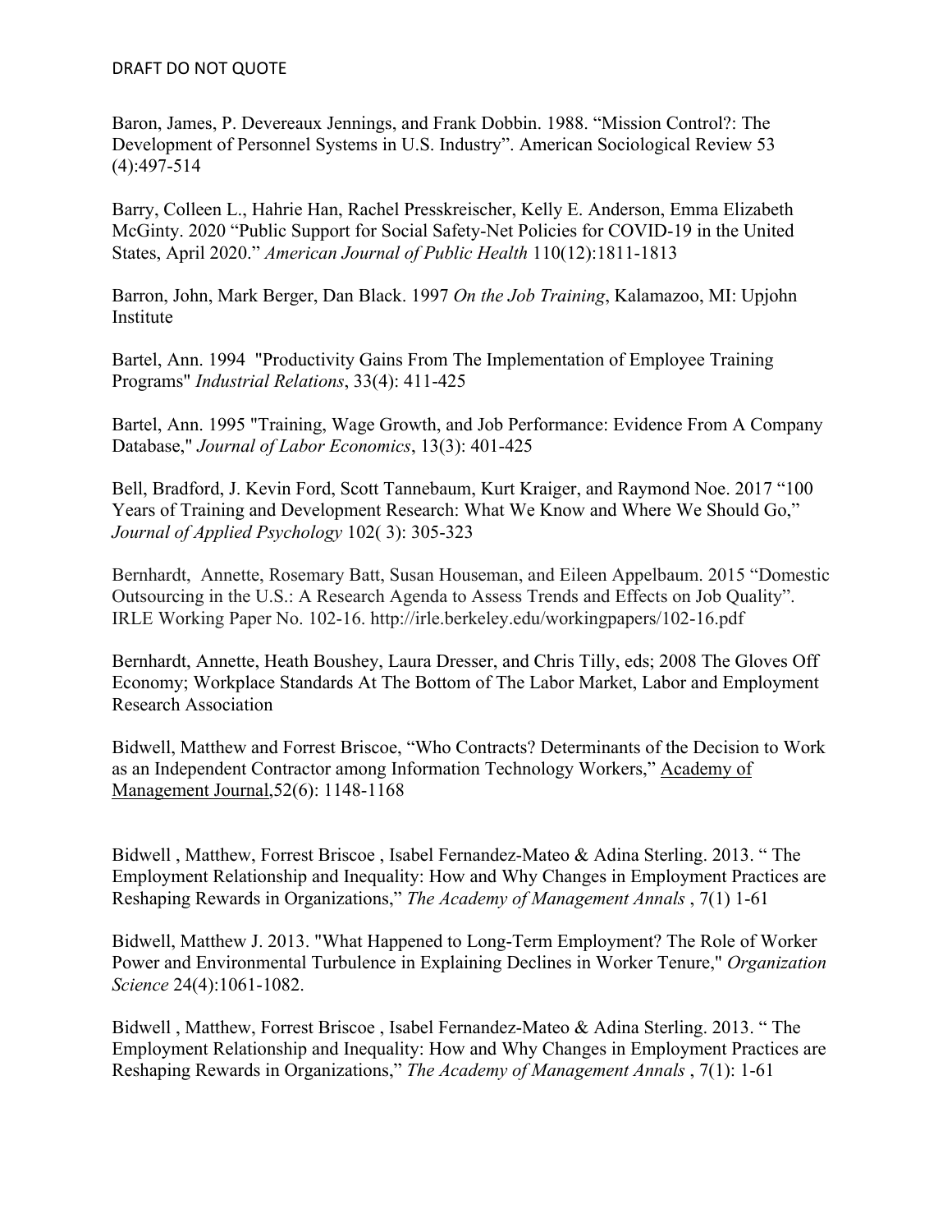Baron, James, P. Devereaux Jennings, and Frank Dobbin. 1988. "Mission Control?: The Development of Personnel Systems in U.S. Industry". American Sociological Review 53 (4):497-514

Barry, Colleen L., Hahrie Han, Rachel Presskreischer, Kelly E. Anderson, Emma Elizabeth McGinty. 2020 "Public Support for Social Safety-Net Policies for COVID-19 in the United States, April 2020." *American Journal of Public Health* 110(12):1811-1813

Barron, John, Mark Berger, Dan Black. 1997 *On the Job Training*, Kalamazoo, MI: Upjohn Institute

Bartel, Ann. 1994 "Productivity Gains From The Implementation of Employee Training Programs" *Industrial Relations*, 33(4): 411-425

Bartel, Ann. 1995 "Training, Wage Growth, and Job Performance: Evidence From A Company Database," *Journal of Labor Economics*, 13(3): 401-425

Bell, Bradford, J. Kevin Ford, Scott Tannebaum, Kurt Kraiger, and Raymond Noe. 2017 "100 Years of Training and Development Research: What We Know and Where We Should Go," *Journal of Applied Psychology* 102( 3): 305-323

Bernhardt, Annette, Rosemary Batt, Susan Houseman, and Eileen Appelbaum. 2015 "Domestic Outsourcing in the U.S.: A Research Agenda to Assess Trends and Effects on Job Quality". IRLE Working Paper No. 102-16. http://irle.berkeley.edu/workingpapers/102-16.pdf

Bernhardt, Annette, Heath Boushey, Laura Dresser, and Chris Tilly, eds; 2008 The Gloves Off Economy; Workplace Standards At The Bottom of The Labor Market, Labor and Employment Research Association

Bidwell, Matthew and Forrest Briscoe, "Who Contracts? Determinants of the Decision to Work as an Independent Contractor among Information Technology Workers," Academy of Management Journal,52(6): 1148-1168

Bidwell , Matthew, Forrest Briscoe , Isabel Fernandez-Mateo & Adina Sterling. 2013. " The Employment Relationship and Inequality: How and Why Changes in Employment Practices are Reshaping Rewards in Organizations," *The Academy of Management Annals* , 7(1) 1-61

Bidwell, Matthew J. 2013. "What Happened to Long-Term Employment? The Role of Worker Power and Environmental Turbulence in Explaining Declines in Worker Tenure," *Organization Science* 24(4):1061-1082.

Bidwell , Matthew, Forrest Briscoe , Isabel Fernandez-Mateo & Adina Sterling. 2013. " The Employment Relationship and Inequality: How and Why Changes in Employment Practices are Reshaping Rewards in Organizations," *The Academy of Management Annals* , 7(1): 1-61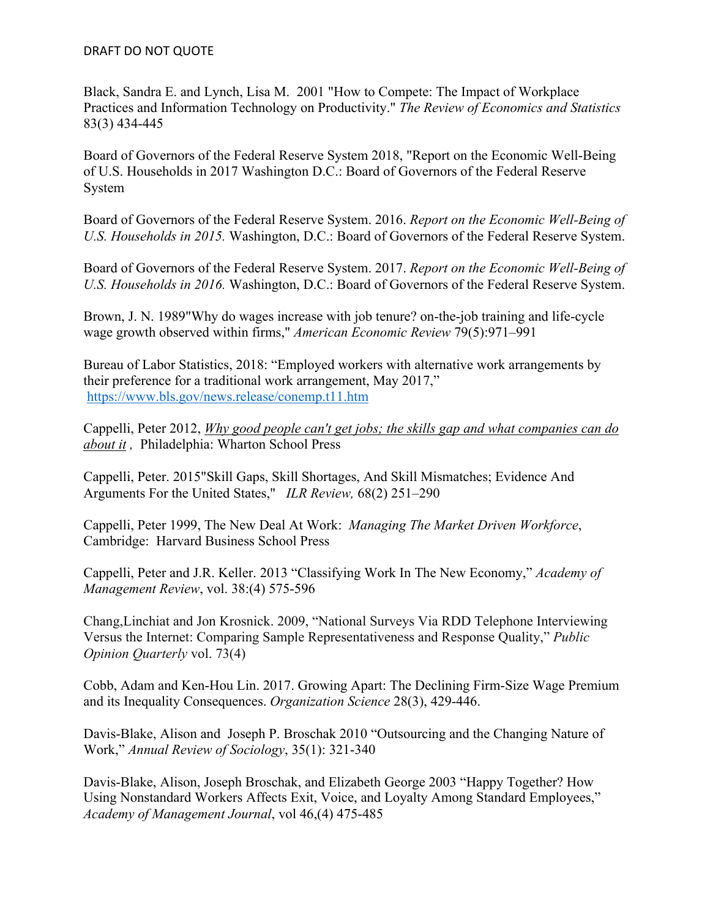Black, Sandra E. and Lynch, Lisa M. 2001 "How to Compete: The Impact of Workplace Practices and Information Technology on Productivity." *The Review of Economics and Statistics* 83(3) 434-445

Board of Governors of the Federal Reserve System 2018, "Report on the Economic Well-Being of U.S. Households in 2017 Washington D.C.: Board of Governors of the Federal Reserve System

Board of Governors of the Federal Reserve System. 2016. *Report on the Economic Well-Being of U.S. Households in 2015.* Washington, D.C.: Board of Governors of the Federal Reserve System.

Board of Governors of the Federal Reserve System. 2017. *Report on the Economic Well-Being of U.S. Households in 2016.* Washington, D.C.: Board of Governors of the Federal Reserve System.

Brown, J. N. 1989"Why do wages increase with job tenure? on-the-job training and life-cycle wage growth observed within firms," *American Economic Review* 79(5):971–991

Bureau of Labor Statistics, 2018: "Employed workers with alternative work arrangements by their preference for a traditional work arrangement, May 2017," https://www.bls.gov/news.release/conemp.t11.htm

Cappelli, Peter 2012, *Why good people can't get jobs; the skills gap and what companies can do about it ,* Philadelphia: Wharton School Press

Cappelli, Peter. 2015"Skill Gaps, Skill Shortages, And Skill Mismatches; Evidence And Arguments For the United States," *ILR Review,* 68(2) 251–290

Cappelli, Peter 1999, The New Deal At Work: *Managing The Market Driven Workforce*, Cambridge: Harvard Business School Press

Cappelli, Peter and J.R. Keller. 2013 "Classifying Work In The New Economy," *Academy of Management Review*, vol. 38:(4) 575-596

Chang,Linchiat and Jon Krosnick. 2009, "National Surveys Via RDD Telephone Interviewing Versus the Internet: Comparing Sample Representativeness and Response Quality," *Public Opinion Quarterly* vol. 73(4)

Cobb, Adam and Ken-Hou Lin. 2017. Growing Apart: The Declining Firm-Size Wage Premium and its Inequality Consequences. *Organization Science* 28(3), 429-446.

Davis-Blake, Alison and Joseph P. Broschak 2010 "Outsourcing and the Changing Nature of Work," *Annual Review of Sociology*, 35(1): 321-340

Davis-Blake, Alison, Joseph Broschak, and Elizabeth George 2003 "Happy Together? How Using Nonstandard Workers Affects Exit, Voice, and Loyalty Among Standard Employees," *Academy of Management Journal*, vol 46,(4) 475-485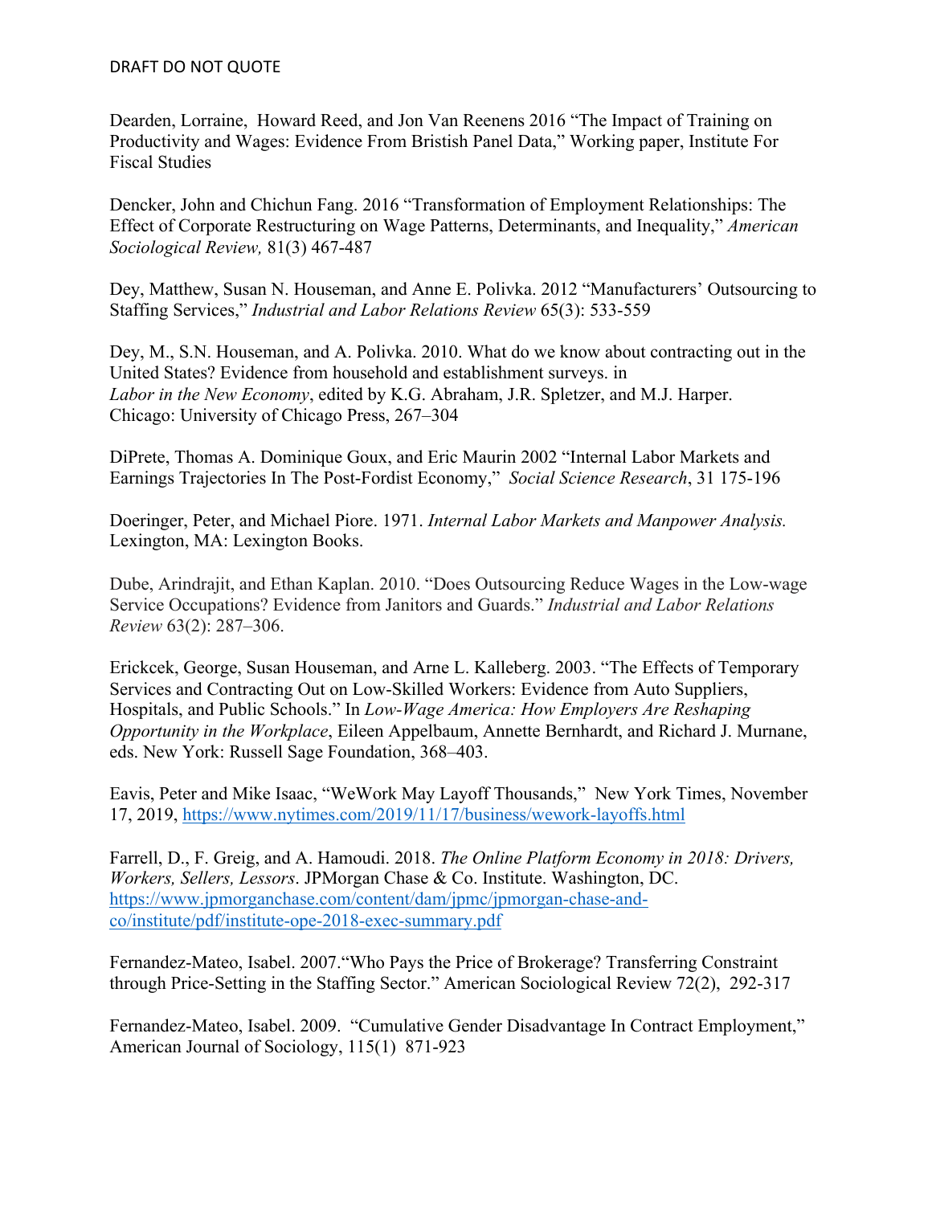Dearden, Lorraine, Howard Reed, and Jon Van Reenens 2016 "The Impact of Training on Productivity and Wages: Evidence From Bristish Panel Data," Working paper, Institute For Fiscal Studies

Dencker, John and Chichun Fang. 2016 "Transformation of Employment Relationships: The Effect of Corporate Restructuring on Wage Patterns, Determinants, and Inequality," *American Sociological Review,* 81(3) 467-487

Dey, Matthew, Susan N. Houseman, and Anne E. Polivka. 2012 "Manufacturers' Outsourcing to Staffing Services," *Industrial and Labor Relations Review* 65(3): 533-559

Dey, M., S.N. Houseman, and A. Polivka. 2010. What do we know about contracting out in the United States? Evidence from household and establishment surveys. in *Labor in the New Economy*, edited by K.G. Abraham, J.R. Spletzer, and M.J. Harper. Chicago: University of Chicago Press, 267–304

DiPrete, Thomas A. Dominique Goux, and Eric Maurin 2002 "Internal Labor Markets and Earnings Trajectories In The Post-Fordist Economy," *Social Science Research*, 31 175-196

Doeringer, Peter, and Michael Piore. 1971. *Internal Labor Markets and Manpower Analysis.* Lexington, MA: Lexington Books.

Dube, Arindrajit, and Ethan Kaplan. 2010. "Does Outsourcing Reduce Wages in the Low-wage Service Occupations? Evidence from Janitors and Guards." *Industrial and Labor Relations Review* 63(2): 287–306.

Erickcek, George, Susan Houseman, and Arne L. Kalleberg. 2003. "The Effects of Temporary Services and Contracting Out on Low-Skilled Workers: Evidence from Auto Suppliers, Hospitals, and Public Schools." In *Low-Wage America: How Employers Are Reshaping Opportunity in the Workplace*, Eileen Appelbaum, Annette Bernhardt, and Richard J. Murnane, eds. New York: Russell Sage Foundation, 368–403.

Eavis, Peter and Mike Isaac, "WeWork May Layoff Thousands," New York Times, November 17, 2019, https://www.nytimes.com/2019/11/17/business/wework-layoffs.html

Farrell, D., F. Greig, and A. Hamoudi. 2018. *The Online Platform Economy in 2018: Drivers, Workers, Sellers, Lessors*. JPMorgan Chase & Co. Institute. Washington, DC. https://www.jpmorganchase.com/content/dam/jpmc/jpmorgan-chase-and-co/institute/pdf/institute-ope-2018-exec-summary.pdf

Fernandez-Mateo, Isabel. 2007."Who Pays the Price of Brokerage? Transferring Constraint through Price-Setting in the Staffing Sector." American Sociological Review 72(2), 292-317

Fernandez-Mateo, Isabel. 2009. "Cumulative Gender Disadvantage In Contract Employment," American Journal of Sociology, 115(1) 871-923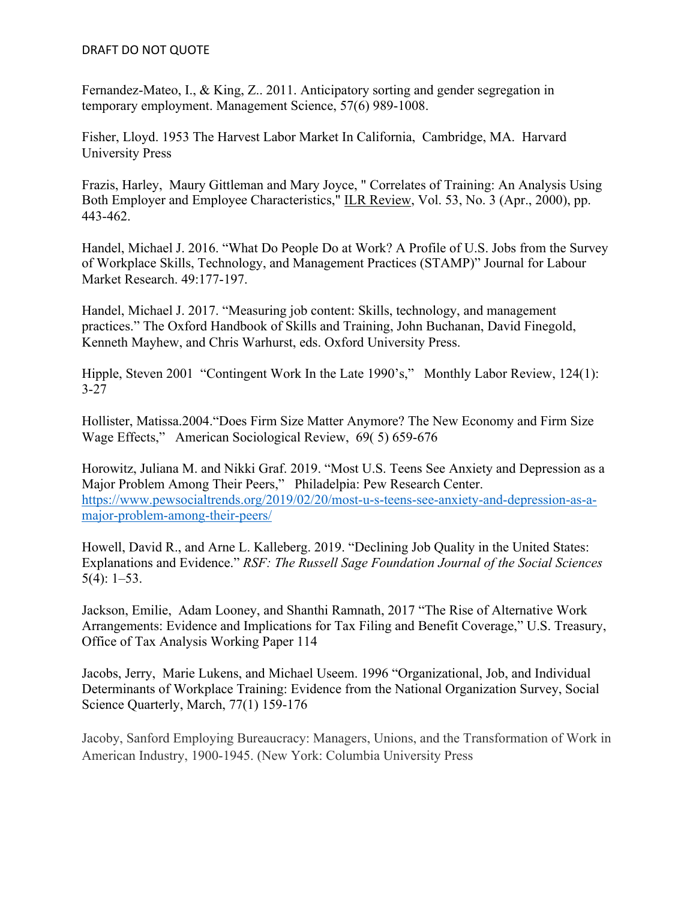Fernandez-Mateo, I., & King, Z.. 2011. Anticipatory sorting and gender segregation in temporary employment. Management Science, 57(6) 989-1008.

Fisher, Lloyd. 1953 The Harvest Labor Market In California, Cambridge, MA. Harvard University Press

Frazis, Harley, Maury Gittleman and Mary Joyce, " Correlates of Training: An Analysis Using Both Employer and Employee Characteristics," ILR Review, Vol. 53, No. 3 (Apr., 2000), pp. 443-462.

Handel, Michael J. 2016. "What Do People Do at Work? A Profile of U.S. Jobs from the Survey of Workplace Skills, Technology, and Management Practices (STAMP)" Journal for Labour Market Research. 49:177-197.

Handel, Michael J. 2017. "Measuring job content: Skills, technology, and management practices." The Oxford Handbook of Skills and Training, John Buchanan, David Finegold, Kenneth Mayhew, and Chris Warhurst, eds. Oxford University Press.

Hipple, Steven 2001 "Contingent Work In the Late 1990's," Monthly Labor Review, 124(1): 3-27

Hollister, Matissa.2004."Does Firm Size Matter Anymore? The New Economy and Firm Size Wage Effects," American Sociological Review, 69( 5) 659-676

Horowitz, Juliana M. and Nikki Graf. 2019. "Most U.S. Teens See Anxiety and Depression as a Major Problem Among Their Peers," Philadelpia: Pew Research Center. https://www.pewsocialtrends.org/2019/02/20/most-u-s-teens-see-anxiety-and-depression-as-a-major-problem-among-their-peers/

Howell, David R., and Arne L. Kalleberg. 2019. "Declining Job Quality in the United States: Explanations and Evidence." *RSF: The Russell Sage Foundation Journal of the Social Sciences* 5(4): 1–53.

Jackson, Emilie, Adam Looney, and Shanthi Ramnath, 2017 "The Rise of Alternative Work Arrangements: Evidence and Implications for Tax Filing and Benefit Coverage," U.S. Treasury, Office of Tax Analysis Working Paper 114

Jacobs, Jerry, Marie Lukens, and Michael Useem. 1996 "Organizational, Job, and Individual Determinants of Workplace Training: Evidence from the National Organization Survey, Social Science Quarterly, March, 77(1) 159-176

Jacoby, Sanford Employing Bureaucracy: Managers, Unions, and the Transformation of Work in American Industry, 1900-1945. (New York: Columbia University Press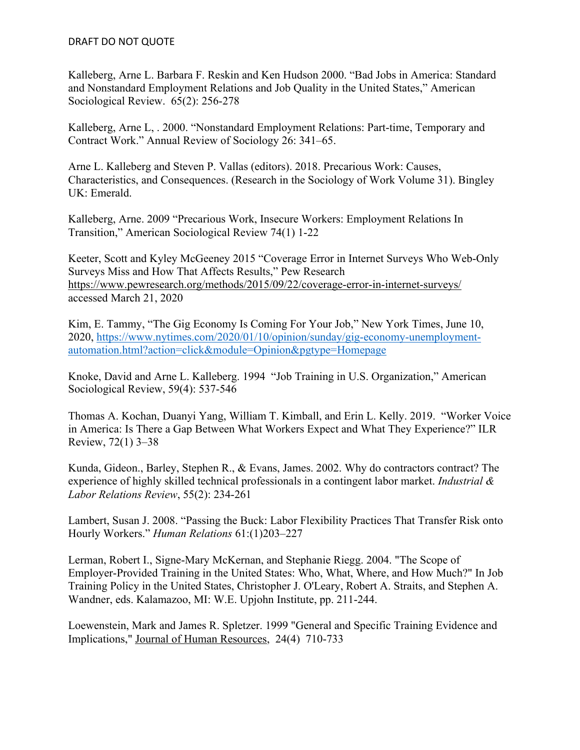Kalleberg, Arne L. Barbara F. Reskin and Ken Hudson 2000. "Bad Jobs in America: Standard and Nonstandard Employment Relations and Job Quality in the United States," American Sociological Review. 65(2): 256-278

Kalleberg, Arne L, . 2000. "Nonstandard Employment Relations: Part-time, Temporary and Contract Work." Annual Review of Sociology 26: 341–65.

Arne L. Kalleberg and Steven P. Vallas (editors). 2018. Precarious Work: Causes, Characteristics, and Consequences. (Research in the Sociology of Work Volume 31). Bingley UK: Emerald.

Kalleberg, Arne. 2009 "Precarious Work, Insecure Workers: Employment Relations In Transition," American Sociological Review 74(1) 1-22

Keeter, Scott and Kyley McGeeney 2015 "Coverage Error in Internet Surveys Who Web-Only Surveys Miss and How That Affects Results," Pew Research https://www.pewresearch.org/methods/2015/09/22/coverage-error-in-internet-surveys/ accessed March 21, 2020

Kim, E. Tammy, "The Gig Economy Is Coming For Your Job," New York Times, June 10, 2020, https://www.nytimes.com/2020/01/10/opinion/sunday/gig-economy-unemployment-automation.html?action=click&module=Opinion&pgtype=Homepage

Knoke, David and Arne L. Kalleberg. 1994 "Job Training in U.S. Organization," American Sociological Review, 59(4): 537-546

Thomas A. Kochan, Duanyi Yang, William T. Kimball, and Erin L. Kelly. 2019. "Worker Voice in America: Is There a Gap Between What Workers Expect and What They Experience?" ILR Review, 72(1) 3–38

Kunda, Gideon., Barley, Stephen R., & Evans, James. 2002. Why do contractors contract? The experience of highly skilled technical professionals in a contingent labor market. *Industrial & Labor Relations Review*, 55(2): 234-261

Lambert, Susan J. 2008. "Passing the Buck: Labor Flexibility Practices That Transfer Risk onto Hourly Workers." *Human Relations* 61:(1)203–227

Lerman, Robert I., Signe-Mary McKernan, and Stephanie Riegg. 2004. "The Scope of Employer-Provided Training in the United States: Who, What, Where, and How Much?" In Job Training Policy in the United States, Christopher J. O'Leary, Robert A. Straits, and Stephen A. Wandner, eds. Kalamazoo, MI: W.E. Upjohn Institute, pp. 211-244.

Loewenstein, Mark and James R. Spletzer. 1999 "General and Specific Training Evidence and Implications," Journal of Human Resources, 24(4) 710-733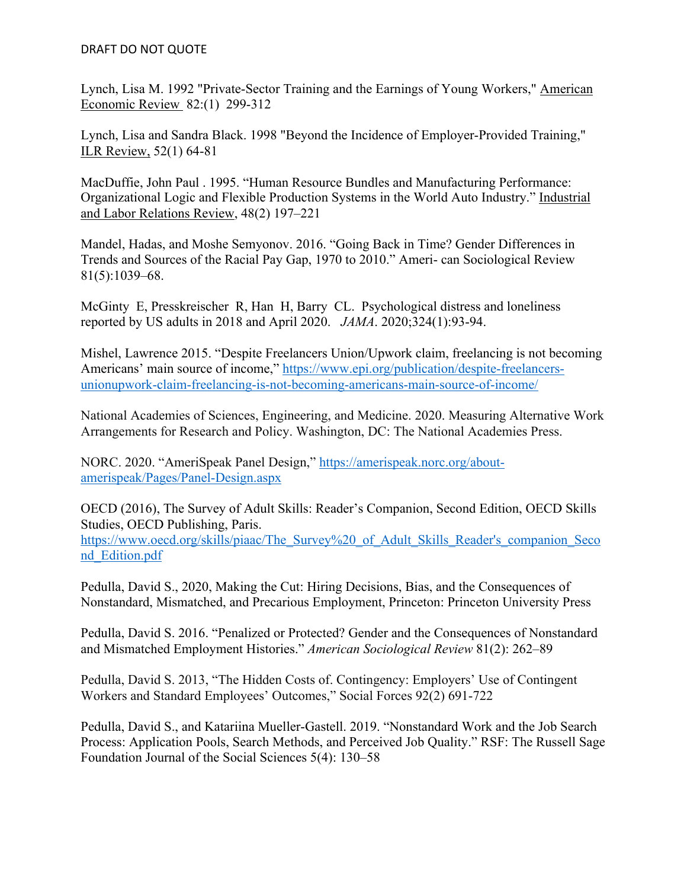Lynch, Lisa M. 1992 "Private-Sector Training and the Earnings of Young Workers," American Economic Review 82:(1) 299-312

Lynch, Lisa and Sandra Black. 1998 "Beyond the Incidence of Employer-Provided Training," ILR Review, 52(1) 64-81

MacDuffie, John Paul . 1995. "Human Resource Bundles and Manufacturing Performance: Organizational Logic and Flexible Production Systems in the World Auto Industry." Industrial and Labor Relations Review, 48(2) 197–221

Mandel, Hadas, and Moshe Semyonov. 2016. "Going Back in Time? Gender Differences in Trends and Sources of the Racial Pay Gap, 1970 to 2010." Ameri- can Sociological Review 81(5):1039–68.

McGinty E, Presskreischer R, Han H, Barry CL. Psychological distress and loneliness reported by US adults in 2018 and April 2020. *JAMA*. 2020;324(1):93-94.

Mishel, Lawrence 2015. "Despite Freelancers Union/Upwork claim, freelancing is not becoming Americans' main source of income," https://www.epi.org/publication/despite-freelancers-unionupwork-claim-freelancing-is-not-becoming-americans-main-source-of-income/

National Academies of Sciences, Engineering, and Medicine. 2020. Measuring Alternative Work Arrangements for Research and Policy. Washington, DC: The National Academies Press.

NORC. 2020. "AmeriSpeak Panel Design," https://amerispeak.norc.org/about-amerispeak/Pages/Panel-Design.aspx

OECD (2016), The Survey of Adult Skills: Reader's Companion, Second Edition, OECD Skills Studies, OECD Publishing, Paris. https://www.oecd.org/skills/piaac/The_Survey%20_of_Adult_Skills_Reader's_companion_Second_Edition.pdf

Pedulla, David S., 2020, Making the Cut: Hiring Decisions, Bias, and the Consequences of Nonstandard, Mismatched, and Precarious Employment, Princeton: Princeton University Press

Pedulla, David S. 2016. "Penalized or Protected? Gender and the Consequences of Nonstandard and Mismatched Employment Histories." *American Sociological Review* 81(2): 262–89

Pedulla, David S. 2013, "The Hidden Costs of. Contingency: Employers' Use of Contingent Workers and Standard Employees' Outcomes," Social Forces 92(2) 691-722

Pedulla, David S., and Katariina Mueller-Gastell. 2019. "Nonstandard Work and the Job Search Process: Application Pools, Search Methods, and Perceived Job Quality." RSF: The Russell Sage Foundation Journal of the Social Sciences 5(4): 130–58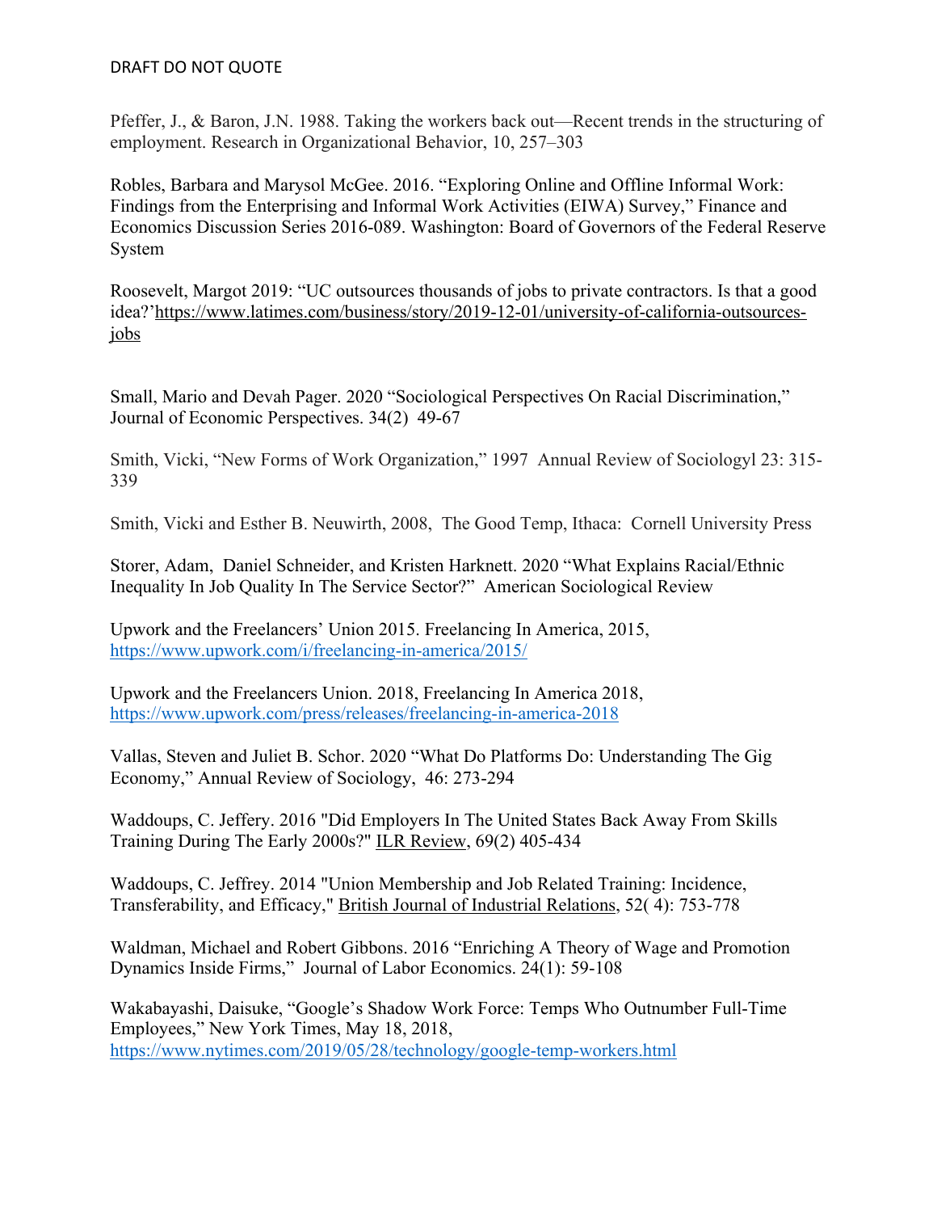Pfeffer, J., & Baron, J.N. 1988. Taking the workers back out—Recent trends in the structuring of employment. Research in Organizational Behavior, 10, 257–303

Robles, Barbara and Marysol McGee. 2016. "Exploring Online and Offline Informal Work: Findings from the Enterprising and Informal Work Activities (EIWA) Survey," Finance and Economics Discussion Series 2016-089. Washington: Board of Governors of the Federal Reserve System

Roosevelt, Margot 2019: "UC outsources thousands of jobs to private contractors. Is that a good idea?'https://www.latimes.com/business/story/2019-12-01/university-of-california-outsources-jobs

Small, Mario and Devah Pager. 2020 "Sociological Perspectives On Racial Discrimination," Journal of Economic Perspectives. 34(2) 49-67

Smith, Vicki, "New Forms of Work Organization," 1997 Annual Review of Sociologyl 23: 315-339

Smith, Vicki and Esther B. Neuwirth, 2008, The Good Temp, Ithaca: Cornell University Press

Storer, Adam, Daniel Schneider, and Kristen Harknett. 2020 "What Explains Racial/Ethnic Inequality In Job Quality In The Service Sector?" American Sociological Review

Upwork and the Freelancers' Union 2015. Freelancing In America, 2015, https://www.upwork.com/i/freelancing-in-america/2015/

Upwork and the Freelancers Union. 2018, Freelancing In America 2018, https://www.upwork.com/press/releases/freelancing-in-america-2018

Vallas, Steven and Juliet B. Schor. 2020 "What Do Platforms Do: Understanding The Gig Economy," Annual Review of Sociology, 46: 273-294

Waddoups, C. Jeffery. 2016 "Did Employers In The United States Back Away From Skills Training During The Early 2000s?" ILR Review, 69(2) 405-434

Waddoups, C. Jeffrey. 2014 "Union Membership and Job Related Training: Incidence, Transferability, and Efficacy," British Journal of Industrial Relations, 52( 4): 753-778

Waldman, Michael and Robert Gibbons. 2016 "Enriching A Theory of Wage and Promotion Dynamics Inside Firms," Journal of Labor Economics. 24(1): 59-108

Wakabayashi, Daisuke, "Google's Shadow Work Force: Temps Who Outnumber Full-Time Employees," New York Times, May 18, 2018, https://www.nytimes.com/2019/05/28/technology/google-temp-workers.html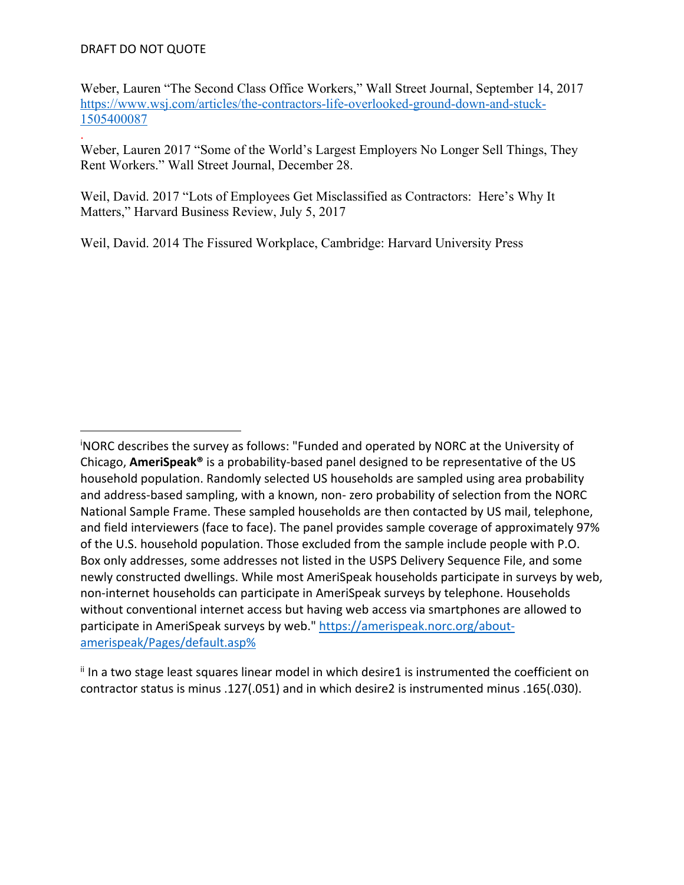Weber, Lauren "The Second Class Office Workers," Wall Street Journal, September 14, 2017 https://www.wsj.com/articles/the-contractors-life-overlooked-ground-down-and-stuck-1505400087

.

Weber, Lauren 2017 "Some of the World's Largest Employers No Longer Sell Things, They Rent Workers." Wall Street Journal, December 28.

Weil, David. 2017 "Lots of Employees Get Misclassified as Contractors: Here's Why It Matters," Harvard Business Review, July 5, 2017

Weil, David. 2014 The Fissured Workplace, Cambridge: Harvard University Press

---

[i] NORC describes the survey as follows: "Funded and operated by NORC at the University of Chicago, **AmeriSpeak®** is a probability-based panel designed to be representative of the US household population. Randomly selected US households are sampled using area probability and address-based sampling, with a known, non- zero probability of selection from the NORC National Sample Frame. These sampled households are then contacted by US mail, telephone, and field interviewers (face to face). The panel provides sample coverage of approximately 97% of the U.S. household population. Those excluded from the sample include people with P.O. Box only addresses, some addresses not listed in the USPS Delivery Sequence File, and some newly constructed dwellings. While most AmeriSpeak households participate in surveys by web, non-internet households can participate in AmeriSpeak surveys by telephone. Households without conventional internet access but having web access via smartphones are allowed to participate in AmeriSpeak surveys by web." https://amerispeak.norc.org/about-amerispeak/Pages/default.asp%

[ii] In a two stage least squares linear model in which desire1 is instrumented the coefficient on contractor status is minus .127(.051) and in which desire2 is instrumented minus .165(.030).